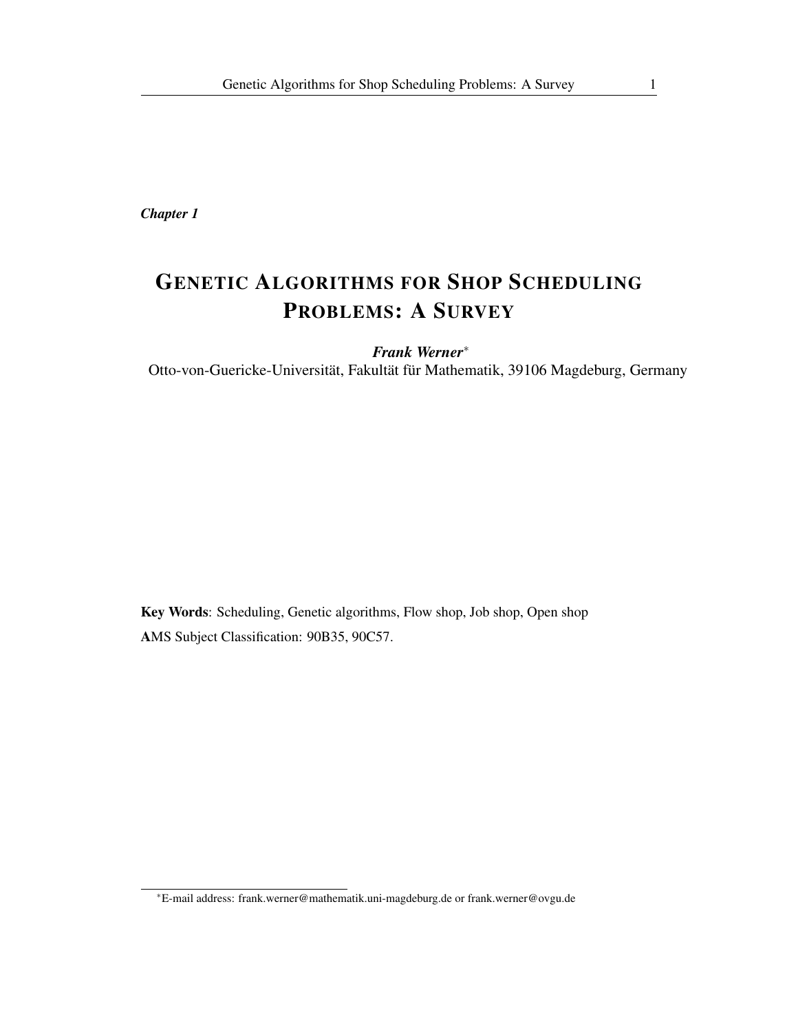*Chapter 1*

# GENETIC ALGORITHMS FOR SHOP SCHEDULING PROBLEMS: A SURVEY

***Frank Werner****
Otto-von-Guericke-Universität, Fakultät für Mathematik, 39106 Magdeburg, Germany

**Key Words**: Scheduling, Genetic algorithms, Flow shop, Job shop, Open shop
**A**MS Subject Classification: 90B35, 90C57.

*E-mail address: frank.werner@mathematik.uni-magdeburg.de or frank.werner@ovgu.de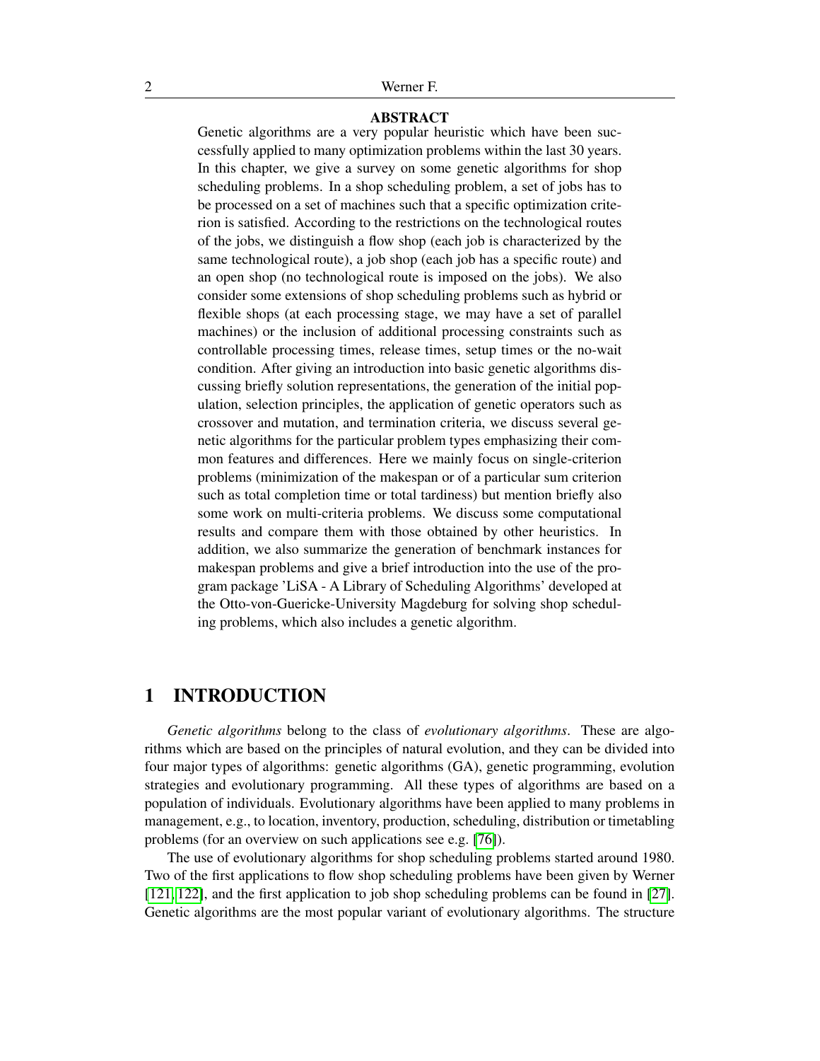**ABSTRACT**

Genetic algorithms are a very popular heuristic which have been successfully applied to many optimization problems within the last 30 years. In this chapter, we give a survey on some genetic algorithms for shop scheduling problems. In a shop scheduling problem, a set of jobs has to be processed on a set of machines such that a specific optimization criterion is satisfied. According to the restrictions on the technological routes of the jobs, we distinguish a flow shop (each job is characterized by the same technological route), a job shop (each job has a specific route) and an open shop (no technological route is imposed on the jobs). We also consider some extensions of shop scheduling problems such as hybrid or flexible shops (at each processing stage, we may have a set of parallel machines) or the inclusion of additional processing constraints such as controllable processing times, release times, setup times or the no-wait condition. After giving an introduction into basic genetic algorithms discussing briefly solution representations, the generation of the initial population, selection principles, the application of genetic operators such as crossover and mutation, and termination criteria, we discuss several genetic algorithms for the particular problem types emphasizing their common features and differences. Here we mainly focus on single-criterion problems (minimization of the makespan or of a particular sum criterion such as total completion time or total tardiness) but mention briefly also some work on multi-criteria problems. We discuss some computational results and compare them with those obtained by other heuristics. In addition, we also summarize the generation of benchmark instances for makespan problems and give a brief introduction into the use of the program package 'LiSA - A Library of Scheduling Algorithms' developed at the Otto-von-Guericke-University Magdeburg for solving shop scheduling problems, which also includes a genetic algorithm.

# 1 INTRODUCTION

*Genetic algorithms* belong to the class of *evolutionary algorithms*. These are algorithms which are based on the principles of natural evolution, and they can be divided into four major types of algorithms: genetic algorithms (GA), genetic programming, evolution strategies and evolutionary programming. All these types of algorithms are based on a population of individuals. Evolutionary algorithms have been applied to many problems in management, e.g., to location, inventory, production, scheduling, distribution or timetabling problems (for an overview on such applications see e.g. [76]).

The use of evolutionary algorithms for shop scheduling problems started around 1980. Two of the first applications to flow shop scheduling problems have been given by Werner [121, 122], and the first application to job shop scheduling problems can be found in [27]. Genetic algorithms are the most popular variant of evolutionary algorithms. The structure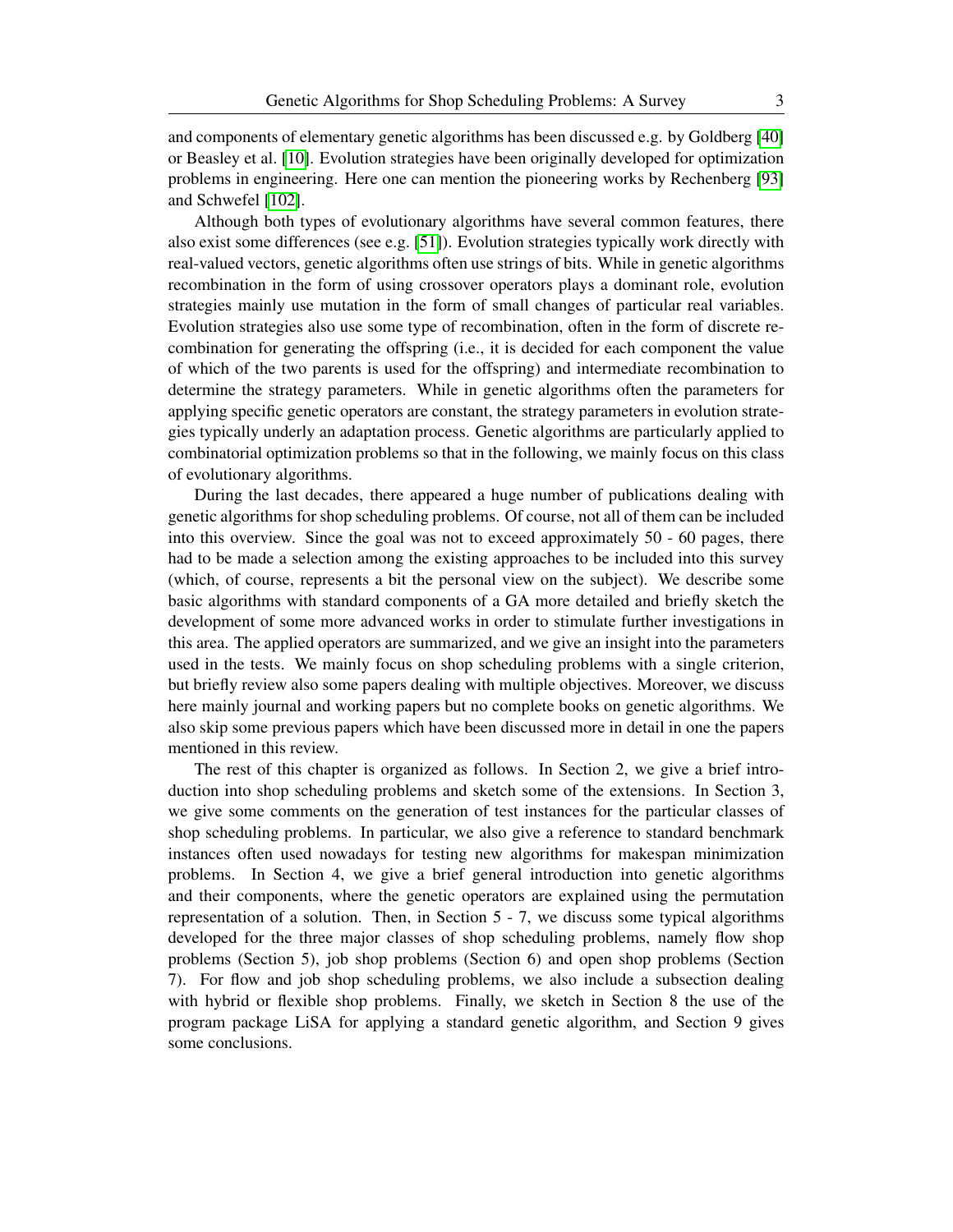and components of elementary genetic algorithms has been discussed e.g. by Goldberg [40] or Beasley et al. [10]. Evolution strategies have been originally developed for optimization problems in engineering. Here one can mention the pioneering works by Rechenberg [93] and Schwefel [102].

Although both types of evolutionary algorithms have several common features, there also exist some differences (see e.g. [51]). Evolution strategies typically work directly with real-valued vectors, genetic algorithms often use strings of bits. While in genetic algorithms recombination in the form of using crossover operators plays a dominant role, evolution strategies mainly use mutation in the form of small changes of particular real variables. Evolution strategies also use some type of recombination, often in the form of discrete recombination for generating the offspring (i.e., it is decided for each component the value of which of the two parents is used for the offspring) and intermediate recombination to determine the strategy parameters. While in genetic algorithms often the parameters for applying specific genetic operators are constant, the strategy parameters in evolution strategies typically underly an adaptation process. Genetic algorithms are particularly applied to combinatorial optimization problems so that in the following, we mainly focus on this class of evolutionary algorithms.

During the last decades, there appeared a huge number of publications dealing with genetic algorithms for shop scheduling problems. Of course, not all of them can be included into this overview. Since the goal was not to exceed approximately 50 - 60 pages, there had to be made a selection among the existing approaches to be included into this survey (which, of course, represents a bit the personal view on the subject). We describe some basic algorithms with standard components of a GA more detailed and briefly sketch the development of some more advanced works in order to stimulate further investigations in this area. The applied operators are summarized, and we give an insight into the parameters used in the tests. We mainly focus on shop scheduling problems with a single criterion, but briefly review also some papers dealing with multiple objectives. Moreover, we discuss here mainly journal and working papers but no complete books on genetic algorithms. We also skip some previous papers which have been discussed more in detail in one the papers mentioned in this review.

The rest of this chapter is organized as follows. In Section 2, we give a brief introduction into shop scheduling problems and sketch some of the extensions. In Section 3, we give some comments on the generation of test instances for the particular classes of shop scheduling problems. In particular, we also give a reference to standard benchmark instances often used nowadays for testing new algorithms for makespan minimization problems. In Section 4, we give a brief general introduction into genetic algorithms and their components, where the genetic operators are explained using the permutation representation of a solution. Then, in Section 5 - 7, we discuss some typical algorithms developed for the three major classes of shop scheduling problems, namely flow shop problems (Section 5), job shop problems (Section 6) and open shop problems (Section 7). For flow and job shop scheduling problems, we also include a subsection dealing with hybrid or flexible shop problems. Finally, we sketch in Section 8 the use of the program package LiSA for applying a standard genetic algorithm, and Section 9 gives some conclusions.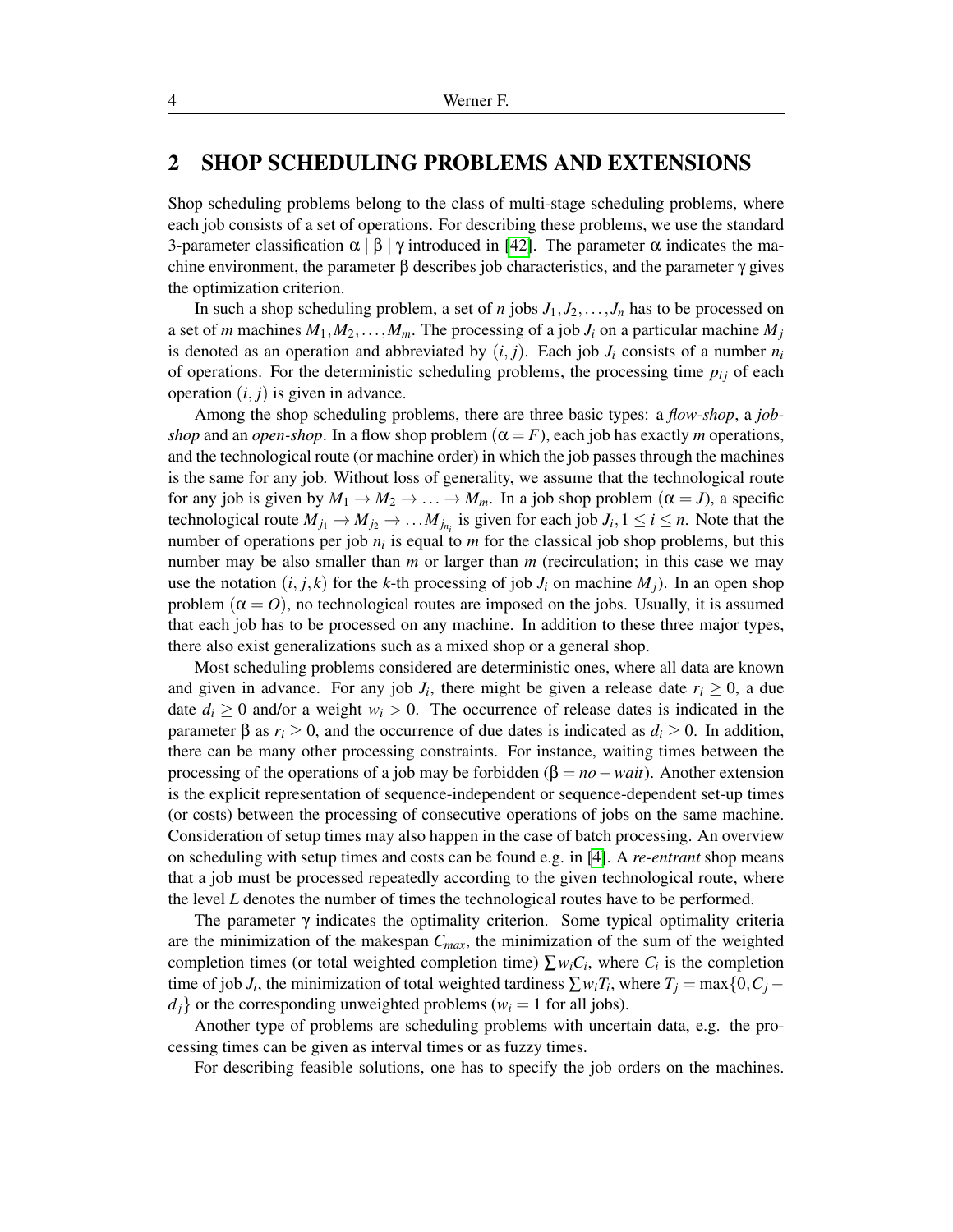## 2 SHOP SCHEDULING PROBLEMS AND EXTENSIONS

Shop scheduling problems belong to the class of multi-stage scheduling problems, where each job consists of a set of operations. For describing these problems, we use the standard 3-parameter classification $\alpha \mid \beta \mid \gamma$ introduced in [42]. The parameter $\alpha$ indicates the machine environment, the parameter $\beta$ describes job characteristics, and the parameter $\gamma$ gives the optimization criterion.

In such a shop scheduling problem, a set of $n$ jobs $J_1, J_2, \ldots, J_n$ has to be processed on a set of $m$ machines $M_1, M_2, \ldots, M_m$. The processing of a job $J_i$ on a particular machine $M_j$ is denoted as an operation and abbreviated by $(i, j)$. Each job $J_i$ consists of a number $n_i$ of operations. For the deterministic scheduling problems, the processing time $p_{ij}$ of each operation $(i, j)$ is given in advance.

Among the shop scheduling problems, there are three basic types: a *flow-shop*, a *job-shop* and an *open-shop*. In a flow shop problem ($\alpha = F$), each job has exactly $m$ operations, and the technological route (or machine order) in which the job passes through the machines is the same for any job. Without loss of generality, we assume that the technological route for any job is given by $M_1 \rightarrow M_2 \rightarrow \ldots \rightarrow M_m$. In a job shop problem ($\alpha = J$), a specific technological route $M_{j_1} \rightarrow M_{j_2} \rightarrow \ldots M_{j_{n_i}}$ is given for each job $J_i, 1 \leq i \leq n$. Note that the number of operations per job $n_i$ is equal to $m$ for the classical job shop problems, but this number may be also smaller than $m$ or larger than $m$ (recirculation; in this case we may use the notation $(i, j, k)$ for the $k$-th processing of job $J_i$ on machine $M_j$). In an open shop problem ($\alpha = O$), no technological routes are imposed on the jobs. Usually, it is assumed that each job has to be processed on any machine. In addition to these three major types, there also exist generalizations such as a mixed shop or a general shop.

Most scheduling problems considered are deterministic ones, where all data are known and given in advance. For any job $J_i$, there might be given a release date $r_i \geq 0$, a due date $d_i \geq 0$ and/or a weight $w_i > 0$. The occurrence of release dates is indicated in the parameter $\beta$ as $r_i \geq 0$, and the occurrence of due dates is indicated as $d_i \geq 0$. In addition, there can be many other processing constraints. For instance, waiting times between the processing of the operations of a job may be forbidden ($\beta = no-wait$). Another extension is the explicit representation of sequence-independent or sequence-dependent set-up times (or costs) between the processing of consecutive operations of jobs on the same machine. Consideration of setup times may also happen in the case of batch processing. An overview on scheduling with setup times and costs can be found e.g. in [4]. A *re-entrant* shop means that a job must be processed repeatedly according to the given technological route, where the level $L$ denotes the number of times the technological routes have to be performed.

The parameter $\gamma$ indicates the optimality criterion. Some typical optimality criteria are the minimization of the makespan $C_{max}$, the minimization of the sum of the weighted completion times (or total weighted completion time) $\sum w_i C_i$, where $C_i$ is the completion time of job $J_i$, the minimization of total weighted tardiness $\sum w_i T_i$, where $T_j = \max\{0, C_j - d_j\}$ or the corresponding unweighted problems ($w_i = 1$ for all jobs).

Another type of problems are scheduling problems with uncertain data, e.g. the processing times can be given as interval times or as fuzzy times.

For describing feasible solutions, one has to specify the job orders on the machines.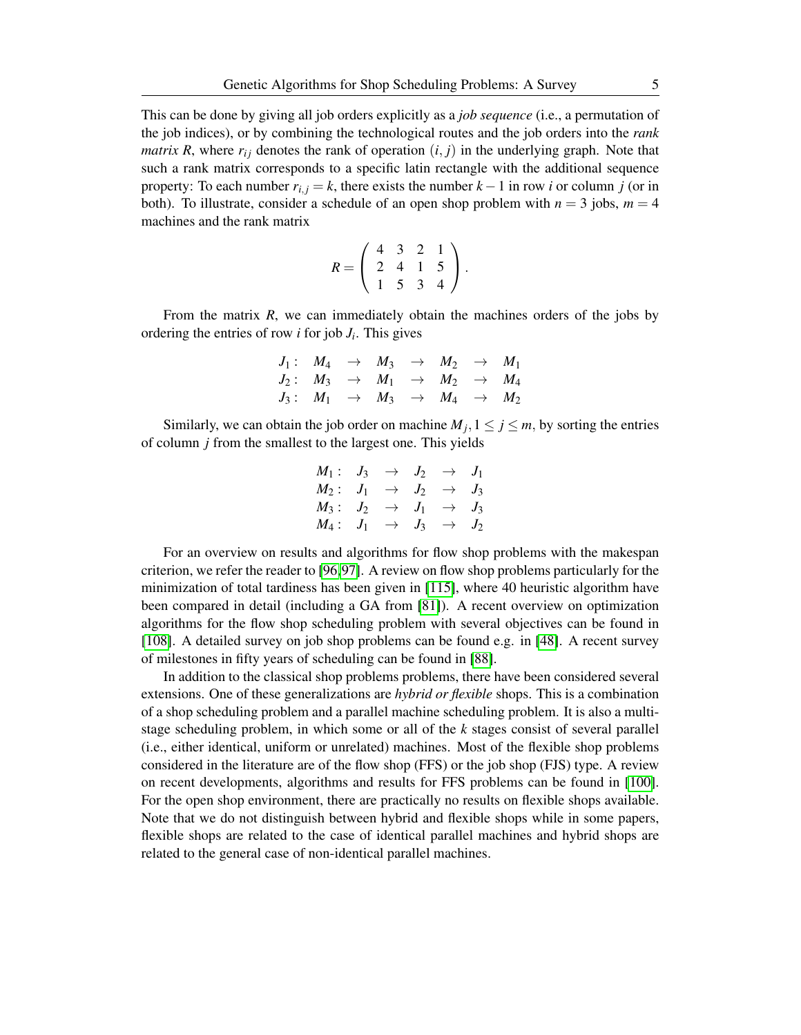This can be done by giving all job orders explicitly as a *job sequence* (i.e., a permutation of the job indices), or by combining the technological routes and the job orders into the *rank matrix R*, where $r_{ij}$ denotes the rank of operation $(i, j)$ in the underlying graph. Note that such a rank matrix corresponds to a specific latin rectangle with the additional sequence property: To each number $r_{i,j} = k$, there exists the number $k-1$ in row $i$ or column $j$ (or in both). To illustrate, consider a schedule of an open shop problem with $n = 3$ jobs, $m = 4$ machines and the rank matrix

$$R = \begin{pmatrix} 4 & 3 & 2 & 1 \\ 2 & 4 & 1 & 5 \\ 1 & 5 & 3 & 4 \end{pmatrix}.$$

From the matrix $R$, we can immediately obtain the machines orders of the jobs by ordering the entries of row $i$ for job $J_i$. This gives

$$\begin{array}{lccccccc} J_1: & M_4 & \rightarrow & M_3 & \rightarrow & M_2 & \rightarrow & M_1 \\ J_2: & M_3 & \rightarrow & M_1 & \rightarrow & M_2 & \rightarrow & M_4 \\ J_3: & M_1 & \rightarrow & M_3 & \rightarrow & M_4 & \rightarrow & M_2 \end{array}$$

Similarly, we can obtain the job order on machine $M_j, 1 \leq j \leq m$, by sorting the entries of column $j$ from the smallest to the largest one. This yields

$$\begin{array}{lccccc} M_1: & J_3 & \rightarrow & J_2 & \rightarrow & J_1 \\ M_2: & J_1 & \rightarrow & J_2 & \rightarrow & J_3 \\ M_3: & J_2 & \rightarrow & J_1 & \rightarrow & J_3 \\ M_4: & J_1 & \rightarrow & J_3 & \rightarrow & J_2 \end{array}$$

For an overview on results and algorithms for flow shop problems with the makespan criterion, we refer the reader to [96,97]. A review on flow shop problems particularly for the minimization of total tardiness has been given in [115], where 40 heuristic algorithm have been compared in detail (including a GA from [81]). A recent overview on optimization algorithms for the flow shop scheduling problem with several objectives can be found in [108]. A detailed survey on job shop problems can be found e.g. in [48]. A recent survey of milestones in fifty years of scheduling can be found in [88].

In addition to the classical shop problems problems, there have been considered several extensions. One of these generalizations are *hybrid or flexible* shops. This is a combination of a shop scheduling problem and a parallel machine scheduling problem. It is also a multi-stage scheduling problem, in which some or all of the $k$ stages consist of several parallel (i.e., either identical, uniform or unrelated) machines. Most of the flexible shop problems considered in the literature are of the flow shop (FFS) or the job shop (FJS) type. A review on recent developments, algorithms and results for FFS problems can be found in [100]. For the open shop environment, there are practically no results on flexible shops available. Note that we do not distinguish between hybrid and flexible shops while in some papers, flexible shops are related to the case of identical parallel machines and hybrid shops are related to the general case of non-identical parallel machines.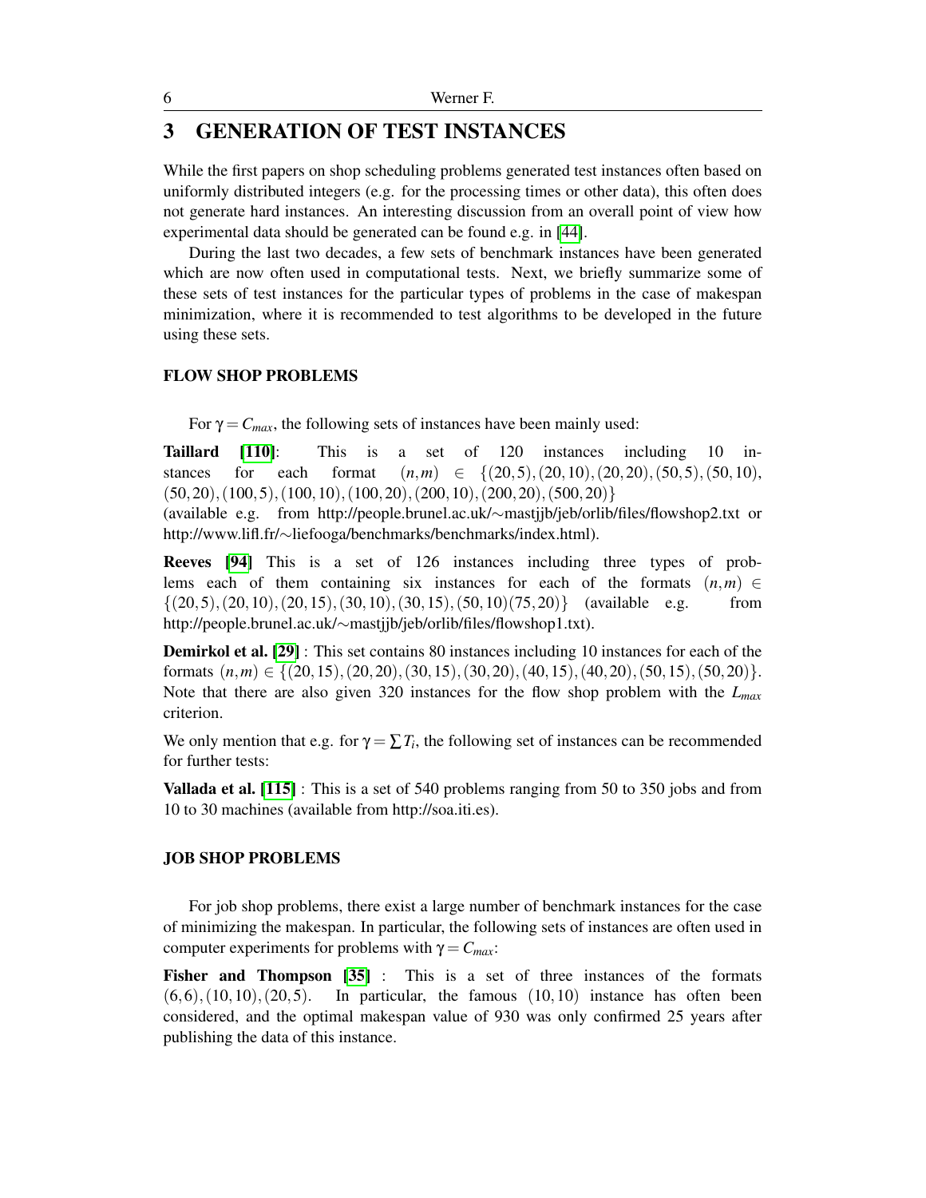# 3 GENERATION OF TEST INSTANCES

While the first papers on shop scheduling problems generated test instances often based on uniformly distributed integers (e.g. for the processing times or other data), this often does not generate hard instances. An interesting discussion from an overall point of view how experimental data should be generated can be found e.g. in [44].

During the last two decades, a few sets of benchmark instances have been generated which are now often used in computational tests. Next, we briefly summarize some of these sets of test instances for the particular types of problems in the case of makespan minimization, where it is recommended to test algorithms to be developed in the future using these sets.

### FLOW SHOP PROBLEMS

For $\gamma = C_{max}$, the following sets of instances have been mainly used:

**Taillard [110]**: This is a set of 120 instances including 10 instances for each format $(n,m) \in \{(20,5),(20,10),(20,20),(50,5),(50,10),(50,20),(100,5),(100,10),(100,20),(200,10),(200,20),(500,20)\}$ (available e.g. from http://people.brunel.ac.uk/∼mastjjb/jeb/orlib/files/flowshop2.txt or http://www.lifl.fr/∼liefooga/benchmarks/benchmarks/index.html).

**Reeves [94]** This is a set of 126 instances including three types of problems each of them containing six instances for each of the formats $(n,m) \in \{(20,5),(20,10),(20,15),(30,10),(30,15),(50,10)(75,20)\}$ (available e.g. from http://people.brunel.ac.uk/∼mastjjb/jeb/orlib/files/flowshop1.txt).

**Demirkol et al. [29]** : This set contains 80 instances including 10 instances for each of the formats $(n,m) \in \{(20,15),(20,20),(30,15),(30,20),(40,15),(40,20),(50,15),(50,20)\}$. Note that there are also given 320 instances for the flow shop problem with the $L_{max}$ criterion.

We only mention that e.g. for $\gamma = \sum T_i$, the following set of instances can be recommended for further tests:

**Vallada et al. [115]** : This is a set of 540 problems ranging from 50 to 350 jobs and from 10 to 30 machines (available from http://soa.iti.es).

### JOB SHOP PROBLEMS

For job shop problems, there exist a large number of benchmark instances for the case of minimizing the makespan. In particular, the following sets of instances are often used in computer experiments for problems with $\gamma = C_{max}$:

**Fisher and Thompson [35]** : This is a set of three instances of the formats $(6,6),(10,10),(20,5)$. In particular, the famous $(10,10)$ instance has often been considered, and the optimal makespan value of 930 was only confirmed 25 years after publishing the data of this instance.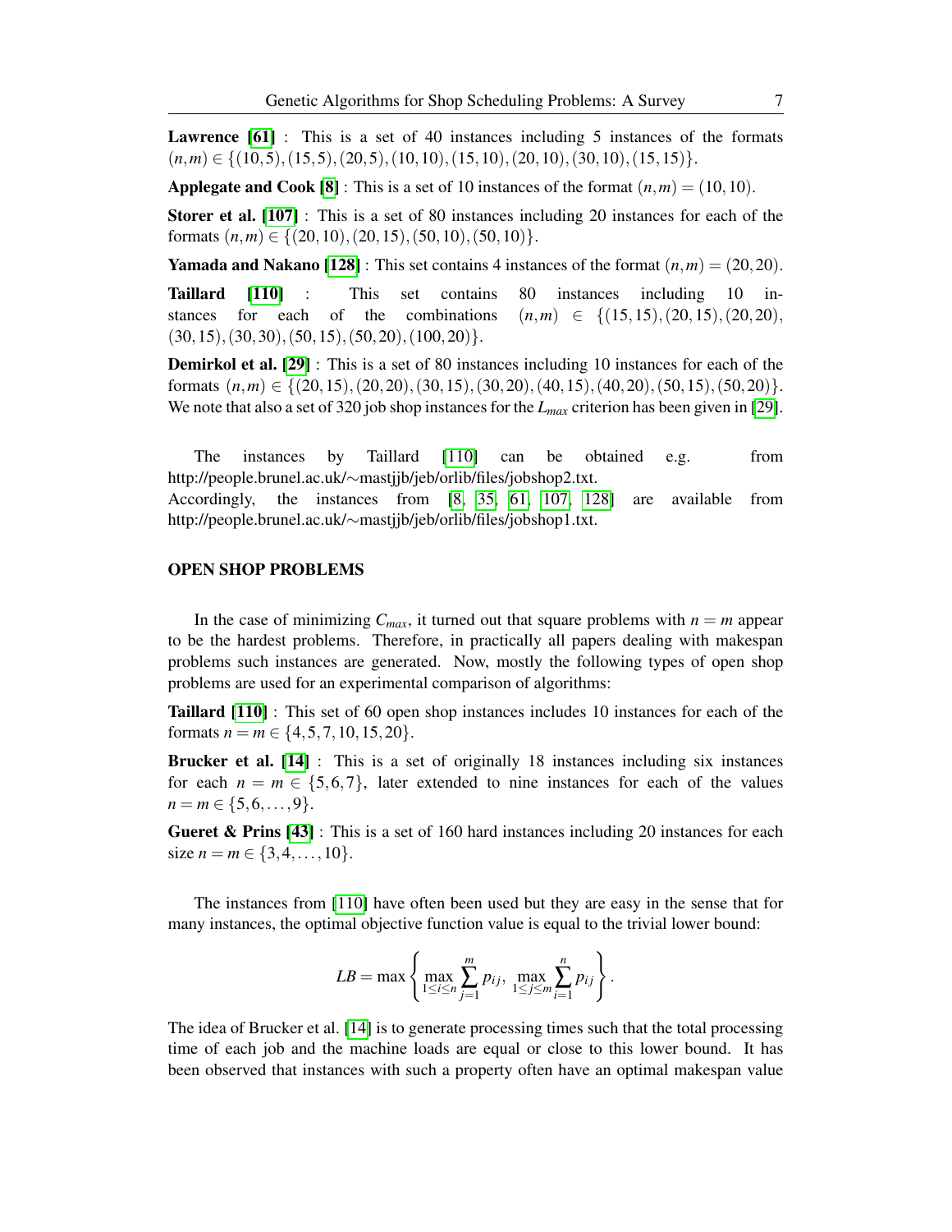**Lawrence [61]** : This is a set of 40 instances including 5 instances of the formats $(n,m) \in \{(10,5),(15,5),(20,5),(10,10),(15,10),(20,10),(30,10),(15,15)\}$.

**Applegate and Cook [8]** : This is a set of 10 instances of the format $(n,m) = (10,10)$.

**Storer et al. [107]** : This is a set of 80 instances including 20 instances for each of the formats $(n,m) \in \{(20,10),(20,15),(50,10),(50,10)\}$.

**Yamada and Nakano [128]** : This set contains 4 instances of the format $(n,m) = (20,20)$.

**Taillard [110]** : This set contains 80 instances including 10 instances for each of the combinations $(n,m) \in \{(15,15),(20,15),(20,20),(30,15),(30,30),(50,15),(50,20),(100,20)\}$.

**Demirkol et al. [29]** : This is a set of 80 instances including 10 instances for each of the formats $(n,m) \in \{(20,15),(20,20),(30,15),(30,20),(40,15),(40,20),(50,15),(50,20)\}$. We note that also a set of 320 job shop instances for the $L_{max}$ criterion has been given in [29].

The instances by Taillard [110] can be obtained e.g. from http://people.brunel.ac.uk/∼mastjjb/jeb/orlib/files/jobshop2.txt. Accordingly, the instances from [8, 35, 61, 107, 128] are available from http://people.brunel.ac.uk/∼mastjjb/jeb/orlib/files/jobshop1.txt.

## OPEN SHOP PROBLEMS

In the case of minimizing $C_{max}$, it turned out that square problems with $n = m$ appear to be the hardest problems. Therefore, in practically all papers dealing with makespan problems such instances are generated. Now, mostly the following types of open shop problems are used for an experimental comparison of algorithms:

**Taillard [110]** : This set of 60 open shop instances includes 10 instances for each of the formats $n = m \in \{4,5,7,10,15,20\}$.

**Brucker et al. [14]** : This is a set of originally 18 instances including six instances for each $n = m \in \{5,6,7\}$, later extended to nine instances for each of the values $n = m \in \{5,6,\ldots,9\}$.

**Gueret & Prins [43]** : This is a set of 160 hard instances including 20 instances for each size $n = m \in \{3,4,\ldots,10\}$.

The instances from [110] have often been used but they are easy in the sense that for many instances, the optimal objective function value is equal to the trivial lower bound:

$$LB = \max\left\{\max_{1\le i\le n}\sum_{j=1}^{m} p_{ij},\ \max_{1\le j\le m}\sum_{i=1}^{n} p_{ij}\right\}.$$

The idea of Brucker et al. [14] is to generate processing times such that the total processing time of each job and the machine loads are equal or close to this lower bound. It has been observed that instances with such a property often have an optimal makespan value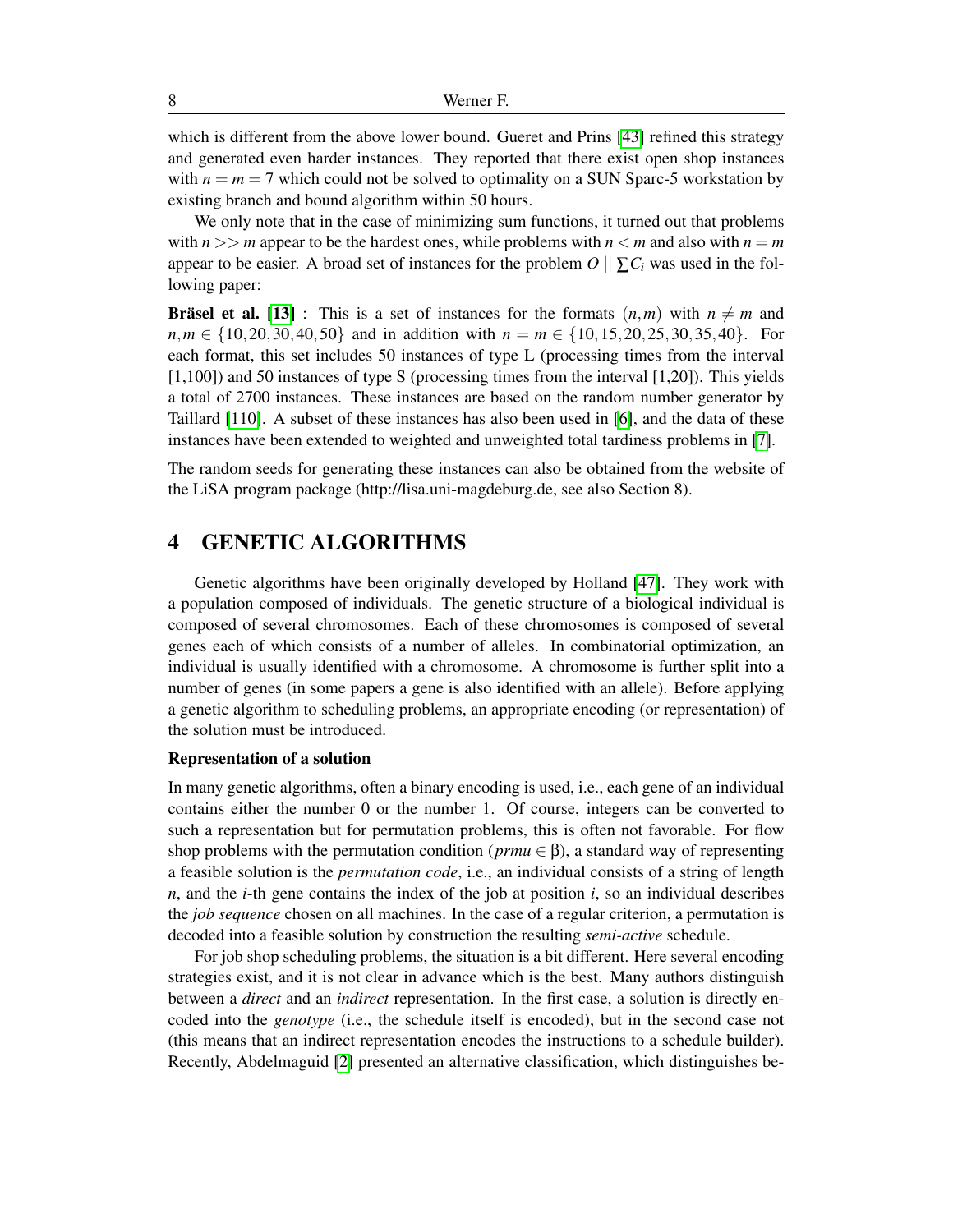which is different from the above lower bound. Gueret and Prins [43] refined this strategy and generated even harder instances. They reported that there exist open shop instances with $n = m = 7$ which could not be solved to optimality on a SUN Sparc-5 workstation by existing branch and bound algorithm within 50 hours.

We only note that in the case of minimizing sum functions, it turned out that problems with $n >> m$ appear to be the hardest ones, while problems with $n < m$ and also with $n = m$ appear to be easier. A broad set of instances for the problem $O \,||\, \sum C_i$ was used in the following paper:

**Bräsel et al. [13]** : This is a set of instances for the formats $(n,m)$ with $n \neq m$ and $n,m \in \{10,20,30,40,50\}$ and in addition with $n = m \in \{10,15,20,25,30,35,40\}$. For each format, this set includes 50 instances of type L (processing times from the interval [1,100]) and 50 instances of type S (processing times from the interval [1,20]). This yields a total of 2700 instances. These instances are based on the random number generator by Taillard [110]. A subset of these instances has also been used in [6], and the data of these instances have been extended to weighted and unweighted total tardiness problems in [7].

The random seeds for generating these instances can also be obtained from the website of the LiSA program package (http://lisa.uni-magdeburg.de, see also Section 8).

# 4 GENETIC ALGORITHMS

Genetic algorithms have been originally developed by Holland [47]. They work with a population composed of individuals. The genetic structure of a biological individual is composed of several chromosomes. Each of these chromosomes is composed of several genes each of which consists of a number of alleles. In combinatorial optimization, an individual is usually identified with a chromosome. A chromosome is further split into a number of genes (in some papers a gene is also identified with an allele). Before applying a genetic algorithm to scheduling problems, an appropriate encoding (or representation) of the solution must be introduced.

**Representation of a solution**

In many genetic algorithms, often a binary encoding is used, i.e., each gene of an individual contains either the number 0 or the number 1. Of course, integers can be converted to such a representation but for permutation problems, this is often not favorable. For flow shop problems with the permutation condition ($prmu \in \beta$), a standard way of representing a feasible solution is the *permutation code*, i.e., an individual consists of a string of length $n$, and the $i$-th gene contains the index of the job at position $i$, so an individual describes the *job sequence* chosen on all machines. In the case of a regular criterion, a permutation is decoded into a feasible solution by construction the resulting *semi-active* schedule.

For job shop scheduling problems, the situation is a bit different. Here several encoding strategies exist, and it is not clear in advance which is the best. Many authors distinguish between a *direct* and an *indirect* representation. In the first case, a solution is directly encoded into the *genotype* (i.e., the schedule itself is encoded), but in the second case not (this means that an indirect representation encodes the instructions to a schedule builder). Recently, Abdelmaguid [2] presented an alternative classification, which distinguishes be-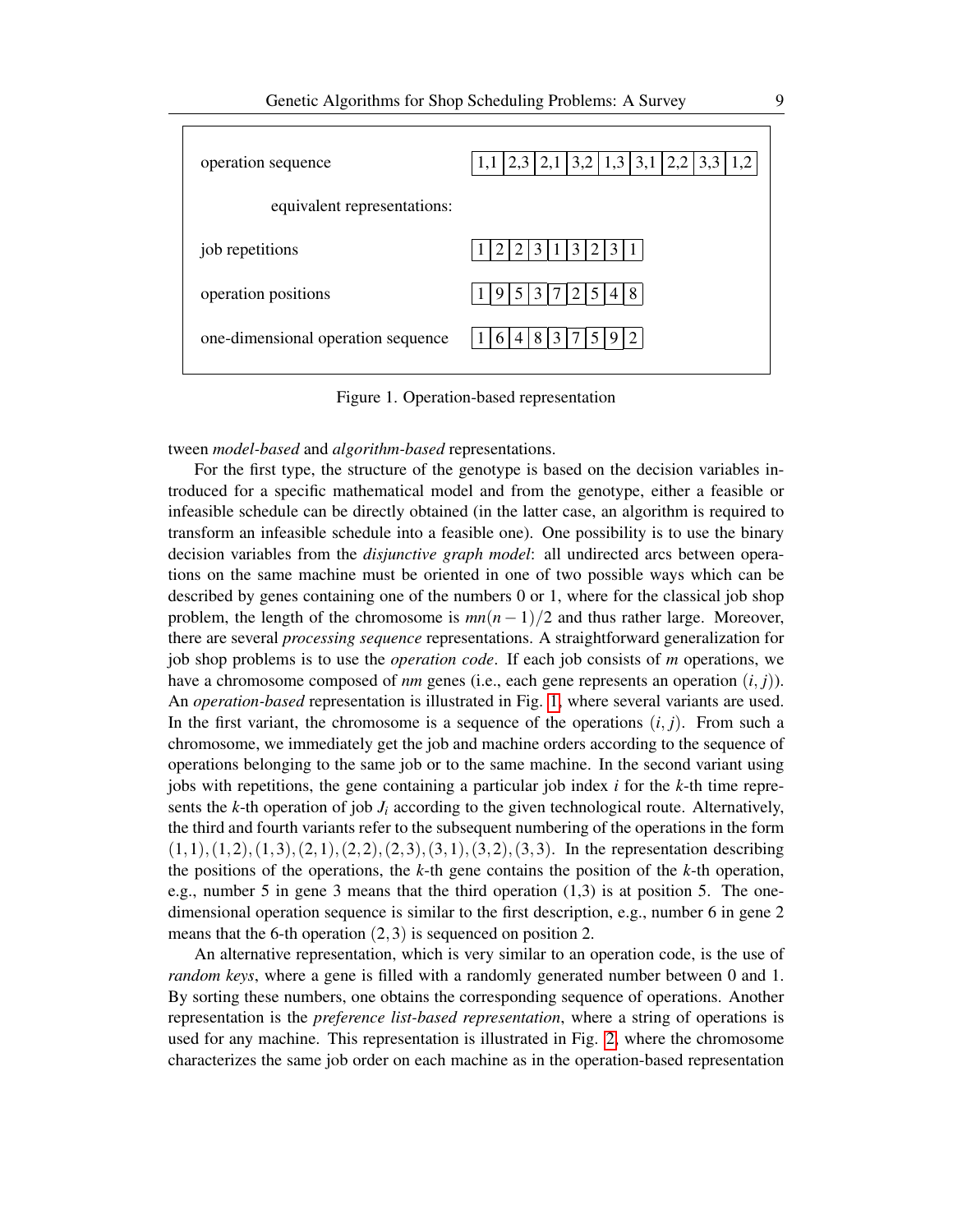| operation sequence | 1,1 | 2,3 | 2,1 | 3,2 | 1,3 | 3,1 | 2,2 | 3,3 | 1,2 |
|---|---|---|---|---|---|---|---|---|---|
| equivalent representations: | | | | | | | | | |
| job repetitions | 1 | 2 | 2 | 3 | 1 | 3 | 2 | 3 | 1 |
| operation positions | 1 | 9 | 5 | 3 | 7 | 2 | 5 | 4 | 8 |
| one-dimensional operation sequence | 1 | 6 | 4 | 8 | 3 | 7 | 5 | 9 | 2 |

Figure 1. Operation-based representation

tween *model-based* and *algorithm-based* representations.

For the first type, the structure of the genotype is based on the decision variables introduced for a specific mathematical model and from the genotype, either a feasible or infeasible schedule can be directly obtained (in the latter case, an algorithm is required to transform an infeasible schedule into a feasible one). One possibility is to use the binary decision variables from the *disjunctive graph model*: all undirected arcs between operations on the same machine must be oriented in one of two possible ways which can be described by genes containing one of the numbers 0 or 1, where for the classical job shop problem, the length of the chromosome is $mn(n-1)/2$ and thus rather large. Moreover, there are several *processing sequence* representations. A straightforward generalization for job shop problems is to use the *operation code*. If each job consists of $m$ operations, we have a chromosome composed of $nm$ genes (i.e., each gene represents an operation $(i,j)$). An *operation-based* representation is illustrated in Fig. 1, where several variants are used. In the first variant, the chromosome is a sequence of the operations $(i,j)$. From such a chromosome, we immediately get the job and machine orders according to the sequence of operations belonging to the same job or to the same machine. In the second variant using jobs with repetitions, the gene containing a particular job index $i$ for the $k$-th time represents the $k$-th operation of job $J_i$ according to the given technological route. Alternatively, the third and fourth variants refer to the subsequent numbering of the operations in the form $(1,1),(1,2),(1,3),(2,1),(2,2),(2,3),(3,1),(3,2),(3,3)$. In the representation describing the positions of the operations, the $k$-th gene contains the position of the $k$-th operation, e.g., number 5 in gene 3 means that the third operation (1,3) is at position 5. The one-dimensional operation sequence is similar to the first description, e.g., number 6 in gene 2 means that the 6-th operation $(2,3)$ is sequenced on position 2.

An alternative representation, which is very similar to an operation code, is the use of *random keys*, where a gene is filled with a randomly generated number between 0 and 1. By sorting these numbers, one obtains the corresponding sequence of operations. Another representation is the *preference list-based representation*, where a string of operations is used for any machine. This representation is illustrated in Fig. 2, where the chromosome characterizes the same job order on each machine as in the operation-based representation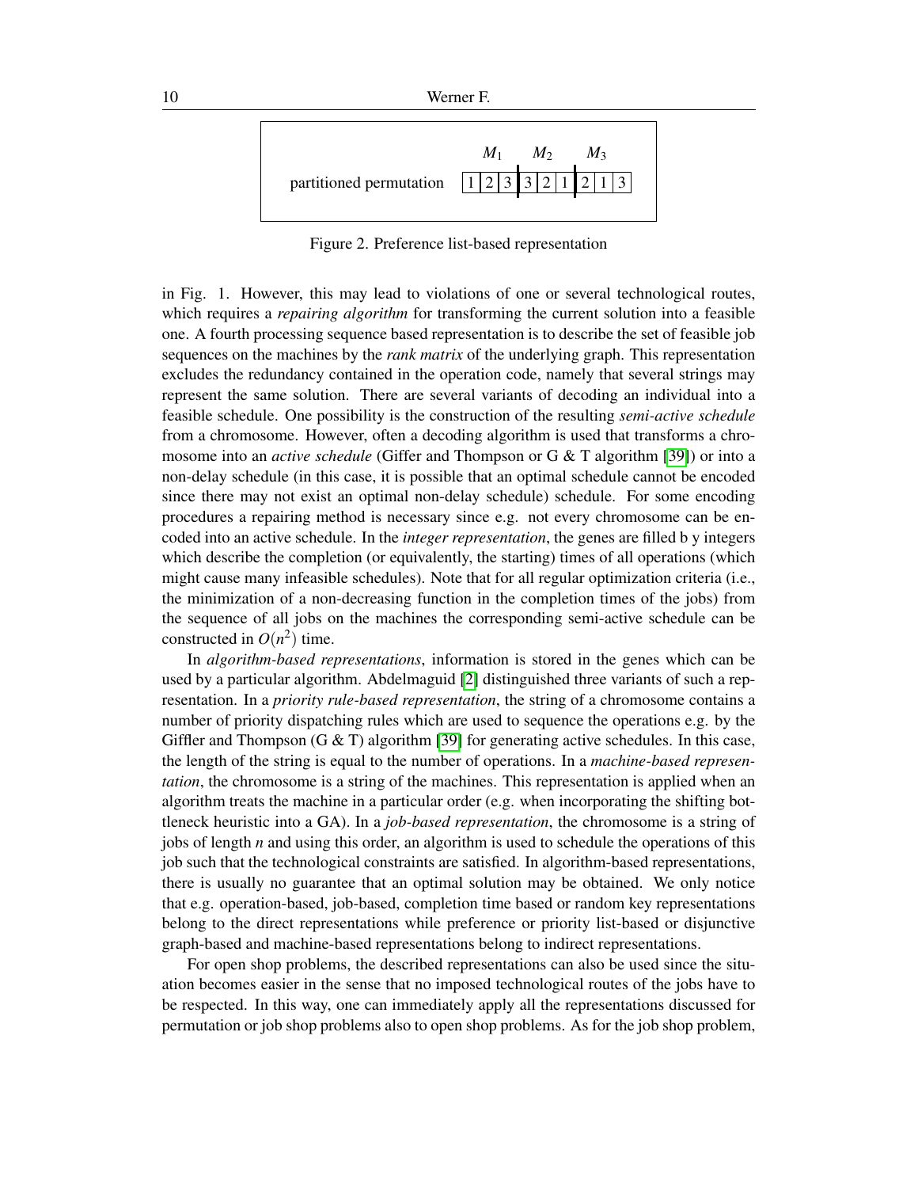| | $M_1$ | | | $M_2$ | | | $M_3$ | | |
|---|---|---|---|---|---|---|---|---|---|
| partitioned permutation | 1 | 2 | 3 | 3 | 2 | 1 | 2 | 1 | 3 |

Figure 2. Preference list-based representation

in Fig. 1. However, this may lead to violations of one or several technological routes, which requires a *repairing algorithm* for transforming the current solution into a feasible one. A fourth processing sequence based representation is to describe the set of feasible job sequences on the machines by the *rank matrix* of the underlying graph. This representation excludes the redundancy contained in the operation code, namely that several strings may represent the same solution. There are several variants of decoding an individual into a feasible schedule. One possibility is the construction of the resulting *semi-active schedule* from a chromosome. However, often a decoding algorithm is used that transforms a chromosome into an *active schedule* (Giffer and Thompson or G & T algorithm [39]) or into a non-delay schedule (in this case, it is possible that an optimal schedule cannot be encoded since there may not exist an optimal non-delay schedule) schedule. For some encoding procedures a repairing method is necessary since e.g. not every chromosome can be encoded into an active schedule. In the *integer representation*, the genes are filled b y integers which describe the completion (or equivalently, the starting) times of all operations (which might cause many infeasible schedules). Note that for all regular optimization criteria (i.e., the minimization of a non-decreasing function in the completion times of the jobs) from the sequence of all jobs on the machines the corresponding semi-active schedule can be constructed in $O(n^2)$ time.

In *algorithm-based representations*, information is stored in the genes which can be used by a particular algorithm. Abdelmaguid [2] distinguished three variants of such a representation. In a *priority rule-based representation*, the string of a chromosome contains a number of priority dispatching rules which are used to sequence the operations e.g. by the Giffler and Thompson (G & T) algorithm [39] for generating active schedules. In this case, the length of the string is equal to the number of operations. In a *machine-based representation*, the chromosome is a string of the machines. This representation is applied when an algorithm treats the machine in a particular order (e.g. when incorporating the shifting bottleneck heuristic into a GA). In a *job-based representation*, the chromosome is a string of jobs of length $n$ and using this order, an algorithm is used to schedule the operations of this job such that the technological constraints are satisfied. In algorithm-based representations, there is usually no guarantee that an optimal solution may be obtained. We only notice that e.g. operation-based, job-based, completion time based or random key representations belong to the direct representations while preference or priority list-based or disjunctive graph-based and machine-based representations belong to indirect representations.

For open shop problems, the described representations can also be used since the situation becomes easier in the sense that no imposed technological routes of the jobs have to be respected. In this way, one can immediately apply all the representations discussed for permutation or job shop problems also to open shop problems. As for the job shop problem,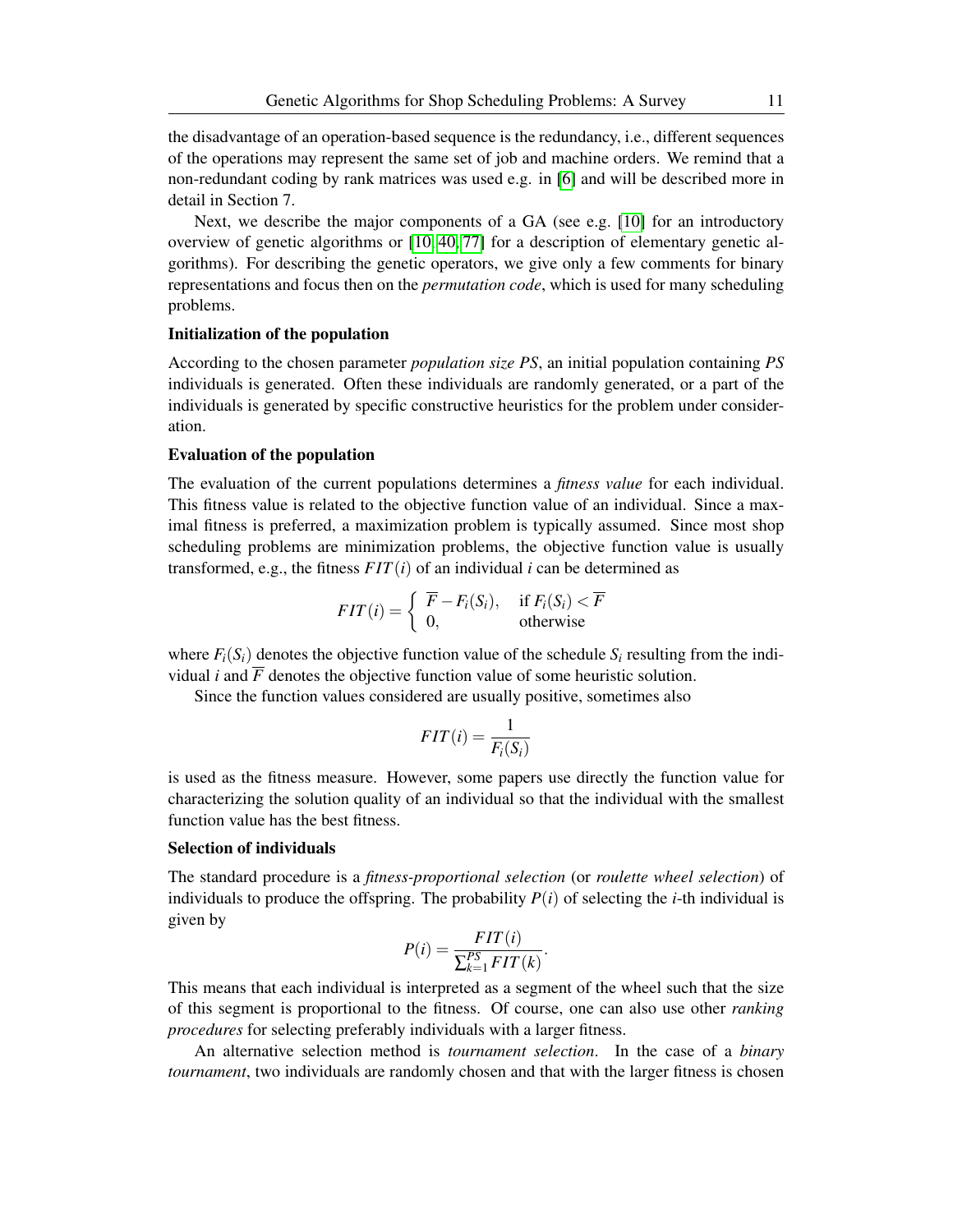the disadvantage of an operation-based sequence is the redundancy, i.e., different sequences of the operations may represent the same set of job and machine orders. We remind that a non-redundant coding by rank matrices was used e.g. in [6] and will be described more in detail in Section 7.

Next, we describe the major components of a GA (see e.g. [10] for an introductory overview of genetic algorithms or [10, 40, 77] for a description of elementary genetic algorithms). For describing the genetic operators, we give only a few comments for binary representations and focus then on the *permutation code*, which is used for many scheduling problems.

**Initialization of the population**

According to the chosen parameter *population size PS*, an initial population containing *PS* individuals is generated. Often these individuals are randomly generated, or a part of the individuals is generated by specific constructive heuristics for the problem under consideration.

**Evaluation of the population**

The evaluation of the current populations determines a *fitness value* for each individual. This fitness value is related to the objective function value of an individual. Since a maximal fitness is preferred, a maximization problem is typically assumed. Since most shop scheduling problems are minimization problems, the objective function value is usually transformed, e.g., the fitness $FIT(i)$ of an individual $i$ can be determined as

$$FIT(i) = \begin{cases} \overline{F} - F_i(S_i), & \text{if } F_i(S_i) < \overline{F} \\ 0, & \text{otherwise} \end{cases}$$

where $F_i(S_i)$ denotes the objective function value of the schedule $S_i$ resulting from the individual $i$ and $\overline{F}$ denotes the objective function value of some heuristic solution.

Since the function values considered are usually positive, sometimes also

$$FIT(i) = \frac{1}{F_i(S_i)}$$

is used as the fitness measure. However, some papers use directly the function value for characterizing the solution quality of an individual so that the individual with the smallest function value has the best fitness.

**Selection of individuals**

The standard procedure is a *fitness-proportional selection* (or *roulette wheel selection*) of individuals to produce the offspring. The probability $P(i)$ of selecting the $i$-th individual is given by

$$P(i) = \frac{FIT(i)}{\sum_{k=1}^{PS} FIT(k)}.$$

This means that each individual is interpreted as a segment of the wheel such that the size of this segment is proportional to the fitness. Of course, one can also use other *ranking procedures* for selecting preferably individuals with a larger fitness.

An alternative selection method is *tournament selection*. In the case of a *binary tournament*, two individuals are randomly chosen and that with the larger fitness is chosen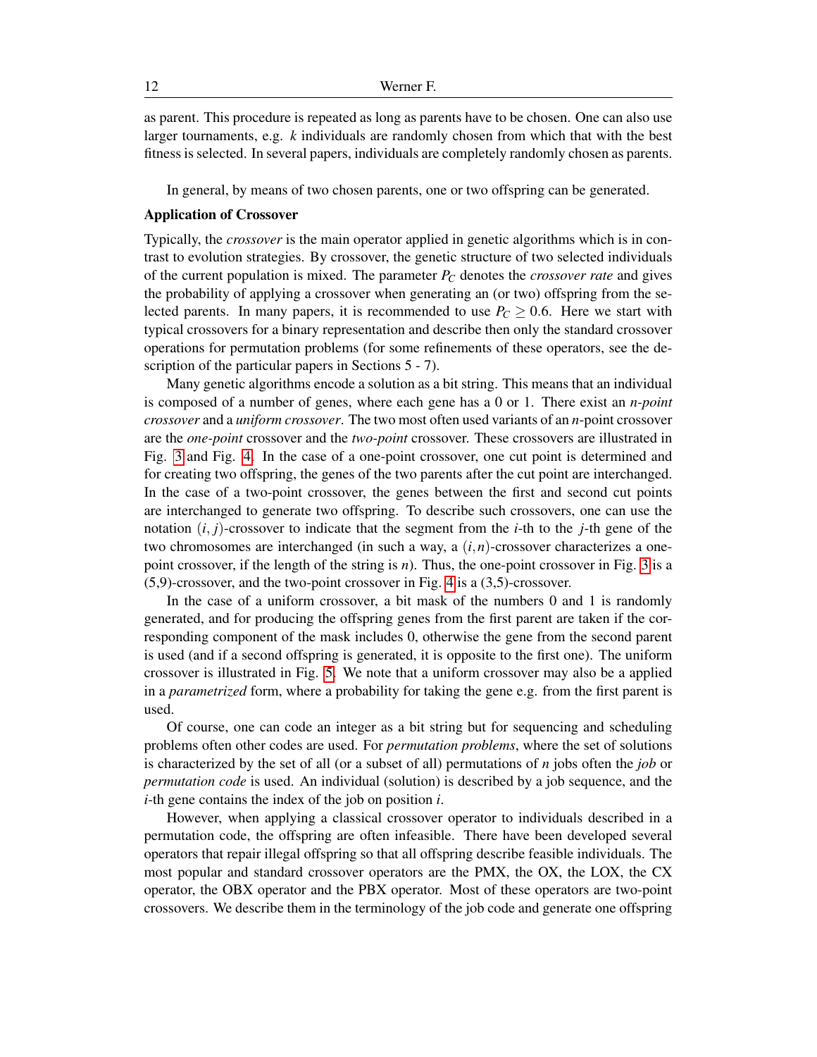as parent. This procedure is repeated as long as parents have to be chosen. One can also use larger tournaments, e.g. $k$ individuals are randomly chosen from which that with the best fitness is selected. In several papers, individuals are completely randomly chosen as parents.

In general, by means of two chosen parents, one or two offspring can be generated.

**Application of Crossover**

Typically, the *crossover* is the main operator applied in genetic algorithms which is in contrast to evolution strategies. By crossover, the genetic structure of two selected individuals of the current population is mixed. The parameter $P_C$ denotes the *crossover rate* and gives the probability of applying a crossover when generating an (or two) offspring from the selected parents. In many papers, it is recommended to use $P_C \geq 0.6$. Here we start with typical crossovers for a binary representation and describe then only the standard crossover operations for permutation problems (for some refinements of these operators, see the description of the particular papers in Sections 5 - 7).

Many genetic algorithms encode a solution as a bit string. This means that an individual is composed of a number of genes, where each gene has a 0 or 1. There exist an *n-point crossover* and a *uniform crossover*. The two most often used variants of an $n$-point crossover are the *one-point* crossover and the *two-point* crossover. These crossovers are illustrated in Fig. 3 and Fig. 4. In the case of a one-point crossover, one cut point is determined and for creating two offspring, the genes of the two parents after the cut point are interchanged. In the case of a two-point crossover, the genes between the first and second cut points are interchanged to generate two offspring. To describe such crossovers, one can use the notation $(i, j)$-crossover to indicate that the segment from the $i$-th to the $j$-th gene of the two chromosomes are interchanged (in such a way, a $(i,n)$-crossover characterizes a one-point crossover, if the length of the string is $n$). Thus, the one-point crossover in Fig. 3 is a (5,9)-crossover, and the two-point crossover in Fig. 4 is a (3,5)-crossover.

In the case of a uniform crossover, a bit mask of the numbers 0 and 1 is randomly generated, and for producing the offspring genes from the first parent are taken if the corresponding component of the mask includes 0, otherwise the gene from the second parent is used (and if a second offspring is generated, it is opposite to the first one). The uniform crossover is illustrated in Fig. 5. We note that a uniform crossover may also be a applied in a *parametrized* form, where a probability for taking the gene e.g. from the first parent is used.

Of course, one can code an integer as a bit string but for sequencing and scheduling problems often other codes are used. For *permutation problems*, where the set of solutions is characterized by the set of all (or a subset of all) permutations of $n$ jobs often the *job* or *permutation code* is used. An individual (solution) is described by a job sequence, and the $i$-th gene contains the index of the job on position $i$.

However, when applying a classical crossover operator to individuals described in a permutation code, the offspring are often infeasible. There have been developed several operators that repair illegal offspring so that all offspring describe feasible individuals. The most popular and standard crossover operators are the PMX, the OX, the LOX, the CX operator, the OBX operator and the PBX operator. Most of these operators are two-point crossovers. We describe them in the terminology of the job code and generate one offspring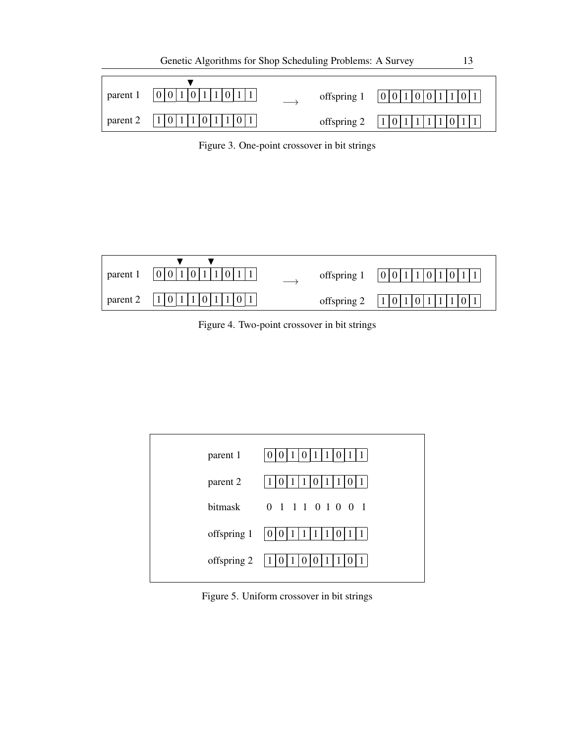| | | | | |
|---|---|---|---|---|
| parent 1 | 0 0 1 0 1 1 0 1 1 | → | offspring 1 | 0 0 1 0 0 1 1 0 1 |
| parent 2 | 1 0 1 1 0 1 1 0 1 | | offspring 2 | 1 0 1 1 1 1 0 1 1 |

Figure 3. One-point crossover in bit strings

| | | | | |
|---|---|---|---|---|
| parent 1 | 0 0 1 0 1 1 0 1 1 | → | offspring 1 | 0 0 1 1 0 1 0 1 1 |
| parent 2 | 1 0 1 1 0 1 1 0 1 | | offspring 2 | 1 0 1 0 1 1 1 0 1 |

Figure 4. Two-point crossover in bit strings

| | |
|---|---|
| parent 1 | 0 0 1 0 1 1 0 1 1 |
| parent 2 | 1 0 1 1 0 1 1 0 1 |
| bitmask | 0 1 1 1 0 1 0 0 1 |
| offspring 1 | 0 0 1 1 1 1 0 1 1 |
| offspring 2 | 1 0 1 0 0 1 1 0 1 |

Figure 5. Uniform crossover in bit strings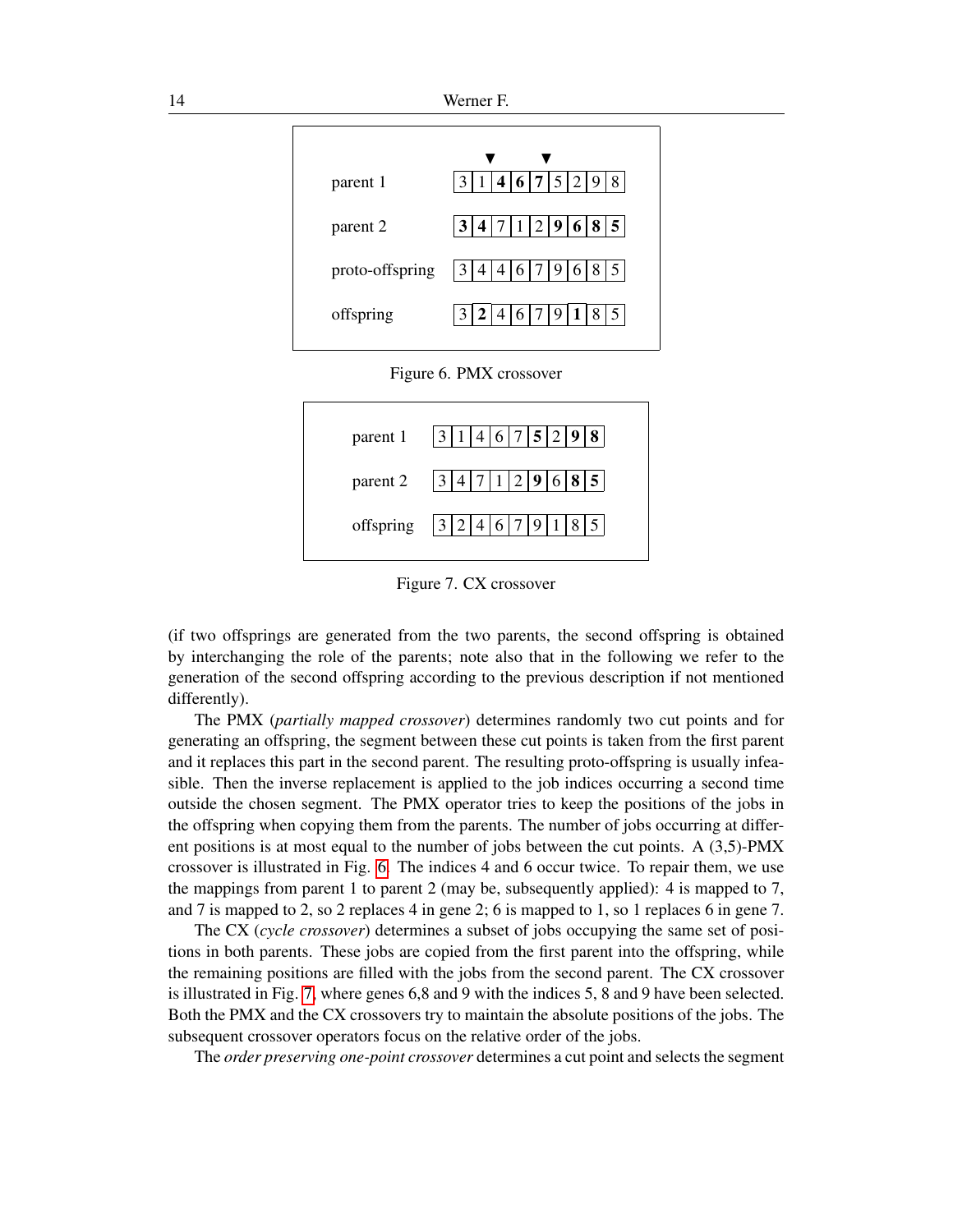| | | | | | | | | | |
|---|---|---|---|---|---|---|---|---|---|
| | | ▼ | | ▼ | | | | | |
| parent 1 | 3 | 1 | **4** | **6** | **7** | 5 | 2 | 9 | 8 |
| parent 2 | **3** | **4** | 7 | 1 | 2 | **9** | **6** | **8** | **5** |
| proto-offspring | 3 | 4 | 4 | 6 | 7 | 9 | 6 | 8 | 5 |
| offspring | 3 | **2** | 4 | 6 | 7 | 9 | **1** | 8 | 5 |

Figure 6. PMX crossover

| | | | | | | | | | |
|---|---|---|---|---|---|---|---|---|---|
| parent 1 | 3 | 1 | 4 | 6 | 7 | **5** | 2 | **9** | **8** |
| parent 2 | 3 | 4 | 7 | 1 | 2 | **9** | 6 | **8** | **5** |
| offspring | 3 | 2 | 4 | 6 | 7 | 9 | 1 | 8 | 5 |

Figure 7. CX crossover

(if two offsprings are generated from the two parents, the second offspring is obtained by interchanging the role of the parents; note also that in the following we refer to the generation of the second offspring according to the previous description if not mentioned differently).

The PMX (*partially mapped crossover*) determines randomly two cut points and for generating an offspring, the segment between these cut points is taken from the first parent and it replaces this part in the second parent. The resulting proto-offspring is usually infeasible. Then the inverse replacement is applied to the job indices occurring a second time outside the chosen segment. The PMX operator tries to keep the positions of the jobs in the offspring when copying them from the parents. The number of jobs occurring at different positions is at most equal to the number of jobs between the cut points. A (3,5)-PMX crossover is illustrated in Fig. 6. The indices 4 and 6 occur twice. To repair them, we use the mappings from parent 1 to parent 2 (may be, subsequently applied): 4 is mapped to 7, and 7 is mapped to 2, so 2 replaces 4 in gene 2; 6 is mapped to 1, so 1 replaces 6 in gene 7.

The CX (*cycle crossover*) determines a subset of jobs occupying the same set of positions in both parents. These jobs are copied from the first parent into the offspring, while the remaining positions are filled with the jobs from the second parent. The CX crossover is illustrated in Fig. 7, where genes 6,8 and 9 with the indices 5, 8 and 9 have been selected. Both the PMX and the CX crossovers try to maintain the absolute positions of the jobs. The subsequent crossover operators focus on the relative order of the jobs.

The *order preserving one-point crossover* determines a cut point and selects the segment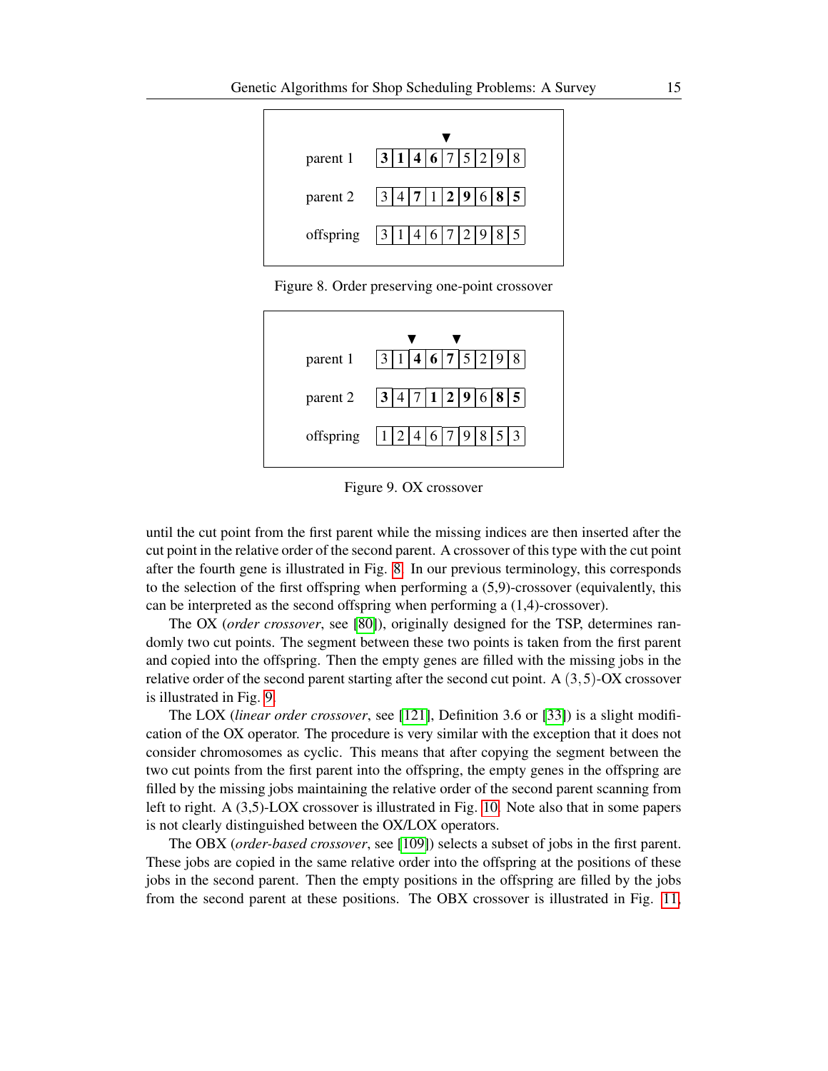| | | | | | | | | | |
|---|---|---|---|---|---|---|---|---|---|
| parent 1 | **3** | **1** | **4** | **6** | 7 | 5 | 2 | 9 | 8 |
| parent 2 | 3 | 4 | **7** | 1 | **2** | **9** | 6 | **8** | **5** |
| offspring | 3 | 1 | 4 | 6 | 7 | 2 | 9 | 8 | 5 |

Figure 8. Order preserving one-point crossover

| | | | | | | | | | |
|---|---|---|---|---|---|---|---|---|---|
| parent 1 | 3 | 1 | **4** | **6** | **7** | 5 | 2 | 9 | 8 |
| parent 2 | **3** | 4 | 7 | **1** | **2** | **9** | 6 | **8** | **5** |
| offspring | 1 | 2 | 4 | 6 | 7 | 9 | 8 | 5 | 3 |

Figure 9. OX crossover

until the cut point from the first parent while the missing indices are then inserted after the cut point in the relative order of the second parent. A crossover of this type with the cut point after the fourth gene is illustrated in Fig. 8. In our previous terminology, this corresponds to the selection of the first offspring when performing a (5,9)-crossover (equivalently, this can be interpreted as the second offspring when performing a (1,4)-crossover).

The OX (*order crossover*, see [80]), originally designed for the TSP, determines randomly two cut points. The segment between these two points is taken from the first parent and copied into the offspring. Then the empty genes are filled with the missing jobs in the relative order of the second parent starting after the second cut point. A $(3,5)$-OX crossover is illustrated in Fig. 9.

The LOX (*linear order crossover*, see [121], Definition 3.6 or [33]) is a slight modification of the OX operator. The procedure is very similar with the exception that it does not consider chromosomes as cyclic. This means that after copying the segment between the two cut points from the first parent into the offspring, the empty genes in the offspring are filled by the missing jobs maintaining the relative order of the second parent scanning from left to right. A (3,5)-LOX crossover is illustrated in Fig. 10. Note also that in some papers is not clearly distinguished between the OX/LOX operators.

The OBX (*order-based crossover*, see [109]) selects a subset of jobs in the first parent. These jobs are copied in the same relative order into the offspring at the positions of these jobs in the second parent. Then the empty positions in the offspring are filled by the jobs from the second parent at these positions. The OBX crossover is illustrated in Fig. 11,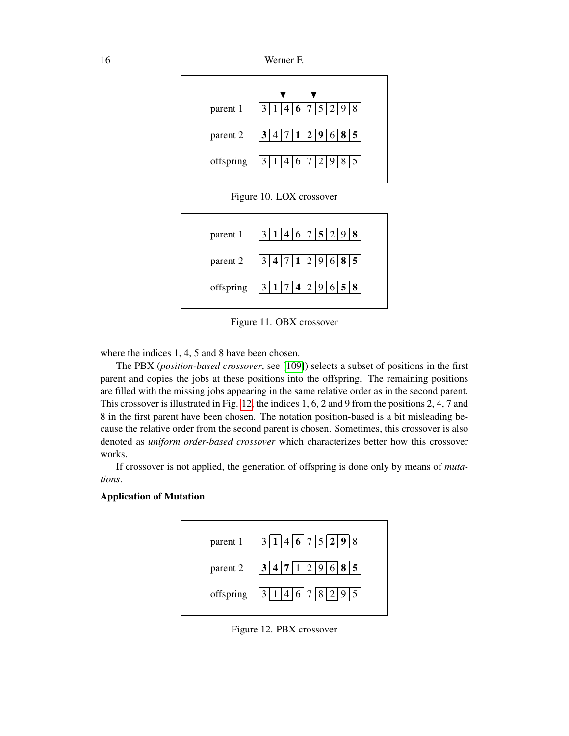| | | | | | | | | | |
|---|---|---|---|---|---|---|---|---|---|
| | | | ▼ | | ▼ | | | | |
| parent 1 | 3 | 1 | **4** | **6** | **7** | 5 | 2 | 9 | 8 |
| parent 2 | **3** | 4 | 7 | **1** | **2** | **9** | 6 | **8** | **5** |
| offspring | 3 | 1 | 4 | 6 | 7 | 2 | 9 | 8 | 5 |

Figure 10. LOX crossover

| | | | | | | | | | |
|---|---|---|---|---|---|---|---|---|---|
| parent 1 | 3 | **1** | **4** | 6 | 7 | **5** | 2 | 9 | **8** |
| parent 2 | 3 | **4** | 7 | **1** | 2 | 9 | 6 | **8** | **5** |
| offspring | 3 | **1** | 7 | **4** | 2 | 9 | 6 | **5** | **8** |

Figure 11. OBX crossover

where the indices 1, 4, 5 and 8 have been chosen.

The PBX (*position-based crossover*, see [109]) selects a subset of positions in the first parent and copies the jobs at these positions into the offspring. The remaining positions are filled with the missing jobs appearing in the same relative order as in the second parent. This crossover is illustrated in Fig. 12, the indices 1, 6, 2 and 9 from the positions 2, 4, 7 and 8 in the first parent have been chosen. The notation position-based is a bit misleading because the relative order from the second parent is chosen. Sometimes, this crossover is also denoted as *uniform order-based crossover* which characterizes better how this crossover works.

If crossover is not applied, the generation of offspring is done only by means of *mutations*.

**Application of Mutation**

| | | | | | | | | | |
|---|---|---|---|---|---|---|---|---|---|
| parent 1 | 3 | **1** | 4 | **6** | 7 | 5 | **2** | **9** | 8 |
| parent 2 | **3** | **4** | **7** | 1 | 2 | 9 | 6 | **8** | **5** |
| offspring | 3 | 1 | 4 | 6 | 7 | 8 | 2 | 9 | 5 |

Figure 12. PBX crossover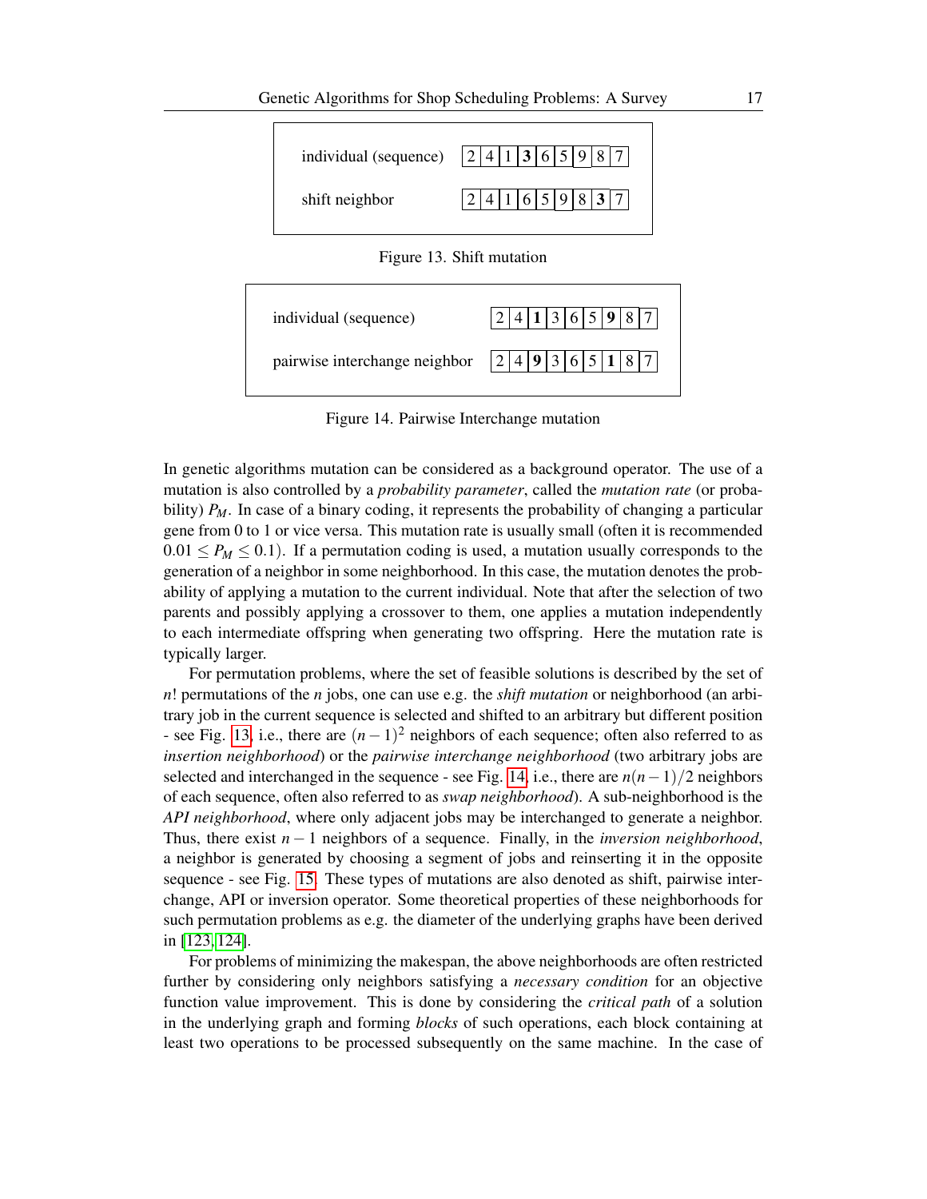| individual (sequence) | 2 | 4 | 1 | **3** | 6 | 5 | 9 | 8 | 7 |
|---|---|---|---|---|---|---|---|---|---|
| shift neighbor | 2 | 4 | 1 | 6 | 5 | 9 | 8 | **3** | 7 |

Figure 13. Shift mutation

| individual (sequence) | 2 | 4 | **1** | 3 | 6 | 5 | **9** | 8 | 7 |
|---|---|---|---|---|---|---|---|---|---|
| pairwise interchange neighbor | 2 | 4 | **9** | 3 | 6 | 5 | **1** | 8 | 7 |

Figure 14. Pairwise Interchange mutation

In genetic algorithms mutation can be considered as a background operator. The use of a mutation is also controlled by a *probability parameter*, called the *mutation rate* (or probability) $P_M$. In case of a binary coding, it represents the probability of changing a particular gene from 0 to 1 or vice versa. This mutation rate is usually small (often it is recommended $0.01 \leq P_M \leq 0.1$). If a permutation coding is used, a mutation usually corresponds to the generation of a neighbor in some neighborhood. In this case, the mutation denotes the probability of applying a mutation to the current individual. Note that after the selection of two parents and possibly applying a crossover to them, one applies a mutation independently to each intermediate offspring when generating two offspring. Here the mutation rate is typically larger.

For permutation problems, where the set of feasible solutions is described by the set of $n!$ permutations of the $n$ jobs, one can use e.g. the *shift mutation* or neighborhood (an arbitrary job in the current sequence is selected and shifted to an arbitrary but different position - see Fig. 13, i.e., there are $(n-1)^2$ neighbors of each sequence; often also referred to as *insertion neighborhood*) or the *pairwise interchange neighborhood* (two arbitrary jobs are selected and interchanged in the sequence - see Fig. 14, i.e., there are $n(n-1)/2$ neighbors of each sequence, often also referred to as *swap neighborhood*). A sub-neighborhood is the *API neighborhood*, where only adjacent jobs may be interchanged to generate a neighbor. Thus, there exist $n-1$ neighbors of a sequence. Finally, in the *inversion neighborhood*, a neighbor is generated by choosing a segment of jobs and reinserting it in the opposite sequence - see Fig. 15. These types of mutations are also denoted as shift, pairwise interchange, API or inversion operator. Some theoretical properties of these neighborhoods for such permutation problems as e.g. the diameter of the underlying graphs have been derived in [123, 124].

For problems of minimizing the makespan, the above neighborhoods are often restricted further by considering only neighbors satisfying a *necessary condition* for an objective function value improvement. This is done by considering the *critical path* of a solution in the underlying graph and forming *blocks* of such operations, each block containing at least two operations to be processed subsequently on the same machine. In the case of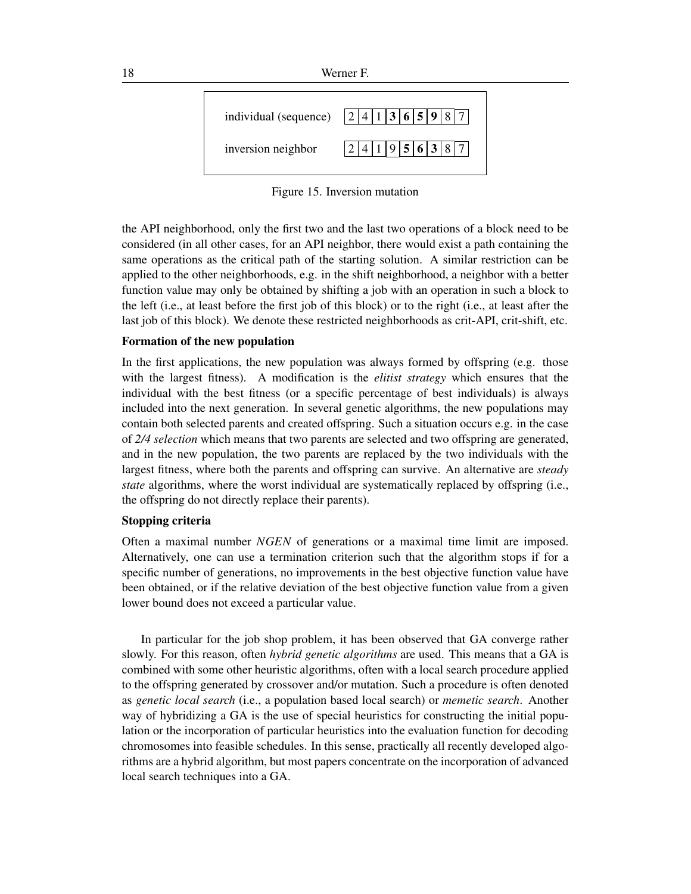| individual (sequence) | 2 | 4 | 1 | **3** | **6** | **5** | **9** | 8 | 7 |
|---|---|---|---|---|---|---|---|---|---|
| inversion neighbor | 2 | 4 | 1 | 9 | **5** | **6** | **3** | 8 | 7 |

Figure 15. Inversion mutation

the API neighborhood, only the first two and the last two operations of a block need to be considered (in all other cases, for an API neighbor, there would exist a path containing the same operations as the critical path of the starting solution. A similar restriction can be applied to the other neighborhoods, e.g. in the shift neighborhood, a neighbor with a better function value may only be obtained by shifting a job with an operation in such a block to the left (i.e., at least before the first job of this block) or to the right (i.e., at least after the last job of this block). We denote these restricted neighborhoods as crit-API, crit-shift, etc.

**Formation of the new population**

In the first applications, the new population was always formed by offspring (e.g. those with the largest fitness). A modification is the *elitist strategy* which ensures that the individual with the best fitness (or a specific percentage of best individuals) is always included into the next generation. In several genetic algorithms, the new populations may contain both selected parents and created offspring. Such a situation occurs e.g. in the case of *2/4 selection* which means that two parents are selected and two offspring are generated, and in the new population, the two parents are replaced by the two individuals with the largest fitness, where both the parents and offspring can survive. An alternative are *steady state* algorithms, where the worst individual are systematically replaced by offspring (i.e., the offspring do not directly replace their parents).

**Stopping criteria**

Often a maximal number *NGEN* of generations or a maximal time limit are imposed. Alternatively, one can use a termination criterion such that the algorithm stops if for a specific number of generations, no improvements in the best objective function value have been obtained, or if the relative deviation of the best objective function value from a given lower bound does not exceed a particular value.

In particular for the job shop problem, it has been observed that GA converge rather slowly. For this reason, often *hybrid genetic algorithms* are used. This means that a GA is combined with some other heuristic algorithms, often with a local search procedure applied to the offspring generated by crossover and/or mutation. Such a procedure is often denoted as *genetic local search* (i.e., a population based local search) or *memetic search*. Another way of hybridizing a GA is the use of special heuristics for constructing the initial population or the incorporation of particular heuristics into the evaluation function for decoding chromosomes into feasible schedules. In this sense, practically all recently developed algorithms are a hybrid algorithm, but most papers concentrate on the incorporation of advanced local search techniques into a GA.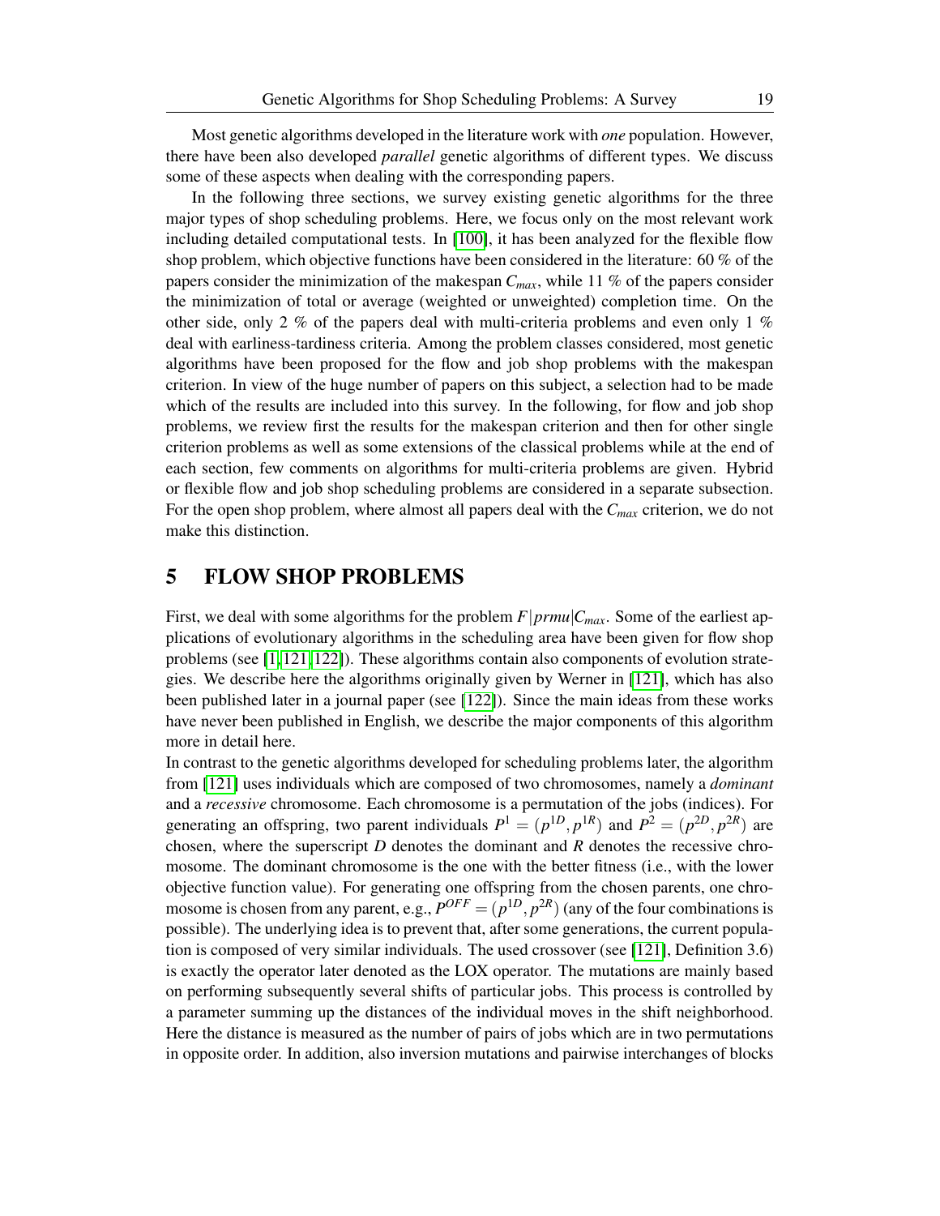Most genetic algorithms developed in the literature work with *one* population. However, there have been also developed *parallel* genetic algorithms of different types. We discuss some of these aspects when dealing with the corresponding papers.

In the following three sections, we survey existing genetic algorithms for the three major types of shop scheduling problems. Here, we focus only on the most relevant work including detailed computational tests. In [100], it has been analyzed for the flexible flow shop problem, which objective functions have been considered in the literature: 60 % of the papers consider the minimization of the makespan $C_{max}$, while 11 % of the papers consider the minimization of total or average (weighted or unweighted) completion time. On the other side, only 2 % of the papers deal with multi-criteria problems and even only 1 % deal with earliness-tardiness criteria. Among the problem classes considered, most genetic algorithms have been proposed for the flow and job shop problems with the makespan criterion. In view of the huge number of papers on this subject, a selection had to be made which of the results are included into this survey. In the following, for flow and job shop problems, we review first the results for the makespan criterion and then for other single criterion problems as well as some extensions of the classical problems while at the end of each section, few comments on algorithms for multi-criteria problems are given. Hybrid or flexible flow and job shop scheduling problems are considered in a separate subsection. For the open shop problem, where almost all papers deal with the $C_{max}$ criterion, we do not make this distinction.

# 5 FLOW SHOP PROBLEMS

First, we deal with some algorithms for the problem $F|prmu|C_{max}$. Some of the earliest applications of evolutionary algorithms in the scheduling area have been given for flow shop problems (see [1,121,122]). These algorithms contain also components of evolution strategies. We describe here the algorithms originally given by Werner in [121], which has also been published later in a journal paper (see [122]). Since the main ideas from these works have never been published in English, we describe the major components of this algorithm more in detail here.

In contrast to the genetic algorithms developed for scheduling problems later, the algorithm from [121] uses individuals which are composed of two chromosomes, namely a *dominant* and a *recessive* chromosome. Each chromosome is a permutation of the jobs (indices). For generating an offspring, two parent individuals $P^1 = (p^{1D}, p^{1R})$ and $P^2 = (p^{2D}, p^{2R})$ are chosen, where the superscript $D$ denotes the dominant and $R$ denotes the recessive chromosome. The dominant chromosome is the one with the better fitness (i.e., with the lower objective function value). For generating one offspring from the chosen parents, one chromosome is chosen from any parent, e.g., $P^{OFF} = (p^{1D}, p^{2R})$ (any of the four combinations is possible). The underlying idea is to prevent that, after some generations, the current population is composed of very similar individuals. The used crossover (see [121], Definition 3.6) is exactly the operator later denoted as the LOX operator. The mutations are mainly based on performing subsequently several shifts of particular jobs. This process is controlled by a parameter summing up the distances of the individual moves in the shift neighborhood. Here the distance is measured as the number of pairs of jobs which are in two permutations in opposite order. In addition, also inversion mutations and pairwise interchanges of blocks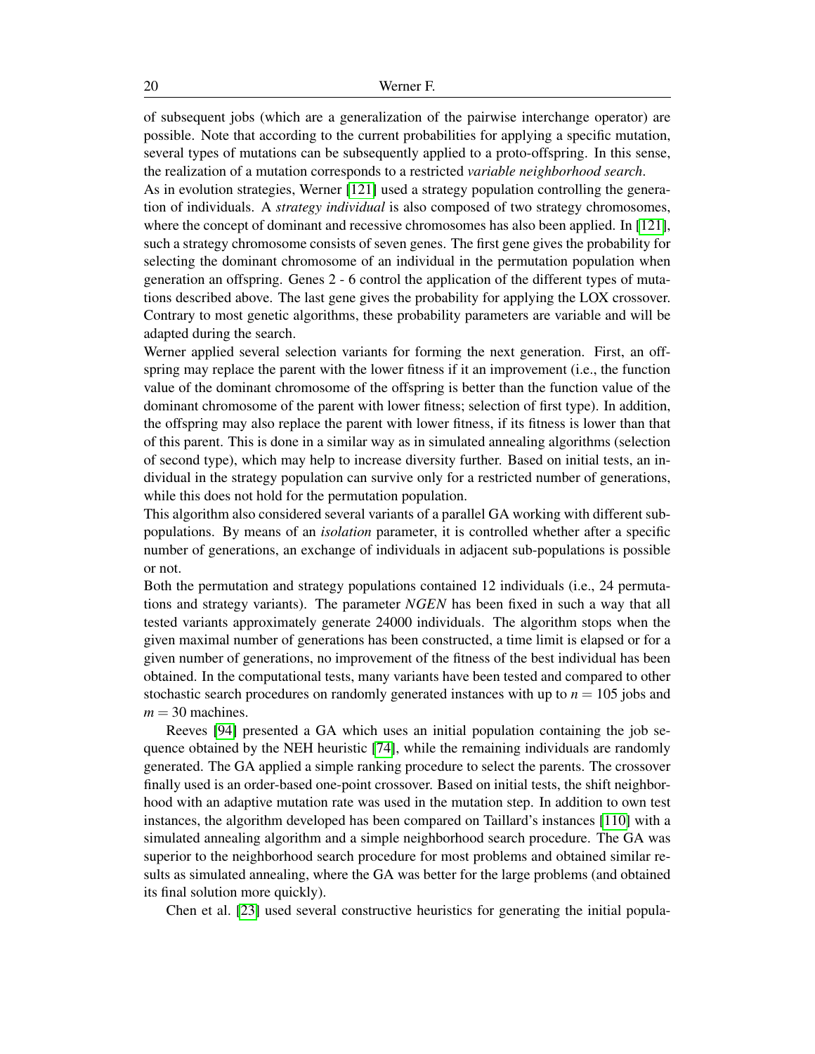of subsequent jobs (which are a generalization of the pairwise interchange operator) are possible. Note that according to the current probabilities for applying a specific mutation, several types of mutations can be subsequently applied to a proto-offspring. In this sense, the realization of a mutation corresponds to a restricted *variable neighborhood search*.

As in evolution strategies, Werner [121] used a strategy population controlling the generation of individuals. A *strategy individual* is also composed of two strategy chromosomes, where the concept of dominant and recessive chromosomes has also been applied. In [121], such a strategy chromosome consists of seven genes. The first gene gives the probability for selecting the dominant chromosome of an individual in the permutation population when generation an offspring. Genes 2 - 6 control the application of the different types of mutations described above. The last gene gives the probability for applying the LOX crossover. Contrary to most genetic algorithms, these probability parameters are variable and will be adapted during the search.

Werner applied several selection variants for forming the next generation. First, an offspring may replace the parent with the lower fitness if it an improvement (i.e., the function value of the dominant chromosome of the offspring is better than the function value of the dominant chromosome of the parent with lower fitness; selection of first type). In addition, the offspring may also replace the parent with lower fitness, if its fitness is lower than that of this parent. This is done in a similar way as in simulated annealing algorithms (selection of second type), which may help to increase diversity further. Based on initial tests, an individual in the strategy population can survive only for a restricted number of generations, while this does not hold for the permutation population.

This algorithm also considered several variants of a parallel GA working with different sub-populations. By means of an *isolation* parameter, it is controlled whether after a specific number of generations, an exchange of individuals in adjacent sub-populations is possible or not.

Both the permutation and strategy populations contained 12 individuals (i.e., 24 permutations and strategy variants). The parameter *NGEN* has been fixed in such a way that all tested variants approximately generate 24000 individuals. The algorithm stops when the given maximal number of generations has been constructed, a time limit is elapsed or for a given number of generations, no improvement of the fitness of the best individual has been obtained. In the computational tests, many variants have been tested and compared to other stochastic search procedures on randomly generated instances with up to $n = 105$ jobs and $m = 30$ machines.

Reeves [94] presented a GA which uses an initial population containing the job sequence obtained by the NEH heuristic [74], while the remaining individuals are randomly generated. The GA applied a simple ranking procedure to select the parents. The crossover finally used is an order-based one-point crossover. Based on initial tests, the shift neighborhood with an adaptive mutation rate was used in the mutation step. In addition to own test instances, the algorithm developed has been compared on Taillard's instances [110] with a simulated annealing algorithm and a simple neighborhood search procedure. The GA was superior to the neighborhood search procedure for most problems and obtained similar results as simulated annealing, where the GA was better for the large problems (and obtained its final solution more quickly).

Chen et al. [23] used several constructive heuristics for generating the initial popula-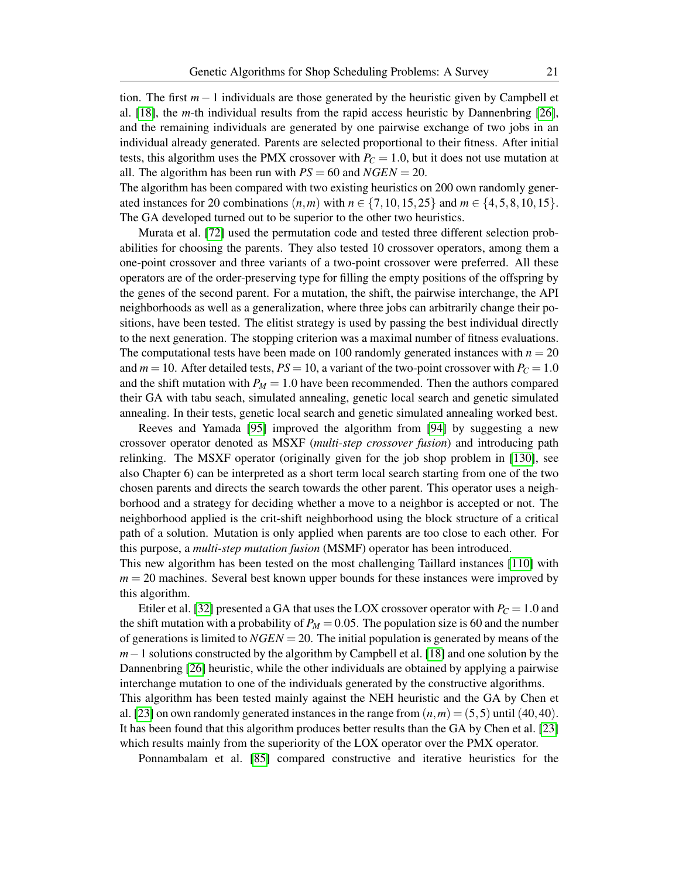tion. The first $m-1$ individuals are those generated by the heuristic given by Campbell et al. [18], the $m$-th individual results from the rapid access heuristic by Dannenbring [26], and the remaining individuals are generated by one pairwise exchange of two jobs in an individual already generated. Parents are selected proportional to their fitness. After initial tests, this algorithm uses the PMX crossover with $P_C = 1.0$, but it does not use mutation at all. The algorithm has been run with $PS = 60$ and $NGEN = 20$.
The algorithm has been compared with two existing heuristics on 200 own randomly generated instances for 20 combinations $(n,m)$ with $n \in \{7,10,15,25\}$ and $m \in \{4,5,8,10,15\}$. The GA developed turned out to be superior to the other two heuristics.

Murata et al. [72] used the permutation code and tested three different selection probabilities for choosing the parents. They also tested 10 crossover operators, among them a one-point crossover and three variants of a two-point crossover were preferred. All these operators are of the order-preserving type for filling the empty positions of the offspring by the genes of the second parent. For a mutation, the shift, the pairwise interchange, the API neighborhoods as well as a generalization, where three jobs can arbitrarily change their positions, have been tested. The elitist strategy is used by passing the best individual directly to the next generation. The stopping criterion was a maximal number of fitness evaluations. The computational tests have been made on 100 randomly generated instances with $n = 20$ and $m = 10$. After detailed tests, $PS = 10$, a variant of the two-point crossover with $P_C = 1.0$ and the shift mutation with $P_M = 1.0$ have been recommended. Then the authors compared their GA with tabu seach, simulated annealing, genetic local search and genetic simulated annealing. In their tests, genetic local search and genetic simulated annealing worked best.

Reeves and Yamada [95] improved the algorithm from [94] by suggesting a new crossover operator denoted as MSXF (*multi-step crossover fusion*) and introducing path relinking. The MSXF operator (originally given for the job shop problem in [130], see also Chapter 6) can be interpreted as a short term local search starting from one of the two chosen parents and directs the search towards the other parent. This operator uses a neighborhood and a strategy for deciding whether a move to a neighbor is accepted or not. The neighborhood applied is the crit-shift neighborhood using the block structure of a critical path of a solution. Mutation is only applied when parents are too close to each other. For this purpose, a *multi-step mutation fusion* (MSMF) operator has been introduced.
This new algorithm has been tested on the most challenging Taillard instances [110] with $m = 20$ machines. Several best known upper bounds for these instances were improved by this algorithm.

Etiler et al. [32] presented a GA that uses the LOX crossover operator with $P_C = 1.0$ and the shift mutation with a probability of $P_M = 0.05$. The population size is 60 and the number of generations is limited to $NGEN = 20$. The initial population is generated by means of the $m-1$ solutions constructed by the algorithm by Campbell et al. [18] and one solution by the Dannenbring [26] heuristic, while the other individuals are obtained by applying a pairwise interchange mutation to one of the individuals generated by the constructive algorithms.
This algorithm has been tested mainly against the NEH heuristic and the GA by Chen et al. [23] on own randomly generated instances in the range from $(n,m) = (5,5)$ until $(40,40)$. It has been found that this algorithm produces better results than the GA by Chen et al. [23] which results mainly from the superiority of the LOX operator over the PMX operator.

Ponnambalam et al. [85] compared constructive and iterative heuristics for the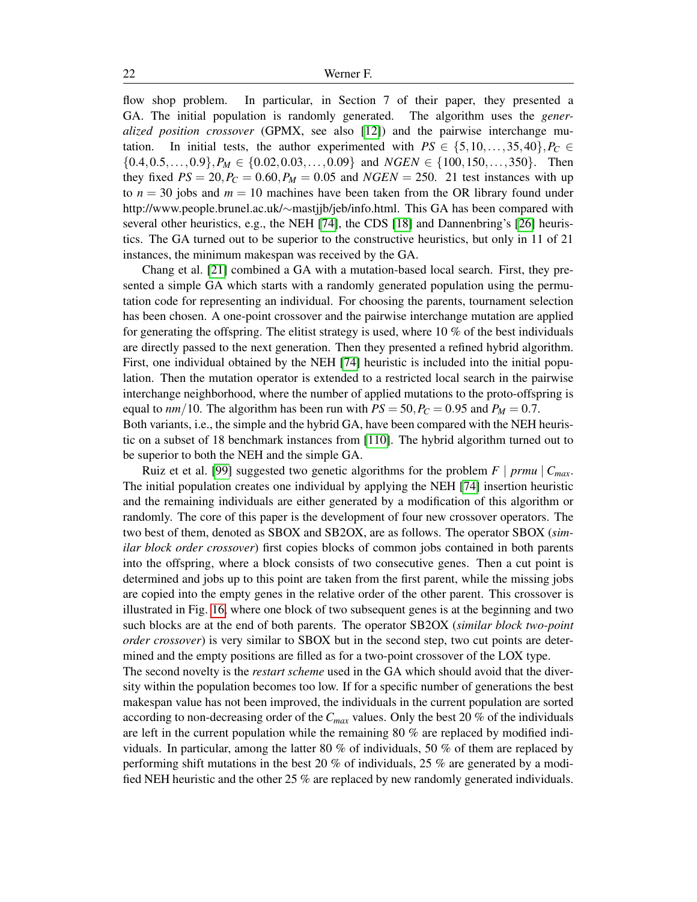flow shop problem. In particular, in Section 7 of their paper, they presented a GA. The initial population is randomly generated. The algorithm uses the *generalized position crossover* (GPMX, see also [12]) and the pairwise interchange mutation. In initial tests, the author experimented with $PS \in \{5, 10, \ldots, 35, 40\}, P_C \in \{0.4, 0.5, \ldots, 0.9\}, P_M \in \{0.02, 0.03, \ldots, 0.09\}$ and $NGEN \in \{100, 150, \ldots, 350\}$. Then they fixed $PS = 20, P_C = 0.60, P_M = 0.05$ and $NGEN = 250$. 21 test instances with up to $n = 30$ jobs and $m = 10$ machines have been taken from the OR library found under http://www.people.brunel.ac.uk/∼mastjjb/jeb/info.html. This GA has been compared with several other heuristics, e.g., the NEH [74], the CDS [18] and Dannenbring's [26] heuristics. The GA turned out to be superior to the constructive heuristics, but only in 11 of 21 instances, the minimum makespan was received by the GA.

Chang et al. [21] combined a GA with a mutation-based local search. First, they presented a simple GA which starts with a randomly generated population using the permutation code for representing an individual. For choosing the parents, tournament selection has been chosen. A one-point crossover and the pairwise interchange mutation are applied for generating the offspring. The elitist strategy is used, where 10 % of the best individuals are directly passed to the next generation. Then they presented a refined hybrid algorithm. First, one individual obtained by the NEH [74] heuristic is included into the initial population. Then the mutation operator is extended to a restricted local search in the pairwise interchange neighborhood, where the number of applied mutations to the proto-offspring is equal to $nm/10$. The algorithm has been run with $PS = 50, P_C = 0.95$ and $P_M = 0.7$.
Both variants, i.e., the simple and the hybrid GA, have been compared with the NEH heuristic on a subset of 18 benchmark instances from [110]. The hybrid algorithm turned out to be superior to both the NEH and the simple GA.

Ruiz et et al. [99] suggested two genetic algorithms for the problem $F \mid prmu \mid C_{max}$. The initial population creates one individual by applying the NEH [74] insertion heuristic and the remaining individuals are either generated by a modification of this algorithm or randomly. The core of this paper is the development of four new crossover operators. The two best of them, denoted as SBOX and SB2OX, are as follows. The operator SBOX (*similar block order crossover*) first copies blocks of common jobs contained in both parents into the offspring, where a block consists of two consecutive genes. Then a cut point is determined and jobs up to this point are taken from the first parent, while the missing jobs are copied into the empty genes in the relative order of the other parent. This crossover is illustrated in Fig. 16, where one block of two subsequent genes is at the beginning and two such blocks are at the end of both parents. The operator SB2OX (*similar block two-point order crossover*) is very similar to SBOX but in the second step, two cut points are determined and the empty positions are filled as for a two-point crossover of the LOX type.
The second novelty is the *restart scheme* used in the GA which should avoid that the diversity within the population becomes too low. If for a specific number of generations the best makespan value has not been improved, the individuals in the current population are sorted according to non-decreasing order of the $C_{max}$ values. Only the best 20 % of the individuals are left in the current population while the remaining 80 % are replaced by modified individuals. In particular, among the latter 80 % of individuals, 50 % of them are replaced by performing shift mutations in the best 20 % of individuals, 25 % are generated by a modified NEH heuristic and the other 25 % are replaced by new randomly generated individuals.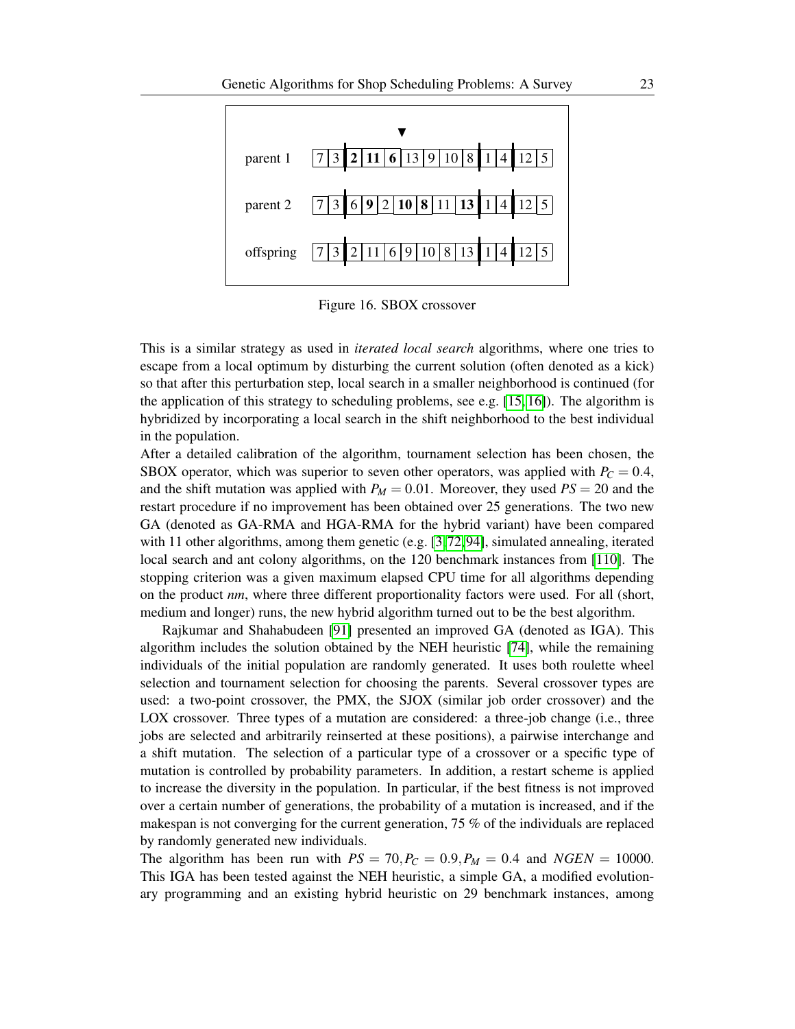| | | | | | | | | | | | | | |
|---|---|---|---|---|---|---|---|---|---|---|---|---|---|
| parent 1 | 7 | 3 | **2** | **11** | **6** | 13 | 9 | 10 | 8 | 1 | 4 | 12 | 5 |
| parent 2 | 7 | 3 | 6 | **9** | 2 | **10** | **8** | 11 | **13** | 1 | 4 | 12 | 5 |
| offspring | 7 | 3 | 2 | 11 | 6 | 9 | 10 | 8 | 13 | 1 | 4 | 12 | 5 |

Figure 16. SBOX crossover

This is a similar strategy as used in *iterated local search* algorithms, where one tries to escape from a local optimum by disturbing the current solution (often denoted as a kick) so that after this perturbation step, local search in a smaller neighborhood is continued (for the application of this strategy to scheduling problems, see e.g. [15,16]). The algorithm is hybridized by incorporating a local search in the shift neighborhood to the best individual in the population.

After a detailed calibration of the algorithm, tournament selection has been chosen, the SBOX operator, which was superior to seven other operators, was applied with $P_C = 0.4$, and the shift mutation was applied with $P_M = 0.01$. Moreover, they used $PS = 20$ and the restart procedure if no improvement has been obtained over 25 generations. The two new GA (denoted as GA-RMA and HGA-RMA for the hybrid variant) have been compared with 11 other algorithms, among them genetic (e.g. [3,72,94], simulated annealing, iterated local search and ant colony algorithms, on the 120 benchmark instances from [110]. The stopping criterion was a given maximum elapsed CPU time for all algorithms depending on the product *nm*, where three different proportionality factors were used. For all (short, medium and longer) runs, the new hybrid algorithm turned out to be the best algorithm.

Rajkumar and Shahabudeen [91] presented an improved GA (denoted as IGA). This algorithm includes the solution obtained by the NEH heuristic [74], while the remaining individuals of the initial population are randomly generated. It uses both roulette wheel selection and tournament selection for choosing the parents. Several crossover types are used: a two-point crossover, the PMX, the SJOX (similar job order crossover) and the LOX crossover. Three types of a mutation are considered: a three-job change (i.e., three jobs are selected and arbitrarily reinserted at these positions), a pairwise interchange and a shift mutation. The selection of a particular type of a crossover or a specific type of mutation is controlled by probability parameters. In addition, a restart scheme is applied to increase the diversity in the population. In particular, if the best fitness is not improved over a certain number of generations, the probability of a mutation is increased, and if the makespan is not converging for the current generation, 75 % of the individuals are replaced by randomly generated new individuals.

The algorithm has been run with $PS = 70, P_C = 0.9, P_M = 0.4$ and $NGEN = 10000$. This IGA has been tested against the NEH heuristic, a simple GA, a modified evolutionary programming and an existing hybrid heuristic on 29 benchmark instances, among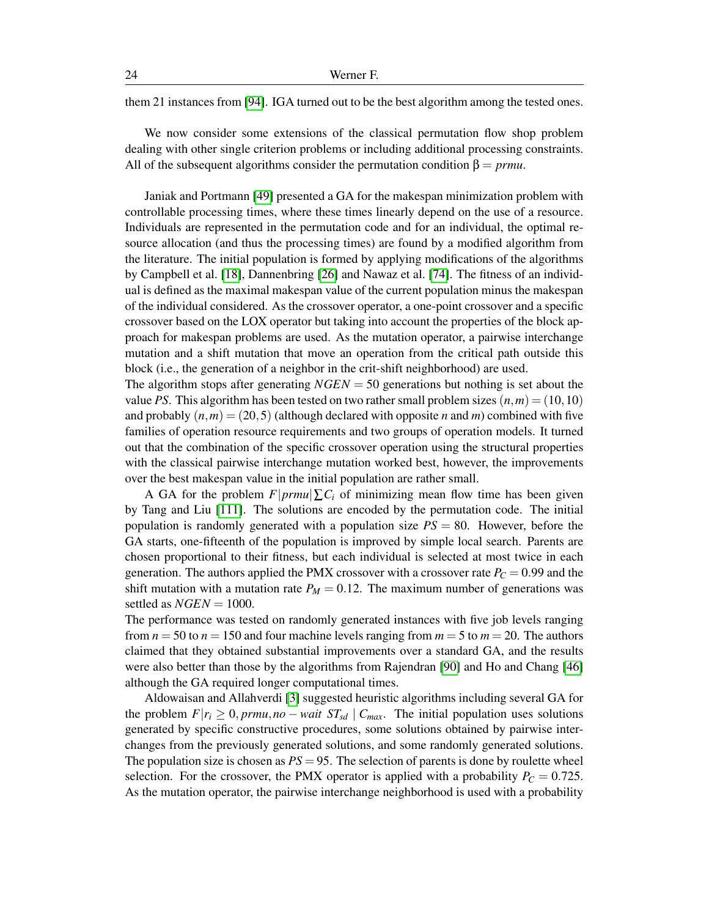them 21 instances from [94]. IGA turned out to be the best algorithm among the tested ones.

We now consider some extensions of the classical permutation flow shop problem dealing with other single criterion problems or including additional processing constraints. All of the subsequent algorithms consider the permutation condition $\beta = prmu$.

Janiak and Portmann [49] presented a GA for the makespan minimization problem with controllable processing times, where these times linearly depend on the use of a resource. Individuals are represented in the permutation code and for an individual, the optimal resource allocation (and thus the processing times) are found by a modified algorithm from the literature. The initial population is formed by applying modifications of the algorithms by Campbell et al. [18], Dannenbring [26] and Nawaz et al. [74]. The fitness of an individual is defined as the maximal makespan value of the current population minus the makespan of the individual considered. As the crossover operator, a one-point crossover and a specific crossover based on the LOX operator but taking into account the properties of the block approach for makespan problems are used. As the mutation operator, a pairwise interchange mutation and a shift mutation that move an operation from the critical path outside this block (i.e., the generation of a neighbor in the crit-shift neighborhood) are used.
The algorithm stops after generating $NGEN = 50$ generations but nothing is set about the value $PS$. This algorithm has been tested on two rather small problem sizes $(n,m) = (10,10)$ and probably $(n,m) = (20,5)$ (although declared with opposite $n$ and $m$) combined with five families of operation resource requirements and two groups of operation models. It turned out that the combination of the specific crossover operation using the structural properties with the classical pairwise interchange mutation worked best, however, the improvements over the best makespan value in the initial population are rather small.

A GA for the problem $F|prmu|\sum C_i$ of minimizing mean flow time has been given by Tang and Liu [111]. The solutions are encoded by the permutation code. The initial population is randomly generated with a population size $PS = 80$. However, before the GA starts, one-fifteenth of the population is improved by simple local search. Parents are chosen proportional to their fitness, but each individual is selected at most twice in each generation. The authors applied the PMX crossover with a crossover rate $P_C = 0.99$ and the shift mutation with a mutation rate $P_M = 0.12$. The maximum number of generations was settled as $NGEN = 1000$.
The performance was tested on randomly generated instances with five job levels ranging from $n = 50$ to $n = 150$ and four machine levels ranging from $m = 5$ to $m = 20$. The authors claimed that they obtained substantial improvements over a standard GA, and the results were also better than those by the algorithms from Rajendran [90] and Ho and Chang [46] although the GA required longer computational times.

Aldowaisan and Allahverdi [3] suggested heuristic algorithms including several GA for the problem $F|r_i \geq 0, prmu, no-wait\ ST_{sd} \mid C_{max}$. The initial population uses solutions generated by specific constructive procedures, some solutions obtained by pairwise interchanges from the previously generated solutions, and some randomly generated solutions. The population size is chosen as $PS = 95$. The selection of parents is done by roulette wheel selection. For the crossover, the PMX operator is applied with a probability $P_C = 0.725$. As the mutation operator, the pairwise interchange neighborhood is used with a probability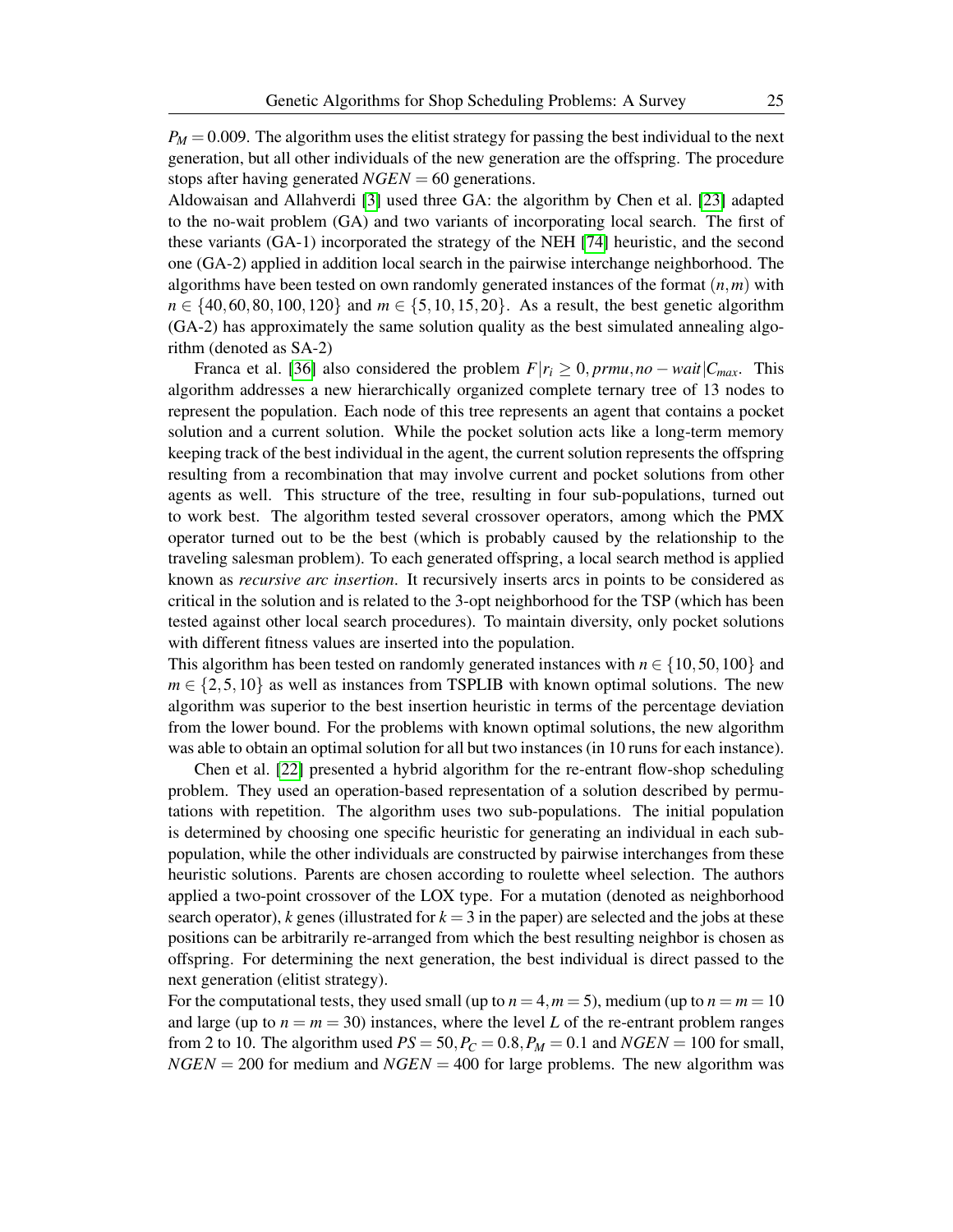$P_M = 0.009$. The algorithm uses the elitist strategy for passing the best individual to the next generation, but all other individuals of the new generation are the offspring. The procedure stops after having generated $NGEN = 60$ generations.

Aldowaisan and Allahverdi [3] used three GA: the algorithm by Chen et al. [23] adapted to the no-wait problem (GA) and two variants of incorporating local search. The first of these variants (GA-1) incorporated the strategy of the NEH [74] heuristic, and the second one (GA-2) applied in addition local search in the pairwise interchange neighborhood. The algorithms have been tested on own randomly generated instances of the format $(n,m)$ with $n \in \{40,60,80,100,120\}$ and $m \in \{5,10,15,20\}$. As a result, the best genetic algorithm (GA-2) has approximately the same solution quality as the best simulated annealing algorithm (denoted as SA-2)

Franca et al. [36] also considered the problem $F|r_i \geq 0, prmu, no-wait|C_{max}$. This algorithm addresses a new hierarchically organized complete ternary tree of 13 nodes to represent the population. Each node of this tree represents an agent that contains a pocket solution and a current solution. While the pocket solution acts like a long-term memory keeping track of the best individual in the agent, the current solution represents the offspring resulting from a recombination that may involve current and pocket solutions from other agents as well. This structure of the tree, resulting in four sub-populations, turned out to work best. The algorithm tested several crossover operators, among which the PMX operator turned out to be the best (which is probably caused by the relationship to the traveling salesman problem). To each generated offspring, a local search method is applied known as *recursive arc insertion*. It recursively inserts arcs in points to be considered as critical in the solution and is related to the 3-opt neighborhood for the TSP (which has been tested against other local search procedures). To maintain diversity, only pocket solutions with different fitness values are inserted into the population.

This algorithm has been tested on randomly generated instances with $n \in \{10,50,100\}$ and $m \in \{2,5,10\}$ as well as instances from TSPLIB with known optimal solutions. The new algorithm was superior to the best insertion heuristic in terms of the percentage deviation from the lower bound. For the problems with known optimal solutions, the new algorithm was able to obtain an optimal solution for all but two instances (in 10 runs for each instance).

Chen et al. [22] presented a hybrid algorithm for the re-entrant flow-shop scheduling problem. They used an operation-based representation of a solution described by permutations with repetition. The algorithm uses two sub-populations. The initial population is determined by choosing one specific heuristic for generating an individual in each sub-population, while the other individuals are constructed by pairwise interchanges from these heuristic solutions. Parents are chosen according to roulette wheel selection. The authors applied a two-point crossover of the LOX type. For a mutation (denoted as neighborhood search operator), $k$ genes (illustrated for $k = 3$ in the paper) are selected and the jobs at these positions can be arbitrarily re-arranged from which the best resulting neighbor is chosen as offspring. For determining the next generation, the best individual is direct passed to the next generation (elitist strategy).

For the computational tests, they used small (up to $n = 4, m = 5$), medium (up to $n = m = 10$ and large (up to $n = m = 30$) instances, where the level $L$ of the re-entrant problem ranges from 2 to 10. The algorithm used $PS = 50, P_C = 0.8, P_M = 0.1$ and $NGEN = 100$ for small, $NGEN = 200$ for medium and $NGEN = 400$ for large problems. The new algorithm was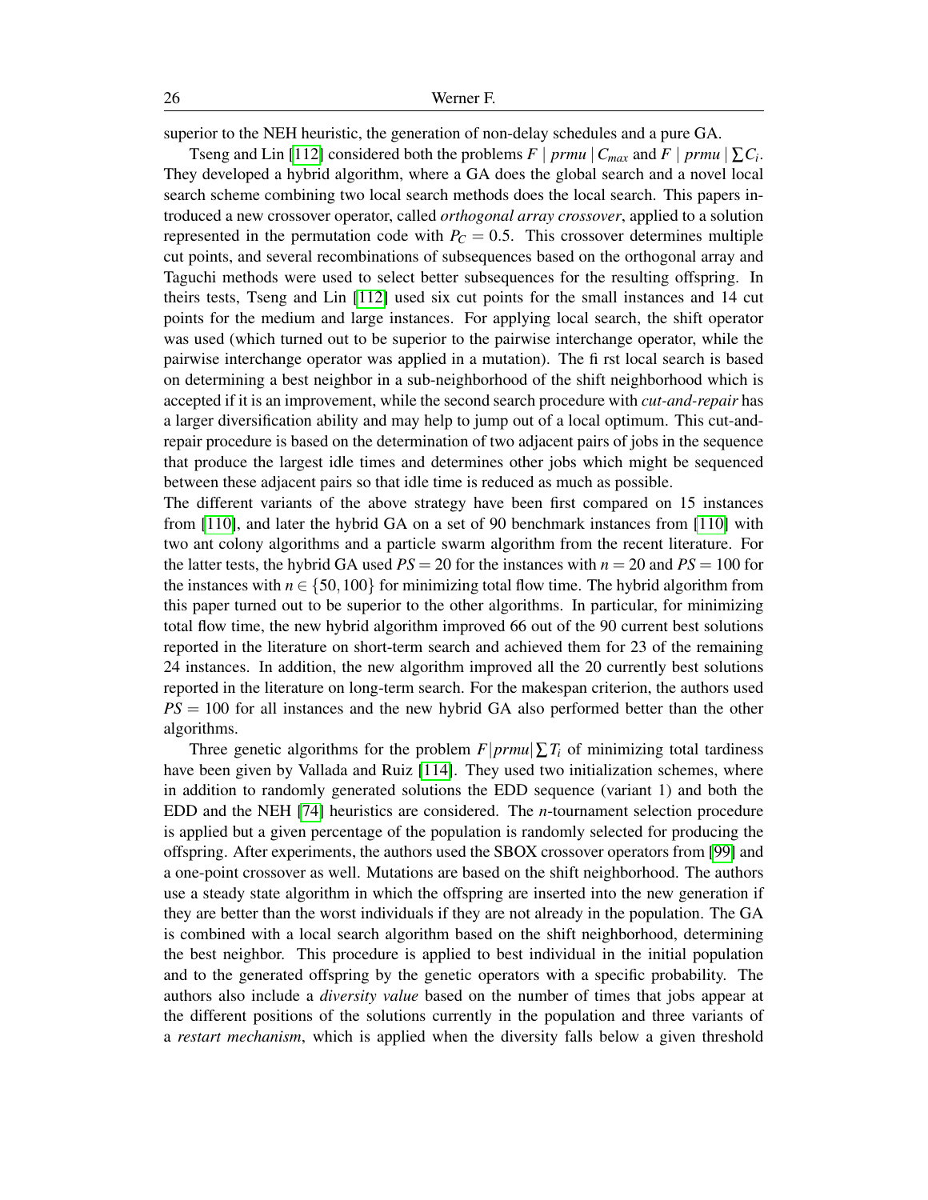superior to the NEH heuristic, the generation of non-delay schedules and a pure GA.

Tseng and Lin [112] considered both the problems $F \mid prmu \mid C_{max}$ and $F \mid prmu \mid \sum C_i$. They developed a hybrid algorithm, where a GA does the global search and a novel local search scheme combining two local search methods does the local search. This papers introduced a new crossover operator, called *orthogonal array crossover*, applied to a solution represented in the permutation code with $P_C = 0.5$. This crossover determines multiple cut points, and several recombinations of subsequences based on the orthogonal array and Taguchi methods were used to select better subsequences for the resulting offspring. In theirs tests, Tseng and Lin [112] used six cut points for the small instances and 14 cut points for the medium and large instances. For applying local search, the shift operator was used (which turned out to be superior to the pairwise interchange operator, while the pairwise interchange operator was applied in a mutation). The fi rst local search is based on determining a best neighbor in a sub-neighborhood of the shift neighborhood which is accepted if it is an improvement, while the second search procedure with *cut-and-repair* has a larger diversification ability and may help to jump out of a local optimum. This cut-and-repair procedure is based on the determination of two adjacent pairs of jobs in the sequence that produce the largest idle times and determines other jobs which might be sequenced between these adjacent pairs so that idle time is reduced as much as possible.

The different variants of the above strategy have been first compared on 15 instances from [110], and later the hybrid GA on a set of 90 benchmark instances from [110] with two ant colony algorithms and a particle swarm algorithm from the recent literature. For the latter tests, the hybrid GA used $PS = 20$ for the instances with $n = 20$ and $PS = 100$ for the instances with $n \in \{50, 100\}$ for minimizing total flow time. The hybrid algorithm from this paper turned out to be superior to the other algorithms. In particular, for minimizing total flow time, the new hybrid algorithm improved 66 out of the 90 current best solutions reported in the literature on short-term search and achieved them for 23 of the remaining 24 instances. In addition, the new algorithm improved all the 20 currently best solutions reported in the literature on long-term search. For the makespan criterion, the authors used $PS = 100$ for all instances and the new hybrid GA also performed better than the other algorithms.

Three genetic algorithms for the problem $F|prmu|\sum T_i$ of minimizing total tardiness have been given by Vallada and Ruiz [114]. They used two initialization schemes, where in addition to randomly generated solutions the EDD sequence (variant 1) and both the EDD and the NEH [74] heuristics are considered. The $n$-tournament selection procedure is applied but a given percentage of the population is randomly selected for producing the offspring. After experiments, the authors used the SBOX crossover operators from [99] and a one-point crossover as well. Mutations are based on the shift neighborhood. The authors use a steady state algorithm in which the offspring are inserted into the new generation if they are better than the worst individuals if they are not already in the population. The GA is combined with a local search algorithm based on the shift neighborhood, determining the best neighbor. This procedure is applied to best individual in the initial population and to the generated offspring by the genetic operators with a specific probability. The authors also include a *diversity value* based on the number of times that jobs appear at the different positions of the solutions currently in the population and three variants of a *restart mechanism*, which is applied when the diversity falls below a given threshold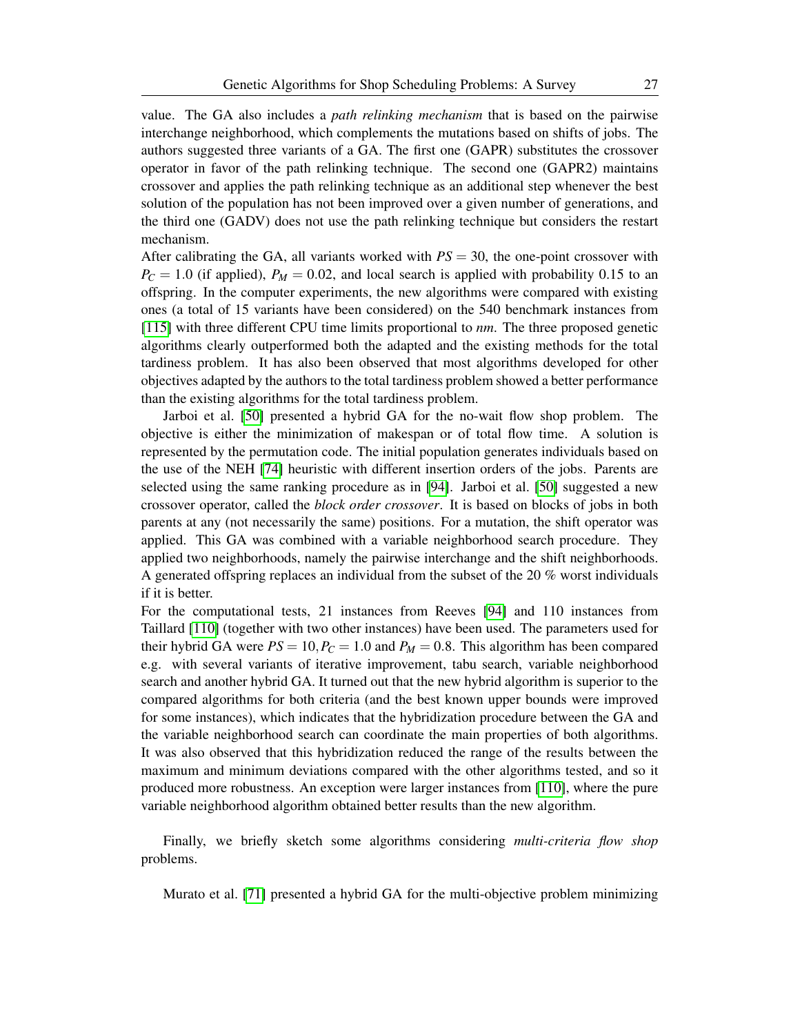value. The GA also includes a *path relinking mechanism* that is based on the pairwise interchange neighborhood, which complements the mutations based on shifts of jobs. The authors suggested three variants of a GA. The first one (GAPR) substitutes the crossover operator in favor of the path relinking technique. The second one (GAPR2) maintains crossover and applies the path relinking technique as an additional step whenever the best solution of the population has not been improved over a given number of generations, and the third one (GADV) does not use the path relinking technique but considers the restart mechanism.

After calibrating the GA, all variants worked with $PS = 30$, the one-point crossover with $P_C = 1.0$ (if applied), $P_M = 0.02$, and local search is applied with probability 0.15 to an offspring. In the computer experiments, the new algorithms were compared with existing ones (a total of 15 variants have been considered) on the 540 benchmark instances from [115] with three different CPU time limits proportional to $nm$. The three proposed genetic algorithms clearly outperformed both the adapted and the existing methods for the total tardiness problem. It has also been observed that most algorithms developed for other objectives adapted by the authors to the total tardiness problem showed a better performance than the existing algorithms for the total tardiness problem.

Jarboi et al. [50] presented a hybrid GA for the no-wait flow shop problem. The objective is either the minimization of makespan or of total flow time. A solution is represented by the permutation code. The initial population generates individuals based on the use of the NEH [74] heuristic with different insertion orders of the jobs. Parents are selected using the same ranking procedure as in [94]. Jarboi et al. [50] suggested a new crossover operator, called the *block order crossover*. It is based on blocks of jobs in both parents at any (not necessarily the same) positions. For a mutation, the shift operator was applied. This GA was combined with a variable neighborhood search procedure. They applied two neighborhoods, namely the pairwise interchange and the shift neighborhoods. A generated offspring replaces an individual from the subset of the 20 % worst individuals if it is better.

For the computational tests, 21 instances from Reeves [94] and 110 instances from Taillard [110] (together with two other instances) have been used. The parameters used for their hybrid GA were $PS = 10, P_C = 1.0$ and $P_M = 0.8$. This algorithm has been compared e.g. with several variants of iterative improvement, tabu search, variable neighborhood search and another hybrid GA. It turned out that the new hybrid algorithm is superior to the compared algorithms for both criteria (and the best known upper bounds were improved for some instances), which indicates that the hybridization procedure between the GA and the variable neighborhood search can coordinate the main properties of both algorithms. It was also observed that this hybridization reduced the range of the results between the maximum and minimum deviations compared with the other algorithms tested, and so it produced more robustness. An exception were larger instances from [110], where the pure variable neighborhood algorithm obtained better results than the new algorithm.

Finally, we briefly sketch some algorithms considering *multi-criteria flow shop* problems.

Murato et al. [71] presented a hybrid GA for the multi-objective problem minimizing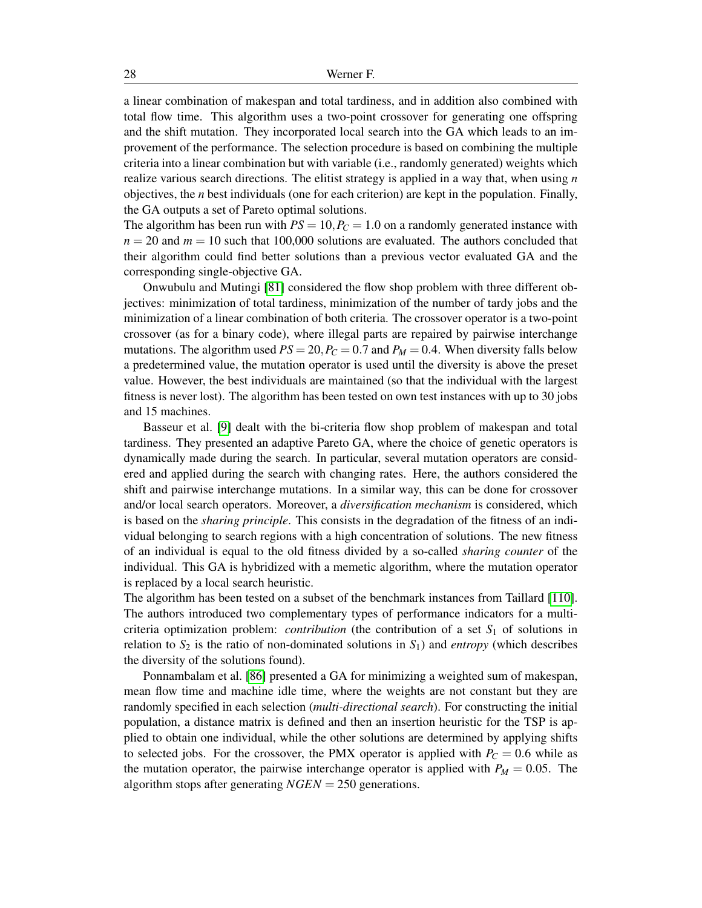a linear combination of makespan and total tardiness, and in addition also combined with total flow time. This algorithm uses a two-point crossover for generating one offspring and the shift mutation. They incorporated local search into the GA which leads to an improvement of the performance. The selection procedure is based on combining the multiple criteria into a linear combination but with variable (i.e., randomly generated) weights which realize various search directions. The elitist strategy is applied in a way that, when using $n$ objectives, the $n$ best individuals (one for each criterion) are kept in the population. Finally, the GA outputs a set of Pareto optimal solutions.

The algorithm has been run with $PS = 10, P_C = 1.0$ on a randomly generated instance with $n = 20$ and $m = 10$ such that 100,000 solutions are evaluated. The authors concluded that their algorithm could find better solutions than a previous vector evaluated GA and the corresponding single-objective GA.

Onwubulu and Mutingi [81] considered the flow shop problem with three different objectives: minimization of total tardiness, minimization of the number of tardy jobs and the minimization of a linear combination of both criteria. The crossover operator is a two-point crossover (as for a binary code), where illegal parts are repaired by pairwise interchange mutations. The algorithm used $PS = 20, P_C = 0.7$ and $P_M = 0.4$. When diversity falls below a predetermined value, the mutation operator is used until the diversity is above the preset value. However, the best individuals are maintained (so that the individual with the largest fitness is never lost). The algorithm has been tested on own test instances with up to 30 jobs and 15 machines.

Basseur et al. [9] dealt with the bi-criteria flow shop problem of makespan and total tardiness. They presented an adaptive Pareto GA, where the choice of genetic operators is dynamically made during the search. In particular, several mutation operators are considered and applied during the search with changing rates. Here, the authors considered the shift and pairwise interchange mutations. In a similar way, this can be done for crossover and/or local search operators. Moreover, a *diversification mechanism* is considered, which is based on the *sharing principle*. This consists in the degradation of the fitness of an individual belonging to search regions with a high concentration of solutions. The new fitness of an individual is equal to the old fitness divided by a so-called *sharing counter* of the individual. This GA is hybridized with a memetic algorithm, where the mutation operator is replaced by a local search heuristic.

The algorithm has been tested on a subset of the benchmark instances from Taillard [110]. The authors introduced two complementary types of performance indicators for a multi-criteria optimization problem: *contribution* (the contribution of a set $S_1$ of solutions in relation to $S_2$ is the ratio of non-dominated solutions in $S_1$) and *entropy* (which describes the diversity of the solutions found).

Ponnambalam et al. [86] presented a GA for minimizing a weighted sum of makespan, mean flow time and machine idle time, where the weights are not constant but they are randomly specified in each selection (*multi-directional search*). For constructing the initial population, a distance matrix is defined and then an insertion heuristic for the TSP is applied to obtain one individual, while the other solutions are determined by applying shifts to selected jobs. For the crossover, the PMX operator is applied with $P_C = 0.6$ while as the mutation operator, the pairwise interchange operator is applied with $P_M = 0.05$. The algorithm stops after generating $NGEN = 250$ generations.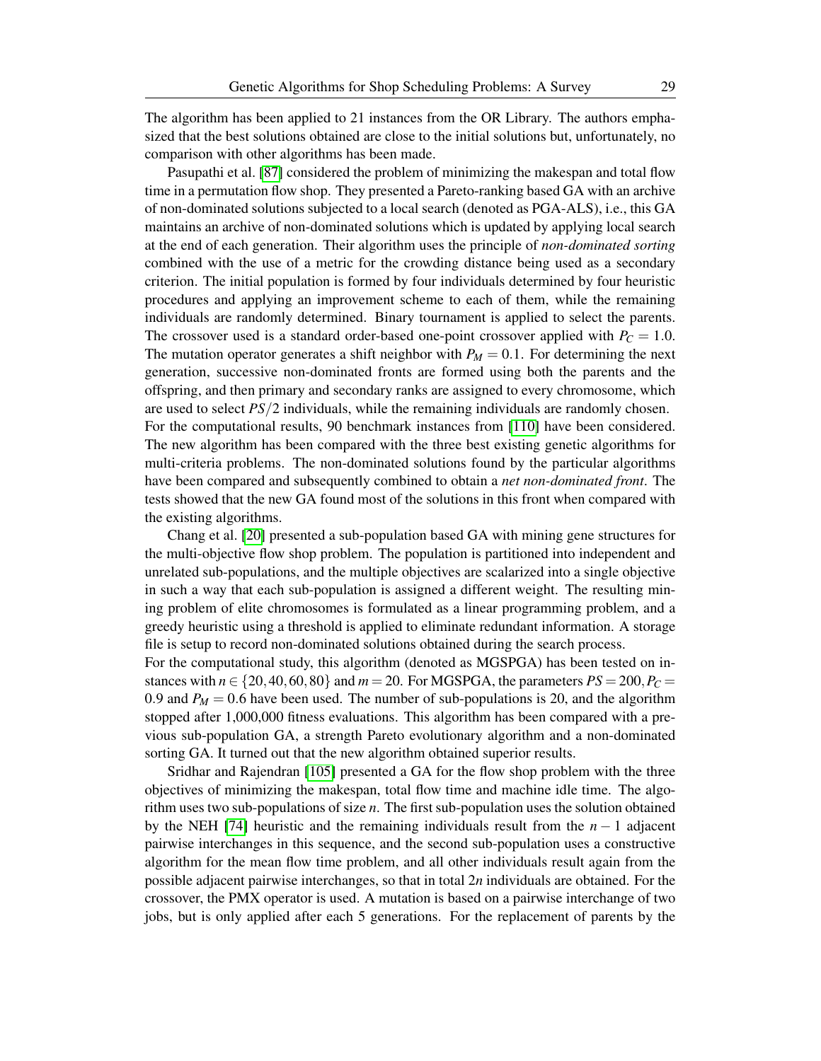The algorithm has been applied to 21 instances from the OR Library. The authors emphasized that the best solutions obtained are close to the initial solutions but, unfortunately, no comparison with other algorithms has been made.

Pasupathi et al. [87] considered the problem of minimizing the makespan and total flow time in a permutation flow shop. They presented a Pareto-ranking based GA with an archive of non-dominated solutions subjected to a local search (denoted as PGA-ALS), i.e., this GA maintains an archive of non-dominated solutions which is updated by applying local search at the end of each generation. Their algorithm uses the principle of *non-dominated sorting* combined with the use of a metric for the crowding distance being used as a secondary criterion. The initial population is formed by four individuals determined by four heuristic procedures and applying an improvement scheme to each of them, while the remaining individuals are randomly determined. Binary tournament is applied to select the parents. The crossover used is a standard order-based one-point crossover applied with $P_C = 1.0$. The mutation operator generates a shift neighbor with $P_M = 0.1$. For determining the next generation, successive non-dominated fronts are formed using both the parents and the offspring, and then primary and secondary ranks are assigned to every chromosome, which are used to select $PS/2$ individuals, while the remaining individuals are randomly chosen.
For the computational results, 90 benchmark instances from [110] have been considered. The new algorithm has been compared with the three best existing genetic algorithms for multi-criteria problems. The non-dominated solutions found by the particular algorithms have been compared and subsequently combined to obtain a *net non-dominated front*. The tests showed that the new GA found most of the solutions in this front when compared with the existing algorithms.

Chang et al. [20] presented a sub-population based GA with mining gene structures for the multi-objective flow shop problem. The population is partitioned into independent and unrelated sub-populations, and the multiple objectives are scalarized into a single objective in such a way that each sub-population is assigned a different weight. The resulting mining problem of elite chromosomes is formulated as a linear programming problem, and a greedy heuristic using a threshold is applied to eliminate redundant information. A storage file is setup to record non-dominated solutions obtained during the search process.
For the computational study, this algorithm (denoted as MGSPGA) has been tested on instances with $n \in \{20, 40, 60, 80\}$ and $m = 20$. For MGSPGA, the parameters $PS = 200, P_C = 0.9$ and $P_M = 0.6$ have been used. The number of sub-populations is 20, and the algorithm stopped after 1,000,000 fitness evaluations. This algorithm has been compared with a previous sub-population GA, a strength Pareto evolutionary algorithm and a non-dominated sorting GA. It turned out that the new algorithm obtained superior results.

Sridhar and Rajendran [105] presented a GA for the flow shop problem with the three objectives of minimizing the makespan, total flow time and machine idle time. The algorithm uses two sub-populations of size $n$. The first sub-population uses the solution obtained by the NEH [74] heuristic and the remaining individuals result from the $n-1$ adjacent pairwise interchanges in this sequence, and the second sub-population uses a constructive algorithm for the mean flow time problem, and all other individuals result again from the possible adjacent pairwise interchanges, so that in total $2n$ individuals are obtained. For the crossover, the PMX operator is used. A mutation is based on a pairwise interchange of two jobs, but is only applied after each 5 generations. For the replacement of parents by the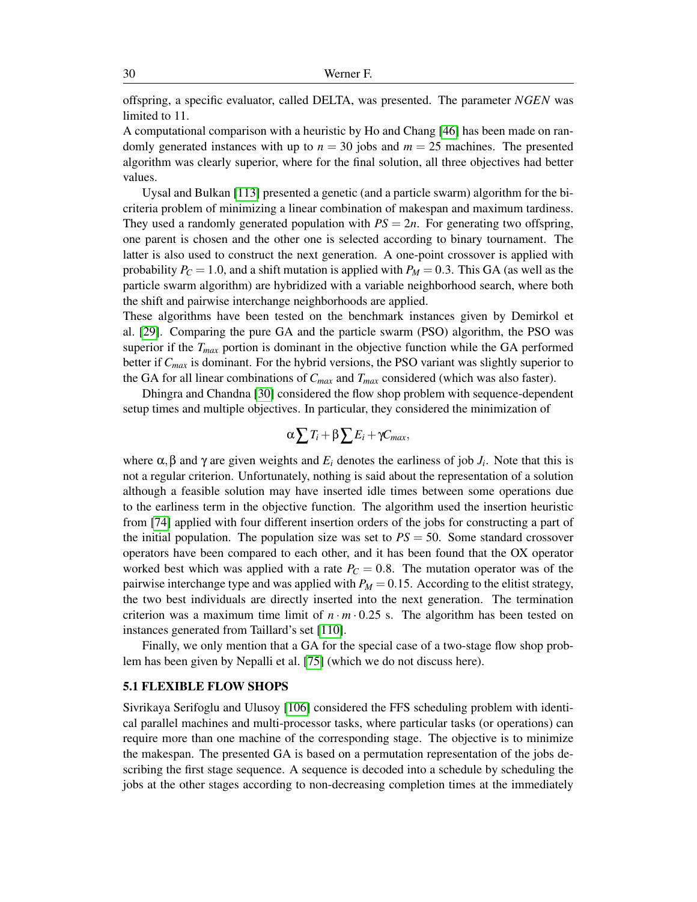offspring, a specific evaluator, called DELTA, was presented. The parameter *NGEN* was limited to 11.

A computational comparison with a heuristic by Ho and Chang [46] has been made on randomly generated instances with up to $n = 30$ jobs and $m = 25$ machines. The presented algorithm was clearly superior, where for the final solution, all three objectives had better values.

Uysal and Bulkan [113] presented a genetic (and a particle swarm) algorithm for the bicriteria problem of minimizing a linear combination of makespan and maximum tardiness. They used a randomly generated population with $PS = 2n$. For generating two offspring, one parent is chosen and the other one is selected according to binary tournament. The latter is also used to construct the next generation. A one-point crossover is applied with probability $P_C = 1.0$, and a shift mutation is applied with $P_M = 0.3$. This GA (as well as the particle swarm algorithm) are hybridized with a variable neighborhood search, where both the shift and pairwise interchange neighborhoods are applied.

These algorithms have been tested on the benchmark instances given by Demirkol et al. [29]. Comparing the pure GA and the particle swarm (PSO) algorithm, the PSO was superior if the $T_{max}$ portion is dominant in the objective function while the GA performed better if $C_{max}$ is dominant. For the hybrid versions, the PSO variant was slightly superior to the GA for all linear combinations of $C_{max}$ and $T_{max}$ considered (which was also faster).

Dhingra and Chandna [30] considered the flow shop problem with sequence-dependent setup times and multiple objectives. In particular, they considered the minimization of

$$\alpha \sum T_i + \beta \sum E_i + \gamma C_{max},$$

where $\alpha, \beta$ and $\gamma$ are given weights and $E_i$ denotes the earliness of job $J_i$. Note that this is not a regular criterion. Unfortunately, nothing is said about the representation of a solution although a feasible solution may have inserted idle times between some operations due to the earliness term in the objective function. The algorithm used the insertion heuristic from [74] applied with four different insertion orders of the jobs for constructing a part of the initial population. The population size was set to $PS = 50$. Some standard crossover operators have been compared to each other, and it has been found that the OX operator worked best which was applied with a rate $P_C = 0.8$. The mutation operator was of the pairwise interchange type and was applied with $P_M = 0.15$. According to the elitist strategy, the two best individuals are directly inserted into the next generation. The termination criterion was a maximum time limit of $n \cdot m \cdot 0.25$ s. The algorithm has been tested on instances generated from Taillard's set [110].

Finally, we only mention that a GA for the special case of a two-stage flow shop problem has been given by Nepalli et al. [75] (which we do not discuss here).

### 5.1 FLEXIBLE FLOW SHOPS

Sivrikaya Serifoglu and Ulusoy [106] considered the FFS scheduling problem with identical parallel machines and multi-processor tasks, where particular tasks (or operations) can require more than one machine of the corresponding stage. The objective is to minimize the makespan. The presented GA is based on a permutation representation of the jobs describing the first stage sequence. A sequence is decoded into a schedule by scheduling the jobs at the other stages according to non-decreasing completion times at the immediately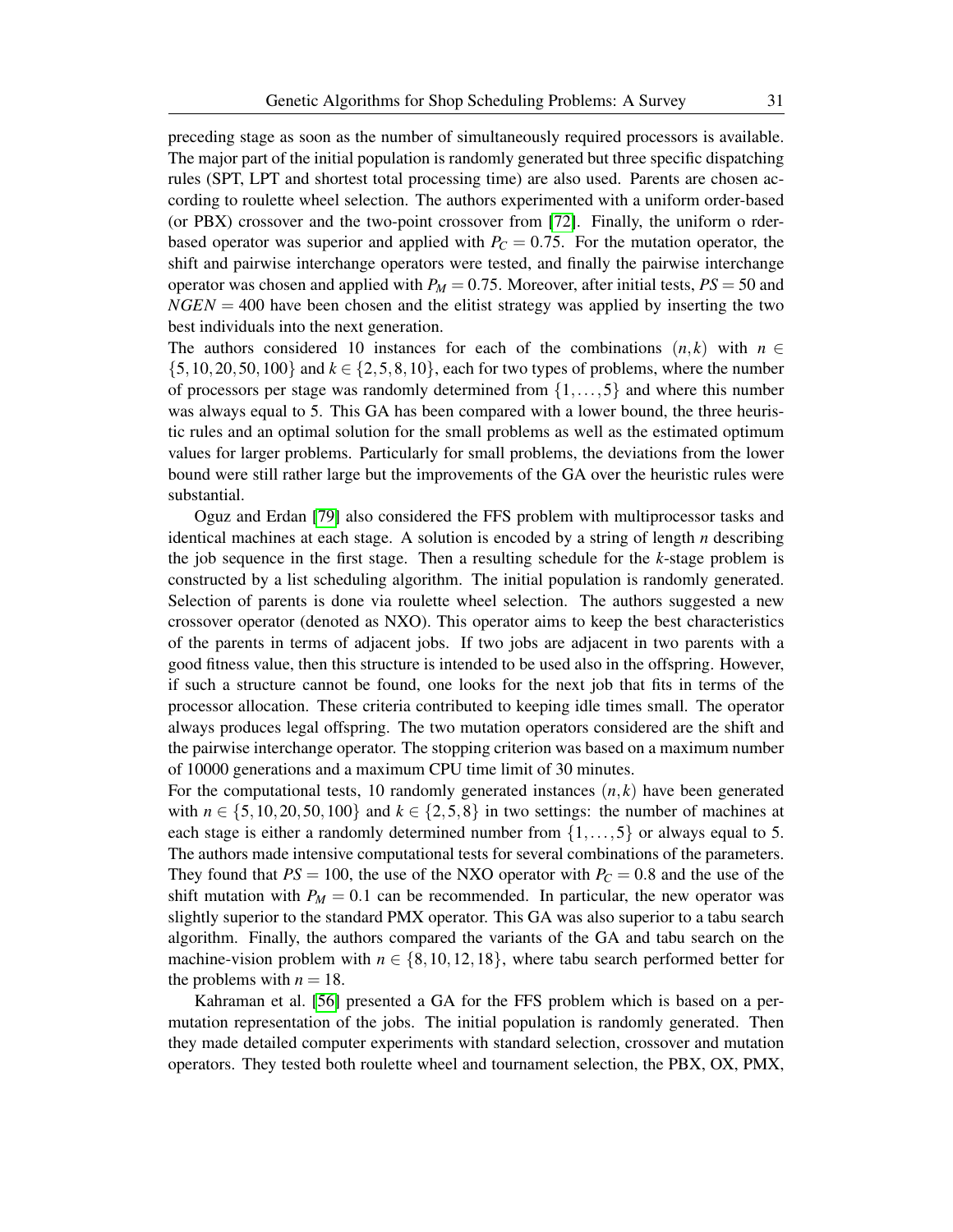preceding stage as soon as the number of simultaneously required processors is available. The major part of the initial population is randomly generated but three specific dispatching rules (SPT, LPT and shortest total processing time) are also used. Parents are chosen according to roulette wheel selection. The authors experimented with a uniform order-based (or PBX) crossover and the two-point crossover from [72]. Finally, the uniform o rder-based operator was superior and applied with $P_C = 0.75$. For the mutation operator, the shift and pairwise interchange operators were tested, and finally the pairwise interchange operator was chosen and applied with $P_M = 0.75$. Moreover, after initial tests, $PS = 50$ and $NGEN = 400$ have been chosen and the elitist strategy was applied by inserting the two best individuals into the next generation.

The authors considered 10 instances for each of the combinations $(n,k)$ with $n \in \{5,10,20,50,100\}$ and $k \in \{2,5,8,10\}$, each for two types of problems, where the number of processors per stage was randomly determined from $\{1,\ldots,5\}$ and where this number was always equal to 5. This GA has been compared with a lower bound, the three heuristic rules and an optimal solution for the small problems as well as the estimated optimum values for larger problems. Particularly for small problems, the deviations from the lower bound were still rather large but the improvements of the GA over the heuristic rules were substantial.

Oguz and Erdan [79] also considered the FFS problem with multiprocessor tasks and identical machines at each stage. A solution is encoded by a string of length $n$ describing the job sequence in the first stage. Then a resulting schedule for the $k$-stage problem is constructed by a list scheduling algorithm. The initial population is randomly generated. Selection of parents is done via roulette wheel selection. The authors suggested a new crossover operator (denoted as NXO). This operator aims to keep the best characteristics of the parents in terms of adjacent jobs. If two jobs are adjacent in two parents with a good fitness value, then this structure is intended to be used also in the offspring. However, if such a structure cannot be found, one looks for the next job that fits in terms of the processor allocation. These criteria contributed to keeping idle times small. The operator always produces legal offspring. The two mutation operators considered are the shift and the pairwise interchange operator. The stopping criterion was based on a maximum number of 10000 generations and a maximum CPU time limit of 30 minutes.

For the computational tests, 10 randomly generated instances $(n,k)$ have been generated with $n \in \{5,10,20,50,100\}$ and $k \in \{2,5,8\}$ in two settings: the number of machines at each stage is either a randomly determined number from $\{1,\ldots,5\}$ or always equal to 5. The authors made intensive computational tests for several combinations of the parameters. They found that $PS = 100$, the use of the NXO operator with $P_C = 0.8$ and the use of the shift mutation with $P_M = 0.1$ can be recommended. In particular, the new operator was slightly superior to the standard PMX operator. This GA was also superior to a tabu search algorithm. Finally, the authors compared the variants of the GA and tabu search on the machine-vision problem with $n \in \{8,10,12,18\}$, where tabu search performed better for the problems with $n = 18$.

Kahraman et al. [56] presented a GA for the FFS problem which is based on a permutation representation of the jobs. The initial population is randomly generated. Then they made detailed computer experiments with standard selection, crossover and mutation operators. They tested both roulette wheel and tournament selection, the PBX, OX, PMX,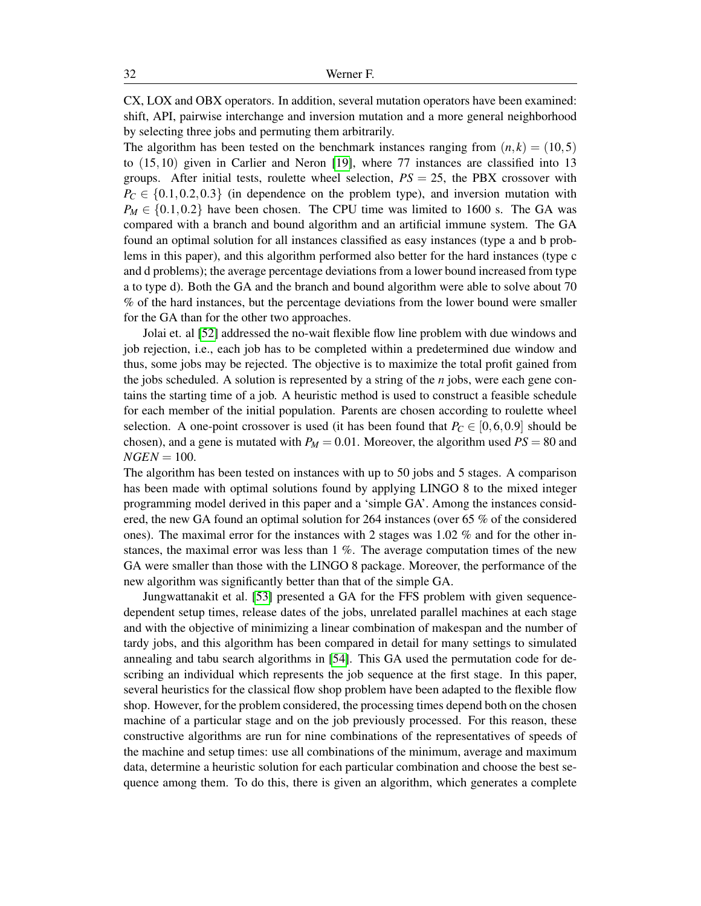CX, LOX and OBX operators. In addition, several mutation operators have been examined: shift, API, pairwise interchange and inversion mutation and a more general neighborhood by selecting three jobs and permuting them arbitrarily.

The algorithm has been tested on the benchmark instances ranging from $(n,k) = (10,5)$ to $(15,10)$ given in Carlier and Neron [19], where 77 instances are classified into 13 groups. After initial tests, roulette wheel selection, $PS = 25$, the PBX crossover with $P_C \in \{0.1, 0.2, 0.3\}$ (in dependence on the problem type), and inversion mutation with $P_M \in \{0.1, 0.2\}$ have been chosen. The CPU time was limited to 1600 s. The GA was compared with a branch and bound algorithm and an artificial immune system. The GA found an optimal solution for all instances classified as easy instances (type a and b problems in this paper), and this algorithm performed also better for the hard instances (type c and d problems); the average percentage deviations from a lower bound increased from type a to type d). Both the GA and the branch and bound algorithm were able to solve about 70 % of the hard instances, but the percentage deviations from the lower bound were smaller for the GA than for the other two approaches.

Jolai et. al [52] addressed the no-wait flexible flow line problem with due windows and job rejection, i.e., each job has to be completed within a predetermined due window and thus, some jobs may be rejected. The objective is to maximize the total profit gained from the jobs scheduled. A solution is represented by a string of the $n$ jobs, were each gene contains the starting time of a job. A heuristic method is used to construct a feasible schedule for each member of the initial population. Parents are chosen according to roulette wheel selection. A one-point crossover is used (it has been found that $P_C \in [0,6,0.9]$ should be chosen), and a gene is mutated with $P_M = 0.01$. Moreover, the algorithm used $PS = 80$ and $NGEN = 100$.

The algorithm has been tested on instances with up to 50 jobs and 5 stages. A comparison has been made with optimal solutions found by applying LINGO 8 to the mixed integer programming model derived in this paper and a 'simple GA'. Among the instances considered, the new GA found an optimal solution for 264 instances (over 65 % of the considered ones). The maximal error for the instances with 2 stages was 1.02 % and for the other instances, the maximal error was less than 1 %. The average computation times of the new GA were smaller than those with the LINGO 8 package. Moreover, the performance of the new algorithm was significantly better than that of the simple GA.

Jungwattanakit et al. [53] presented a GA for the FFS problem with given sequence-dependent setup times, release dates of the jobs, unrelated parallel machines at each stage and with the objective of minimizing a linear combination of makespan and the number of tardy jobs, and this algorithm has been compared in detail for many settings to simulated annealing and tabu search algorithms in [54]. This GA used the permutation code for describing an individual which represents the job sequence at the first stage. In this paper, several heuristics for the classical flow shop problem have been adapted to the flexible flow shop. However, for the problem considered, the processing times depend both on the chosen machine of a particular stage and on the job previously processed. For this reason, these constructive algorithms are run for nine combinations of the representatives of speeds of the machine and setup times: use all combinations of the minimum, average and maximum data, determine a heuristic solution for each particular combination and choose the best sequence among them. To do this, there is given an algorithm, which generates a complete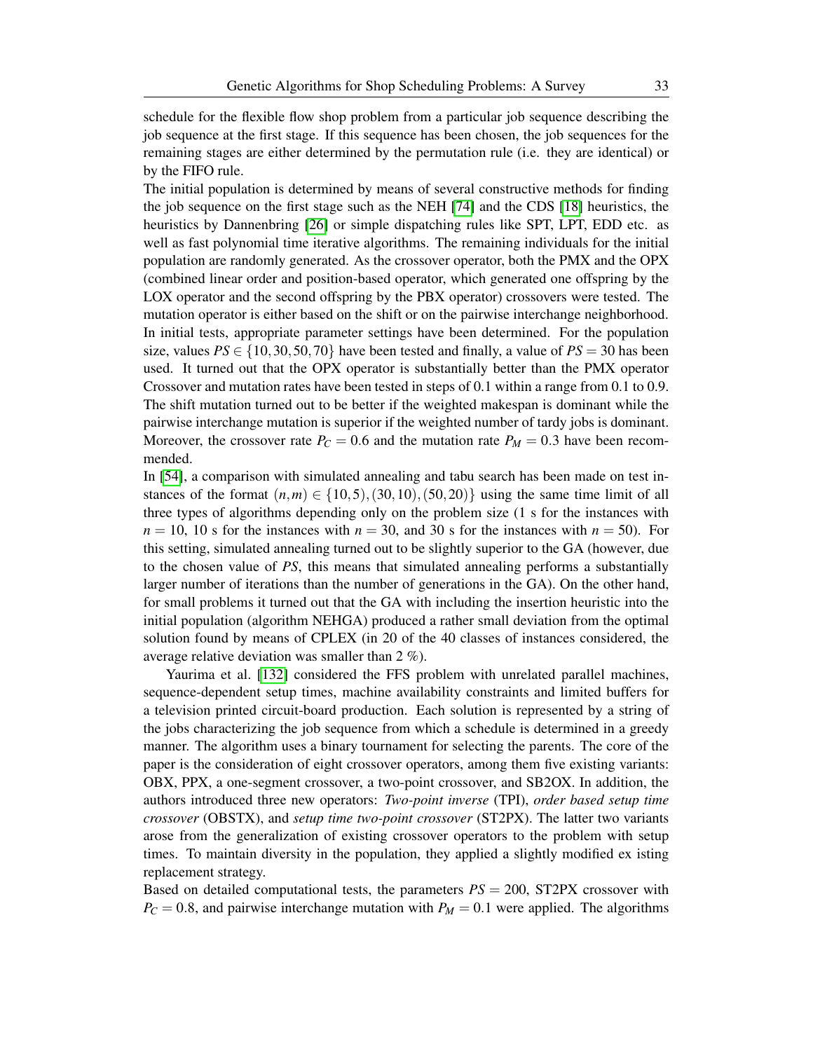schedule for the flexible flow shop problem from a particular job sequence describing the job sequence at the first stage. If this sequence has been chosen, the job sequences for the remaining stages are either determined by the permutation rule (i.e. they are identical) or by the FIFO rule.

The initial population is determined by means of several constructive methods for finding the job sequence on the first stage such as the NEH [74] and the CDS [18] heuristics, the heuristics by Dannenbring [26] or simple dispatching rules like SPT, LPT, EDD etc. as well as fast polynomial time iterative algorithms. The remaining individuals for the initial population are randomly generated. As the crossover operator, both the PMX and the OPX (combined linear order and position-based operator, which generated one offspring by the LOX operator and the second offspring by the PBX operator) crossovers were tested. The mutation operator is either based on the shift or on the pairwise interchange neighborhood. In initial tests, appropriate parameter settings have been determined. For the population size, values $PS \in \{10, 30, 50, 70\}$ have been tested and finally, a value of $PS = 30$ has been used. It turned out that the OPX operator is substantially better than the PMX operator Crossover and mutation rates have been tested in steps of 0.1 within a range from 0.1 to 0.9. The shift mutation turned out to be better if the weighted makespan is dominant while the pairwise interchange mutation is superior if the weighted number of tardy jobs is dominant. Moreover, the crossover rate $P_C = 0.6$ and the mutation rate $P_M = 0.3$ have been recommended.

In [54], a comparison with simulated annealing and tabu search has been made on test instances of the format $(n,m) \in \{(10,5), (30,10), (50,20)\}$ using the same time limit of all three types of algorithms depending only on the problem size (1 s for the instances with $n = 10$, 10 s for the instances with $n = 30$, and 30 s for the instances with $n = 50$). For this setting, simulated annealing turned out to be slightly superior to the GA (however, due to the chosen value of $PS$, this means that simulated annealing performs a substantially larger number of iterations than the number of generations in the GA). On the other hand, for small problems it turned out that the GA with including the insertion heuristic into the initial population (algorithm NEHGA) produced a rather small deviation from the optimal solution found by means of CPLEX (in 20 of the 40 classes of instances considered, the average relative deviation was smaller than 2 %).

Yaurima et al. [132] considered the FFS problem with unrelated parallel machines, sequence-dependent setup times, machine availability constraints and limited buffers for a television printed circuit-board production. Each solution is represented by a string of the jobs characterizing the job sequence from which a schedule is determined in a greedy manner. The algorithm uses a binary tournament for selecting the parents. The core of the paper is the consideration of eight crossover operators, among them five existing variants: OBX, PPX, a one-segment crossover, a two-point crossover, and SB2OX. In addition, the authors introduced three new operators: *Two-point inverse* (TPI), *order based setup time crossover* (OBSTX), and *setup time two-point crossover* (ST2PX). The latter two variants arose from the generalization of existing crossover operators to the problem with setup times. To maintain diversity in the population, they applied a slightly modified ex isting replacement strategy.

Based on detailed computational tests, the parameters $PS = 200$, ST2PX crossover with $P_C = 0.8$, and pairwise interchange mutation with $P_M = 0.1$ were applied. The algorithms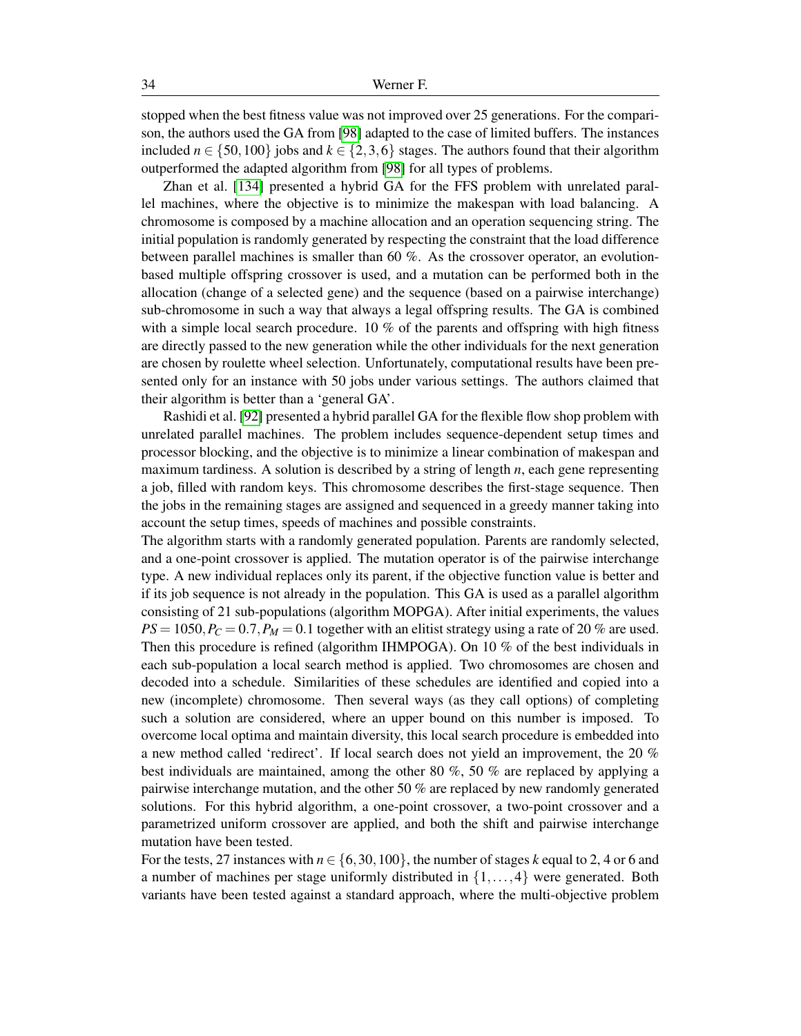stopped when the best fitness value was not improved over 25 generations. For the comparison, the authors used the GA from [98] adapted to the case of limited buffers. The instances included $n \in \{50, 100\}$ jobs and $k \in \{2, 3, 6\}$ stages. The authors found that their algorithm outperformed the adapted algorithm from [98] for all types of problems.

Zhan et al. [134] presented a hybrid GA for the FFS problem with unrelated parallel machines, where the objective is to minimize the makespan with load balancing. A chromosome is composed by a machine allocation and an operation sequencing string. The initial population is randomly generated by respecting the constraint that the load difference between parallel machines is smaller than 60 %. As the crossover operator, an evolution-based multiple offspring crossover is used, and a mutation can be performed both in the allocation (change of a selected gene) and the sequence (based on a pairwise interchange) sub-chromosome in such a way that always a legal offspring results. The GA is combined with a simple local search procedure. 10 % of the parents and offspring with high fitness are directly passed to the new generation while the other individuals for the next generation are chosen by roulette wheel selection. Unfortunately, computational results have been presented only for an instance with 50 jobs under various settings. The authors claimed that their algorithm is better than a 'general GA'.

Rashidi et al. [92] presented a hybrid parallel GA for the flexible flow shop problem with unrelated parallel machines. The problem includes sequence-dependent setup times and processor blocking, and the objective is to minimize a linear combination of makespan and maximum tardiness. A solution is described by a string of length $n$, each gene representing a job, filled with random keys. This chromosome describes the first-stage sequence. Then the jobs in the remaining stages are assigned and sequenced in a greedy manner taking into account the setup times, speeds of machines and possible constraints.

The algorithm starts with a randomly generated population. Parents are randomly selected, and a one-point crossover is applied. The mutation operator is of the pairwise interchange type. A new individual replaces only its parent, if the objective function value is better and if its job sequence is not already in the population. This GA is used as a parallel algorithm consisting of 21 sub-populations (algorithm MOPGA). After initial experiments, the values $PS = 1050, P_C = 0.7, P_M = 0.1$ together with an elitist strategy using a rate of 20 % are used. Then this procedure is refined (algorithm IHMPOGA). On 10 % of the best individuals in each sub-population a local search method is applied. Two chromosomes are chosen and decoded into a schedule. Similarities of these schedules are identified and copied into a new (incomplete) chromosome. Then several ways (as they call options) of completing such a solution are considered, where an upper bound on this number is imposed. To overcome local optima and maintain diversity, this local search procedure is embedded into a new method called 'redirect'. If local search does not yield an improvement, the 20 % best individuals are maintained, among the other 80 %, 50 % are replaced by applying a pairwise interchange mutation, and the other 50 % are replaced by new randomly generated solutions. For this hybrid algorithm, a one-point crossover, a two-point crossover and a parametrized uniform crossover are applied, and both the shift and pairwise interchange mutation have been tested.

For the tests, 27 instances with $n \in \{6, 30, 100\}$, the number of stages $k$ equal to 2, 4 or 6 and a number of machines per stage uniformly distributed in $\{1, \ldots, 4\}$ were generated. Both variants have been tested against a standard approach, where the multi-objective problem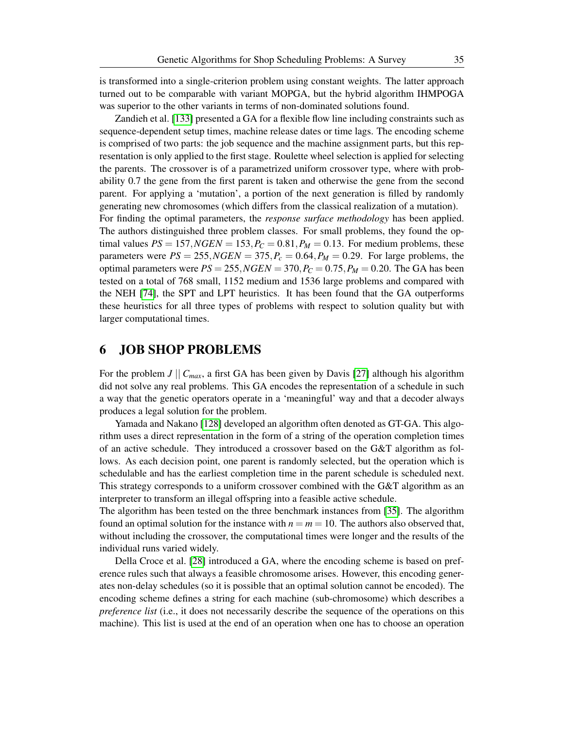is transformed into a single-criterion problem using constant weights. The latter approach turned out to be comparable with variant MOPGA, but the hybrid algorithm IHMPOGA was superior to the other variants in terms of non-dominated solutions found.

Zandieh et al. [133] presented a GA for a flexible flow line including constraints such as sequence-dependent setup times, machine release dates or time lags. The encoding scheme is comprised of two parts: the job sequence and the machine assignment parts, but this representation is only applied to the first stage. Roulette wheel selection is applied for selecting the parents. The crossover is of a parametrized uniform crossover type, where with probability 0.7 the gene from the first parent is taken and otherwise the gene from the second parent. For applying a 'mutation', a portion of the next generation is filled by randomly generating new chromosomes (which differs from the classical realization of a mutation). For finding the optimal parameters, the *response surface methodology* has been applied. The authors distinguished three problem classes. For small problems, they found the optimal values $PS = 157, NGEN = 153, P_C = 0.81, P_M = 0.13$. For medium problems, these parameters were $PS = 255, NGEN = 375, P_c = 0.64, P_M = 0.29$. For large problems, the optimal parameters were $PS = 255, NGEN = 370, P_C = 0.75, P_M = 0.20$. The GA has been tested on a total of 768 small, 1152 medium and 1536 large problems and compared with the NEH [74], the SPT and LPT heuristics. It has been found that the GA outperforms these heuristics for all three types of problems with respect to solution quality but with larger computational times.

# 6 JOB SHOP PROBLEMS

For the problem $J \,||\, C_{max}$, a first GA has been given by Davis [27] although his algorithm did not solve any real problems. This GA encodes the representation of a schedule in such a way that the genetic operators operate in a 'meaningful' way and that a decoder always produces a legal solution for the problem.

Yamada and Nakano [128] developed an algorithm often denoted as GT-GA. This algorithm uses a direct representation in the form of a string of the operation completion times of an active schedule. They introduced a crossover based on the G&T algorithm as follows. As each decision point, one parent is randomly selected, but the operation which is schedulable and has the earliest completion time in the parent schedule is scheduled next. This strategy corresponds to a uniform crossover combined with the G&T algorithm as an interpreter to transform an illegal offspring into a feasible active schedule.
The algorithm has been tested on the three benchmark instances from [35]. The algorithm found an optimal solution for the instance with $n = m = 10$. The authors also observed that, without including the crossover, the computational times were longer and the results of the individual runs varied widely.

Della Croce et al. [28] introduced a GA, where the encoding scheme is based on preference rules such that always a feasible chromosome arises. However, this encoding generates non-delay schedules (so it is possible that an optimal solution cannot be encoded). The encoding scheme defines a string for each machine (sub-chromosome) which describes a *preference list* (i.e., it does not necessarily describe the sequence of the operations on this machine). This list is used at the end of an operation when one has to choose an operation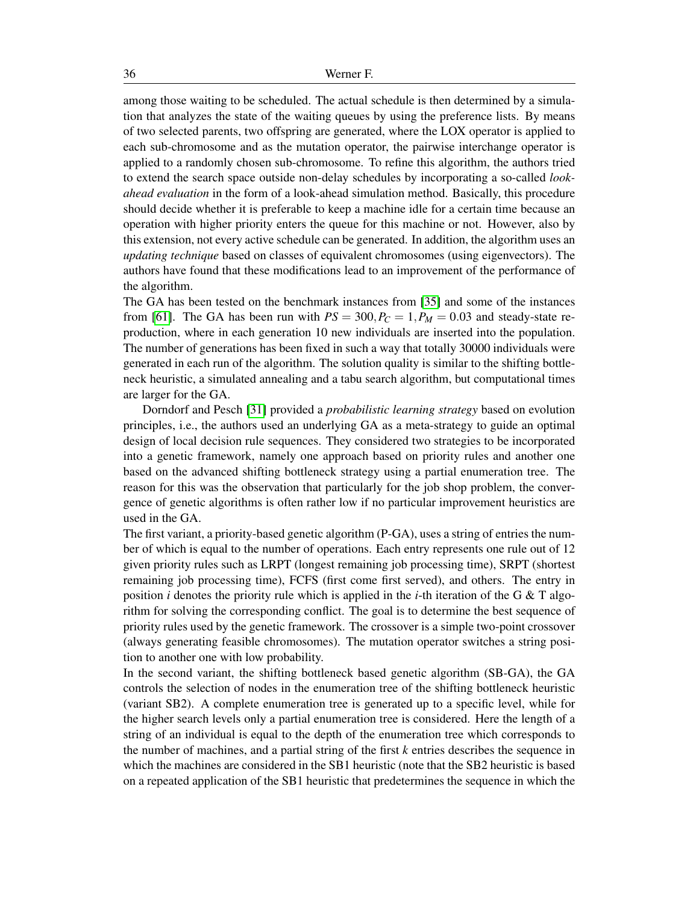among those waiting to be scheduled. The actual schedule is then determined by a simulation that analyzes the state of the waiting queues by using the preference lists. By means of two selected parents, two offspring are generated, where the LOX operator is applied to each sub-chromosome and as the mutation operator, the pairwise interchange operator is applied to a randomly chosen sub-chromosome. To refine this algorithm, the authors tried to extend the search space outside non-delay schedules by incorporating a so-called *look-ahead evaluation* in the form of a look-ahead simulation method. Basically, this procedure should decide whether it is preferable to keep a machine idle for a certain time because an operation with higher priority enters the queue for this machine or not. However, also by this extension, not every active schedule can be generated. In addition, the algorithm uses an *updating technique* based on classes of equivalent chromosomes (using eigenvectors). The authors have found that these modifications lead to an improvement of the performance of the algorithm.

The GA has been tested on the benchmark instances from [35] and some of the instances from [61]. The GA has been run with $PS = 300, P_C = 1, P_M = 0.03$ and steady-state reproduction, where in each generation 10 new individuals are inserted into the population. The number of generations has been fixed in such a way that totally 30000 individuals were generated in each run of the algorithm. The solution quality is similar to the shifting bottleneck heuristic, a simulated annealing and a tabu search algorithm, but computational times are larger for the GA.

Dorndorf and Pesch [31] provided a *probabilistic learning strategy* based on evolution principles, i.e., the authors used an underlying GA as a meta-strategy to guide an optimal design of local decision rule sequences. They considered two strategies to be incorporated into a genetic framework, namely one approach based on priority rules and another one based on the advanced shifting bottleneck strategy using a partial enumeration tree. The reason for this was the observation that particularly for the job shop problem, the convergence of genetic algorithms is often rather low if no particular improvement heuristics are used in the GA.

The first variant, a priority-based genetic algorithm (P-GA), uses a string of entries the number of which is equal to the number of operations. Each entry represents one rule out of 12 given priority rules such as LRPT (longest remaining job processing time), SRPT (shortest remaining job processing time), FCFS (first come first served), and others. The entry in position $i$ denotes the priority rule which is applied in the $i$-th iteration of the G & T algorithm for solving the corresponding conflict. The goal is to determine the best sequence of priority rules used by the genetic framework. The crossover is a simple two-point crossover (always generating feasible chromosomes). The mutation operator switches a string position to another one with low probability.

In the second variant, the shifting bottleneck based genetic algorithm (SB-GA), the GA controls the selection of nodes in the enumeration tree of the shifting bottleneck heuristic (variant SB2). A complete enumeration tree is generated up to a specific level, while for the higher search levels only a partial enumeration tree is considered. Here the length of a string of an individual is equal to the depth of the enumeration tree which corresponds to the number of machines, and a partial string of the first $k$ entries describes the sequence in which the machines are considered in the SB1 heuristic (note that the SB2 heuristic is based on a repeated application of the SB1 heuristic that predetermines the sequence in which the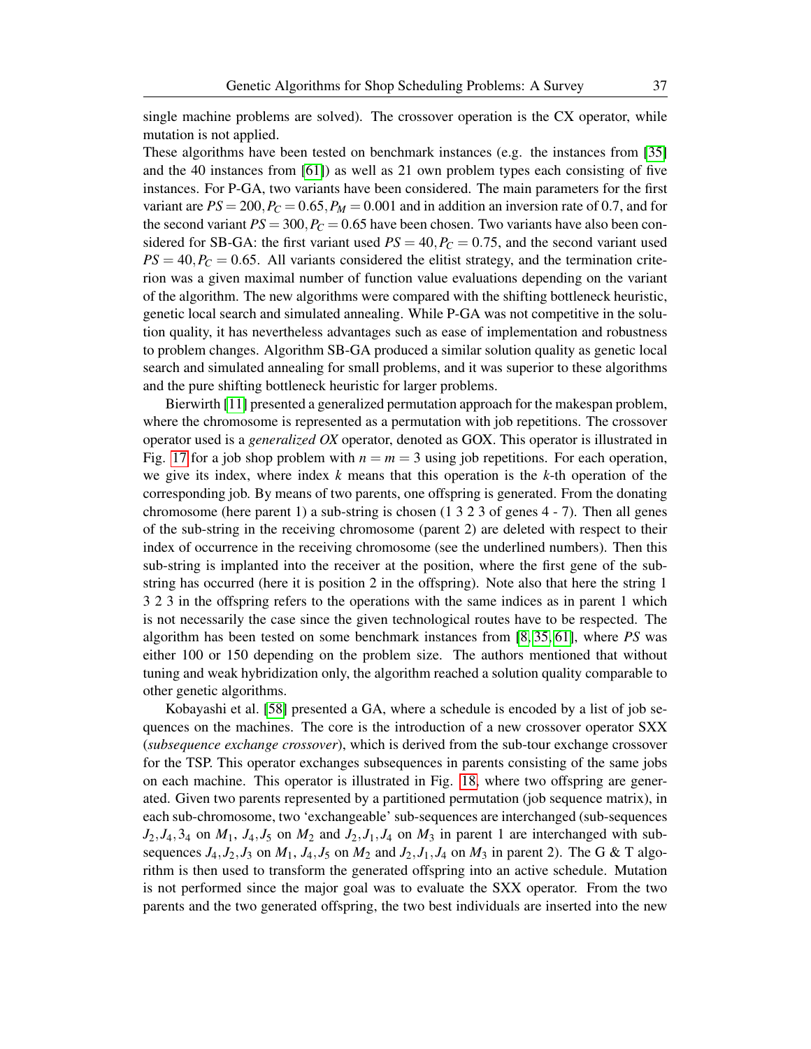single machine problems are solved). The crossover operation is the CX operator, while mutation is not applied.

These algorithms have been tested on benchmark instances (e.g. the instances from [35] and the 40 instances from [61]) as well as 21 own problem types each consisting of five instances. For P-GA, two variants have been considered. The main parameters for the first variant are $PS = 200, P_C = 0.65, P_M = 0.001$ and in addition an inversion rate of 0.7, and for the second variant $PS = 300, P_C = 0.65$ have been chosen. Two variants have also been considered for SB-GA: the first variant used $PS = 40, P_C = 0.75$, and the second variant used $PS = 40, P_C = 0.65$. All variants considered the elitist strategy, and the termination criterion was a given maximal number of function value evaluations depending on the variant of the algorithm. The new algorithms were compared with the shifting bottleneck heuristic, genetic local search and simulated annealing. While P-GA was not competitive in the solution quality, it has nevertheless advantages such as ease of implementation and robustness to problem changes. Algorithm SB-GA produced a similar solution quality as genetic local search and simulated annealing for small problems, and it was superior to these algorithms and the pure shifting bottleneck heuristic for larger problems.

Bierwirth [11] presented a generalized permutation approach for the makespan problem, where the chromosome is represented as a permutation with job repetitions. The crossover operator used is a *generalized OX* operator, denoted as GOX. This operator is illustrated in Fig. 17 for a job shop problem with $n = m = 3$ using job repetitions. For each operation, we give its index, where index $k$ means that this operation is the $k$-th operation of the corresponding job. By means of two parents, one offspring is generated. From the donating chromosome (here parent 1) a sub-string is chosen (1 3 2 3 of genes 4 - 7). Then all genes of the sub-string in the receiving chromosome (parent 2) are deleted with respect to their index of occurrence in the receiving chromosome (see the underlined numbers). Then this sub-string is implanted into the receiver at the position, where the first gene of the sub-string has occurred (here it is position 2 in the offspring). Note also that here the string 1 3 2 3 in the offspring refers to the operations with the same indices as in parent 1 which is not necessarily the case since the given technological routes have to be respected. The algorithm has been tested on some benchmark instances from [8, 35, 61], where $PS$ was either 100 or 150 depending on the problem size. The authors mentioned that without tuning and weak hybridization only, the algorithm reached a solution quality comparable to other genetic algorithms.

Kobayashi et al. [58] presented a GA, where a schedule is encoded by a list of job sequences on the machines. The core is the introduction of a new crossover operator SXX (*subsequence exchange crossover*), which is derived from the sub-tour exchange crossover for the TSP. This operator exchanges subsequences in parents consisting of the same jobs on each machine. This operator is illustrated in Fig. 18, where two offspring are generated. Given two parents represented by a partitioned permutation (job sequence matrix), in each sub-chromosome, two 'exchangeable' sub-sequences are interchanged (sub-sequences $J_2, J_4, 3_4$ on $M_1$, $J_4, J_5$ on $M_2$ and $J_2, J_1, J_4$ on $M_3$ in parent 1 are interchanged with sub-sequences $J_4, J_2, J_3$ on $M_1$, $J_4, J_5$ on $M_2$ and $J_2, J_1, J_4$ on $M_3$ in parent 2). The G & T algorithm is then used to transform the generated offspring into an active schedule. Mutation is not performed since the major goal was to evaluate the SXX operator. From the two parents and the two generated offspring, the two best individuals are inserted into the new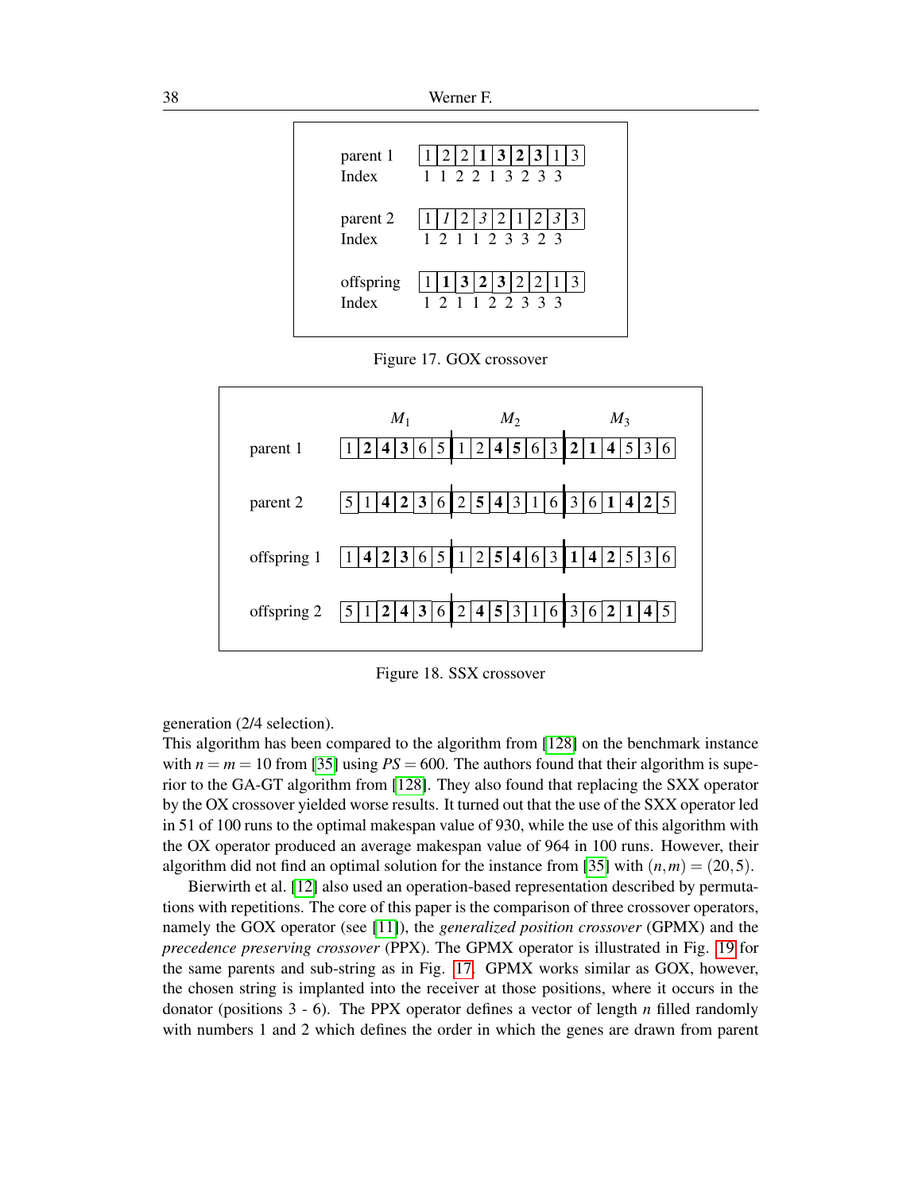| | | | | | | | | | |
|---|---|---|---|---|---|---|---|---|---|
| parent 1 | 1 | 2 | 2 | **1** | **3** | **2** | **3** | 1 | 3 |
| Index | 1 | 1 | 2 | 2 | 1 | 3 | 2 | 3 | 3 |
| parent 2 | 1 | *1* | 2 | *3* | 2 | 1 | *2* | *3* | 3 |
| Index | 1 | 2 | 1 | 1 | 2 | 3 | 3 | 2 | 3 |
| offspring | 1 | **1** | **3** | **2** | **3** | 2 | 2 | 1 | 3 |
| Index | 1 | 2 | 1 | 1 | 2 | 2 | 3 | 3 | 3 |

Figure 17. GOX crossover

| | $M_1$ | | | | | | $M_2$ | | | | | | $M_3$ | | | | | |
|---|---|---|---|---|---|---|---|---|---|---|---|---|---|---|---|---|---|---|
| parent 1 | 1 | **2** | **4** | **3** | 6 | 5 | 1 | 2 | **4** | **5** | 6 | 3 | **2** | **1** | **4** | 5 | 3 | 6 |
| parent 2 | 5 | 1 | **4** | **2** | **3** | 6 | 2 | **5** | **4** | 3 | 1 | 6 | 3 | 6 | **1** | **4** | **2** | 5 |
| offspring 1 | 1 | **4** | **2** | **3** | 6 | 5 | 1 | 2 | **5** | **4** | 6 | 3 | **1** | **4** | **2** | 5 | 3 | 6 |
| offspring 2 | 5 | 1 | **2** | **4** | **3** | 6 | 2 | **4** | **5** | 3 | 1 | 6 | 3 | 6 | **2** | **1** | **4** | 5 |

Figure 18. SSX crossover

generation (2/4 selection).
This algorithm has been compared to the algorithm from [128] on the benchmark instance with $n = m = 10$ from [35] using $PS = 600$. The authors found that their algorithm is superior to the GA-GT algorithm from [128]. They also found that replacing the SXX operator by the OX crossover yielded worse results. It turned out that the use of the SXX operator led in 51 of 100 runs to the optimal makespan value of 930, while the use of this algorithm with the OX operator produced an average makespan value of 964 in 100 runs. However, their algorithm did not find an optimal solution for the instance from [35] with $(n,m) = (20,5)$.

Bierwirth et al. [12] also used an operation-based representation described by permutations with repetitions. The core of this paper is the comparison of three crossover operators, namely the GOX operator (see [11]), the *generalized position crossover* (GPMX) and the *precedence preserving crossover* (PPX). The GPMX operator is illustrated in Fig. 19 for the same parents and sub-string as in Fig. 17. GPMX works similar as GOX, however, the chosen string is implanted into the receiver at those positions, where it occurs in the donator (positions 3 - 6). The PPX operator defines a vector of length $n$ filled randomly with numbers 1 and 2 which defines the order in which the genes are drawn from parent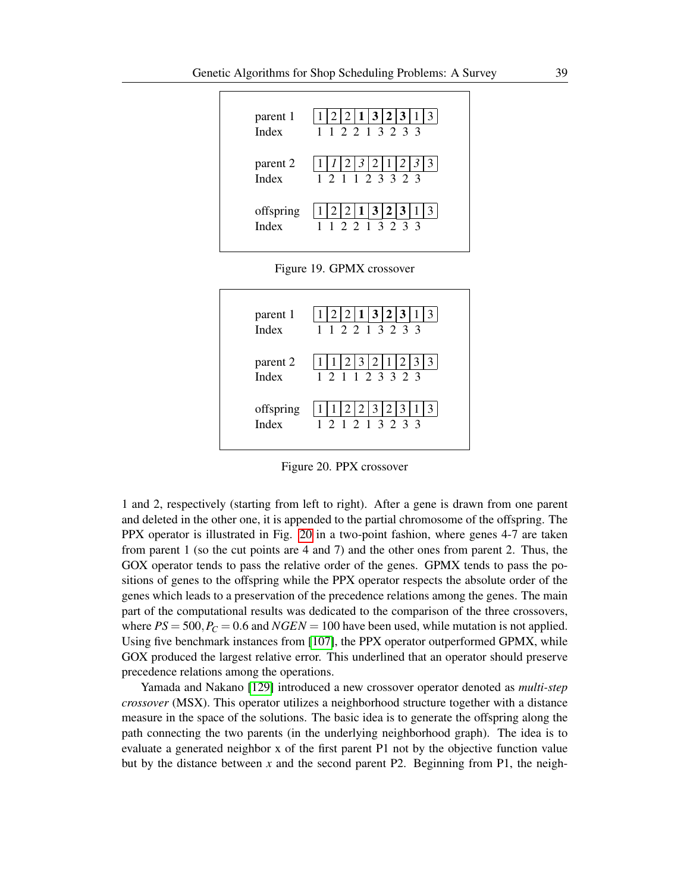| | | | | | | | | | |
|---|---|---|---|---|---|---|---|---|---|
| parent 1 | 1 | 2 | 2 | **1** | **3** | **2** | **3** | 1 | 3 |
| Index | 1 | 1 | 2 | 2 | 1 | 3 | 2 | 3 | 3 |
| parent 2 | 1 | *1* | 2 | *3* | 2 | 1 | *2* | *3* | 3 |
| Index | 1 | 2 | 1 | 1 | 2 | 3 | 3 | 2 | 3 |
| offspring | 1 | 2 | 2 | **1** | **3** | **2** | **3** | 1 | 3 |
| Index | 1 | 1 | 2 | 2 | 1 | 3 | 2 | 3 | 3 |

Figure 19. GPMX crossover

| | | | | | | | | | |
|---|---|---|---|---|---|---|---|---|---|
| parent 1 | 1 | 2 | 2 | **1** | **3** | **2** | **3** | 1 | 3 |
| Index | 1 | 1 | 2 | 2 | 1 | 3 | 2 | 3 | 3 |
| parent 2 | 1 | 1 | 2 | 3 | 2 | 1 | 2 | 3 | 3 |
| Index | 1 | 2 | 1 | 1 | 2 | 3 | 3 | 2 | 3 |
| offspring | 1 | 1 | 2 | 2 | 3 | 2 | 3 | 1 | 3 |
| Index | 1 | 2 | 1 | 2 | 1 | 3 | 2 | 3 | 3 |

Figure 20. PPX crossover

1 and 2, respectively (starting from left to right). After a gene is drawn from one parent and deleted in the other one, it is appended to the partial chromosome of the offspring. The PPX operator is illustrated in Fig. 20 in a two-point fashion, where genes 4-7 are taken from parent 1 (so the cut points are 4 and 7) and the other ones from parent 2. Thus, the GOX operator tends to pass the relative order of the genes. GPMX tends to pass the positions of genes to the offspring while the PPX operator respects the absolute order of the genes which leads to a preservation of the precedence relations among the genes. The main part of the computational results was dedicated to the comparison of the three crossovers, where $PS = 500, P_C = 0.6$ and $NGEN = 100$ have been used, while mutation is not applied. Using five benchmark instances from [107], the PPX operator outperformed GPMX, while GOX produced the largest relative error. This underlined that an operator should preserve precedence relations among the operations.

Yamada and Nakano [129] introduced a new crossover operator denoted as *multi-step crossover* (MSX). This operator utilizes a neighborhood structure together with a distance measure in the space of the solutions. The basic idea is to generate the offspring along the path connecting the two parents (in the underlying neighborhood graph). The idea is to evaluate a generated neighbor x of the first parent P1 not by the objective function value but by the distance between $x$ and the second parent P2. Beginning from P1, the neigh-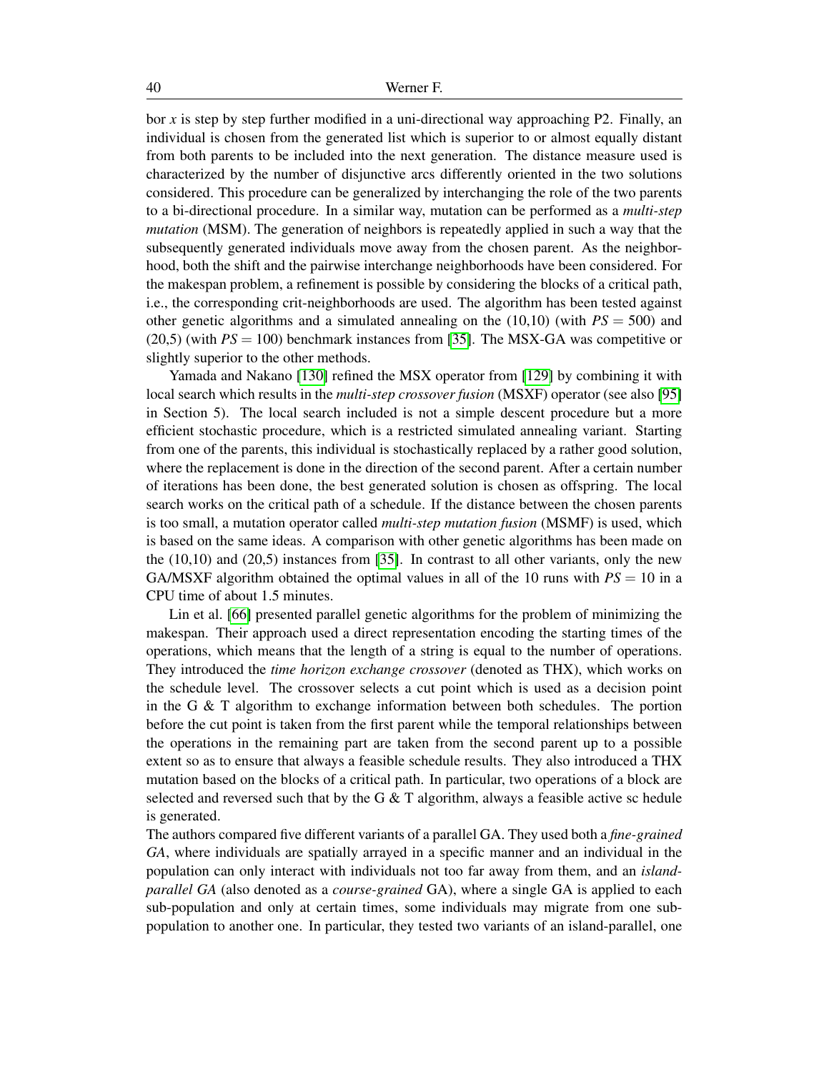bor $x$ is step by step further modified in a uni-directional way approaching P2. Finally, an individual is chosen from the generated list which is superior to or almost equally distant from both parents to be included into the next generation. The distance measure used is characterized by the number of disjunctive arcs differently oriented in the two solutions considered. This procedure can be generalized by interchanging the role of the two parents to a bi-directional procedure. In a similar way, mutation can be performed as a *multi-step mutation* (MSM). The generation of neighbors is repeatedly applied in such a way that the subsequently generated individuals move away from the chosen parent. As the neighborhood, both the shift and the pairwise interchange neighborhoods have been considered. For the makespan problem, a refinement is possible by considering the blocks of a critical path, i.e., the corresponding crit-neighborhoods are used. The algorithm has been tested against other genetic algorithms and a simulated annealing on the (10,10) (with $PS = 500$) and (20,5) (with $PS = 100$) benchmark instances from [35]. The MSX-GA was competitive or slightly superior to the other methods.

Yamada and Nakano [130] refined the MSX operator from [129] by combining it with local search which results in the *multi-step crossover fusion* (MSXF) operator (see also [95] in Section 5). The local search included is not a simple descent procedure but a more efficient stochastic procedure, which is a restricted simulated annealing variant. Starting from one of the parents, this individual is stochastically replaced by a rather good solution, where the replacement is done in the direction of the second parent. After a certain number of iterations has been done, the best generated solution is chosen as offspring. The local search works on the critical path of a schedule. If the distance between the chosen parents is too small, a mutation operator called *multi-step mutation fusion* (MSMF) is used, which is based on the same ideas. A comparison with other genetic algorithms has been made on the (10,10) and (20,5) instances from [35]. In contrast to all other variants, only the new GA/MSXF algorithm obtained the optimal values in all of the 10 runs with $PS = 10$ in a CPU time of about 1.5 minutes.

Lin et al. [66] presented parallel genetic algorithms for the problem of minimizing the makespan. Their approach used a direct representation encoding the starting times of the operations, which means that the length of a string is equal to the number of operations. They introduced the *time horizon exchange crossover* (denoted as THX), which works on the schedule level. The crossover selects a cut point which is used as a decision point in the G & T algorithm to exchange information between both schedules. The portion before the cut point is taken from the first parent while the temporal relationships between the operations in the remaining part are taken from the second parent up to a possible extent so as to ensure that always a feasible schedule results. They also introduced a THX mutation based on the blocks of a critical path. In particular, two operations of a block are selected and reversed such that by the G & T algorithm, always a feasible active sc hedule is generated.

The authors compared five different variants of a parallel GA. They used both a *fine-grained GA*, where individuals are spatially arrayed in a specific manner and an individual in the population can only interact with individuals not too far away from them, and an *island-parallel GA* (also denoted as a *course-grained* GA), where a single GA is applied to each sub-population and only at certain times, some individuals may migrate from one sub-population to another one. In particular, they tested two variants of an island-parallel, one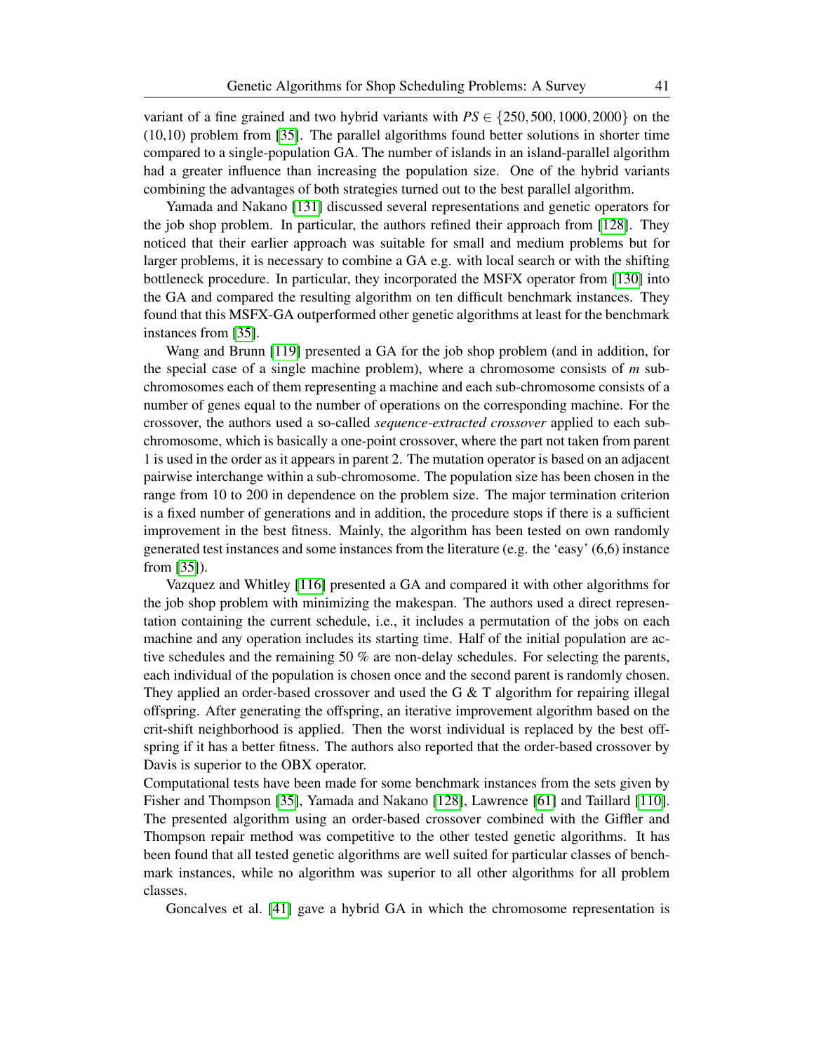variant of a fine grained and two hybrid variants with $PS \in \{250, 500, 1000, 2000\}$ on the (10,10) problem from [35]. The parallel algorithms found better solutions in shorter time compared to a single-population GA. The number of islands in an island-parallel algorithm had a greater influence than increasing the population size. One of the hybrid variants combining the advantages of both strategies turned out to the best parallel algorithm.

Yamada and Nakano [131] discussed several representations and genetic operators for the job shop problem. In particular, the authors refined their approach from [128]. They noticed that their earlier approach was suitable for small and medium problems but for larger problems, it is necessary to combine a GA e.g. with local search or with the shifting bottleneck procedure. In particular, they incorporated the MSFX operator from [130] into the GA and compared the resulting algorithm on ten difficult benchmark instances. They found that this MSFX-GA outperformed other genetic algorithms at least for the benchmark instances from [35].

Wang and Brunn [119] presented a GA for the job shop problem (and in addition, for the special case of a single machine problem), where a chromosome consists of $m$ sub-chromosomes each of them representing a machine and each sub-chromosome consists of a number of genes equal to the number of operations on the corresponding machine. For the crossover, the authors used a so-called *sequence-extracted crossover* applied to each sub-chromosome, which is basically a one-point crossover, where the part not taken from parent 1 is used in the order as it appears in parent 2. The mutation operator is based on an adjacent pairwise interchange within a sub-chromosome. The population size has been chosen in the range from 10 to 200 in dependence on the problem size. The major termination criterion is a fixed number of generations and in addition, the procedure stops if there is a sufficient improvement in the best fitness. Mainly, the algorithm has been tested on own randomly generated test instances and some instances from the literature (e.g. the 'easy' (6,6) instance from [35]).

Vazquez and Whitley [116] presented a GA and compared it with other algorithms for the job shop problem with minimizing the makespan. The authors used a direct representation containing the current schedule, i.e., it includes a permutation of the jobs on each machine and any operation includes its starting time. Half of the initial population are active schedules and the remaining 50 % are non-delay schedules. For selecting the parents, each individual of the population is chosen once and the second parent is randomly chosen. They applied an order-based crossover and used the G & T algorithm for repairing illegal offspring. After generating the offspring, an iterative improvement algorithm based on the crit-shift neighborhood is applied. Then the worst individual is replaced by the best offspring if it has a better fitness. The authors also reported that the order-based crossover by Davis is superior to the OBX operator.
Computational tests have been made for some benchmark instances from the sets given by Fisher and Thompson [35], Yamada and Nakano [128], Lawrence [61] and Taillard [110]. The presented algorithm using an order-based crossover combined with the Giffler and Thompson repair method was competitive to the other tested genetic algorithms. It has been found that all tested genetic algorithms are well suited for particular classes of benchmark instances, while no algorithm was superior to all other algorithms for all problem classes.

Goncalves et al. [41] gave a hybrid GA in which the chromosome representation is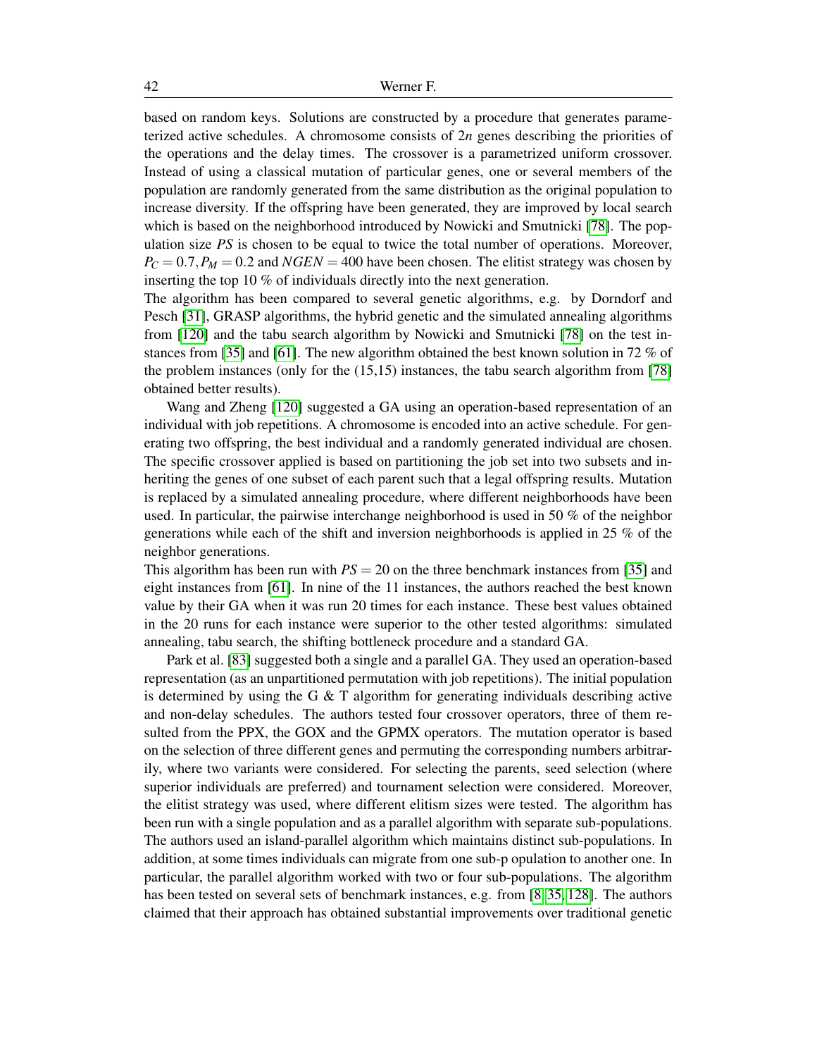based on random keys. Solutions are constructed by a procedure that generates parameterized active schedules. A chromosome consists of $2n$ genes describing the priorities of the operations and the delay times. The crossover is a parametrized uniform crossover. Instead of using a classical mutation of particular genes, one or several members of the population are randomly generated from the same distribution as the original population to increase diversity. If the offspring have been generated, they are improved by local search which is based on the neighborhood introduced by Nowicki and Smutnicki [78]. The population size $PS$ is chosen to be equal to twice the total number of operations. Moreover, $P_C = 0.7, P_M = 0.2$ and $NGEN = 400$ have been chosen. The elitist strategy was chosen by inserting the top 10 % of individuals directly into the next generation.

The algorithm has been compared to several genetic algorithms, e.g. by Dorndorf and Pesch [31], GRASP algorithms, the hybrid genetic and the simulated annealing algorithms from [120] and the tabu search algorithm by Nowicki and Smutnicki [78] on the test instances from [35] and [61]. The new algorithm obtained the best known solution in 72 % of the problem instances (only for the (15,15) instances, the tabu search algorithm from [78] obtained better results).

Wang and Zheng [120] suggested a GA using an operation-based representation of an individual with job repetitions. A chromosome is encoded into an active schedule. For generating two offspring, the best individual and a randomly generated individual are chosen. The specific crossover applied is based on partitioning the job set into two subsets and inheriting the genes of one subset of each parent such that a legal offspring results. Mutation is replaced by a simulated annealing procedure, where different neighborhoods have been used. In particular, the pairwise interchange neighborhood is used in 50 % of the neighbor generations while each of the shift and inversion neighborhoods is applied in 25 % of the neighbor generations.

This algorithm has been run with $PS = 20$ on the three benchmark instances from [35] and eight instances from [61]. In nine of the 11 instances, the authors reached the best known value by their GA when it was run 20 times for each instance. These best values obtained in the 20 runs for each instance were superior to the other tested algorithms: simulated annealing, tabu search, the shifting bottleneck procedure and a standard GA.

Park et al. [83] suggested both a single and a parallel GA. They used an operation-based representation (as an unpartitioned permutation with job repetitions). The initial population is determined by using the G & T algorithm for generating individuals describing active and non-delay schedules. The authors tested four crossover operators, three of them resulted from the PPX, the GOX and the GPMX operators. The mutation operator is based on the selection of three different genes and permuting the corresponding numbers arbitrarily, where two variants were considered. For selecting the parents, seed selection (where superior individuals are preferred) and tournament selection were considered. Moreover, the elitist strategy was used, where different elitism sizes were tested. The algorithm has been run with a single population and as a parallel algorithm with separate sub-populations. The authors used an island-parallel algorithm which maintains distinct sub-populations. In addition, at some times individuals can migrate from one sub-p opulation to another one. In particular, the parallel algorithm worked with two or four sub-populations. The algorithm has been tested on several sets of benchmark instances, e.g. from [8, 35, 128]. The authors claimed that their approach has obtained substantial improvements over traditional genetic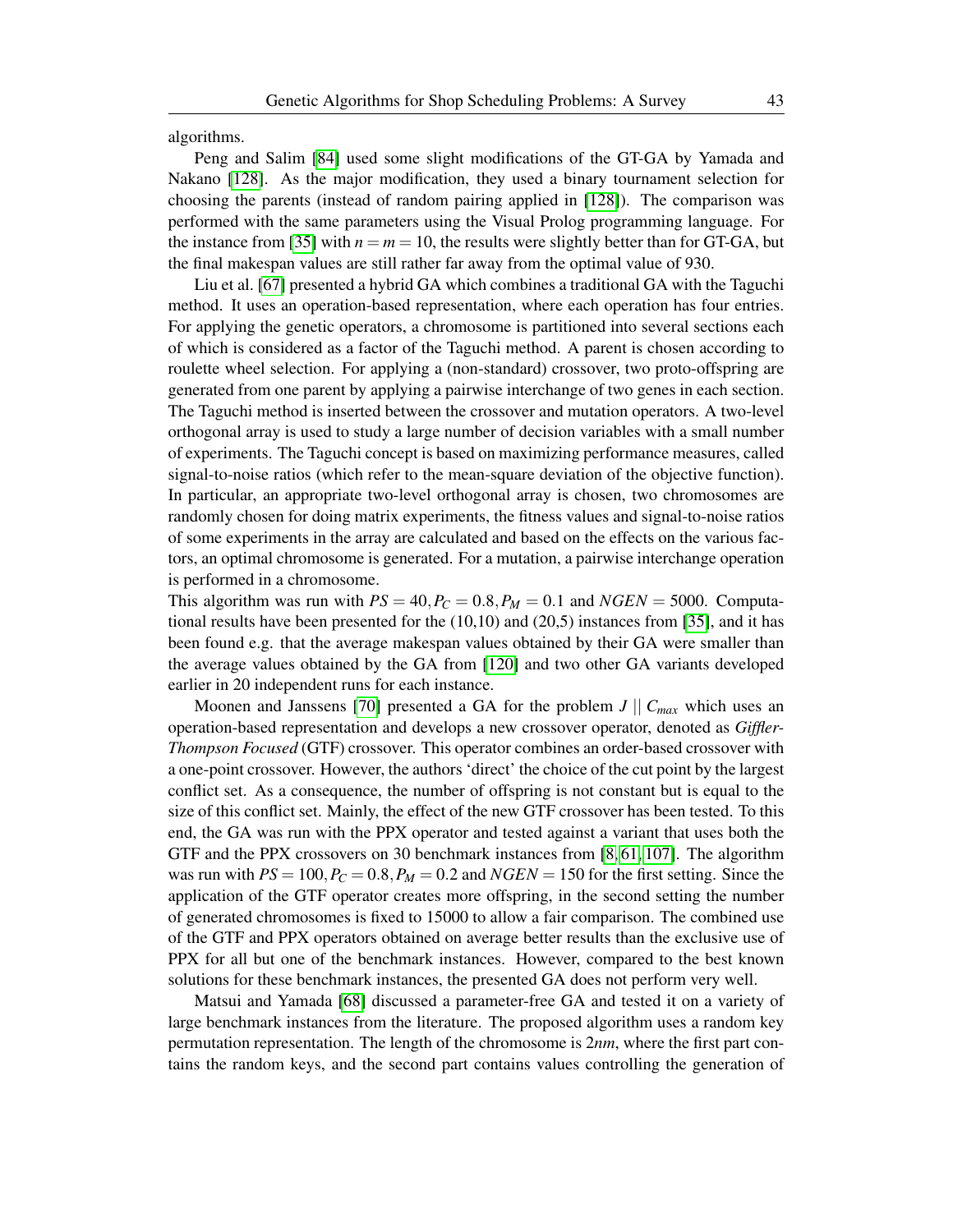algorithms.

Peng and Salim [84] used some slight modifications of the GT-GA by Yamada and Nakano [128]. As the major modification, they used a binary tournament selection for choosing the parents (instead of random pairing applied in [128]). The comparison was performed with the same parameters using the Visual Prolog programming language. For the instance from [35] with $n = m = 10$, the results were slightly better than for GT-GA, but the final makespan values are still rather far away from the optimal value of 930.

Liu et al. [67] presented a hybrid GA which combines a traditional GA with the Taguchi method. It uses an operation-based representation, where each operation has four entries. For applying the genetic operators, a chromosome is partitioned into several sections each of which is considered as a factor of the Taguchi method. A parent is chosen according to roulette wheel selection. For applying a (non-standard) crossover, two proto-offspring are generated from one parent by applying a pairwise interchange of two genes in each section. The Taguchi method is inserted between the crossover and mutation operators. A two-level orthogonal array is used to study a large number of decision variables with a small number of experiments. The Taguchi concept is based on maximizing performance measures, called signal-to-noise ratios (which refer to the mean-square deviation of the objective function). In particular, an appropriate two-level orthogonal array is chosen, two chromosomes are randomly chosen for doing matrix experiments, the fitness values and signal-to-noise ratios of some experiments in the array are calculated and based on the effects on the various factors, an optimal chromosome is generated. For a mutation, a pairwise interchange operation is performed in a chromosome.
This algorithm was run with $PS = 40, P_C = 0.8, P_M = 0.1$ and $NGEN = 5000$. Computational results have been presented for the (10,10) and (20,5) instances from [35], and it has been found e.g. that the average makespan values obtained by their GA were smaller than the average values obtained by the GA from [120] and two other GA variants developed earlier in 20 independent runs for each instance.

Moonen and Janssens [70] presented a GA for the problem $J \,||\, C_{max}$ which uses an operation-based representation and develops a new crossover operator, denoted as *Giffler-Thompson Focused* (GTF) crossover. This operator combines an order-based crossover with a one-point crossover. However, the authors 'direct' the choice of the cut point by the largest conflict set. As a consequence, the number of offspring is not constant but is equal to the size of this conflict set. Mainly, the effect of the new GTF crossover has been tested. To this end, the GA was run with the PPX operator and tested against a variant that uses both the GTF and the PPX crossovers on 30 benchmark instances from [8, 61, 107]. The algorithm was run with $PS = 100, P_C = 0.8, P_M = 0.2$ and $NGEN = 150$ for the first setting. Since the application of the GTF operator creates more offspring, in the second setting the number of generated chromosomes is fixed to 15000 to allow a fair comparison. The combined use of the GTF and PPX operators obtained on average better results than the exclusive use of PPX for all but one of the benchmark instances. However, compared to the best known solutions for these benchmark instances, the presented GA does not perform very well.

Matsui and Yamada [68] discussed a parameter-free GA and tested it on a variety of large benchmark instances from the literature. The proposed algorithm uses a random key permutation representation. The length of the chromosome is $2nm$, where the first part contains the random keys, and the second part contains values controlling the generation of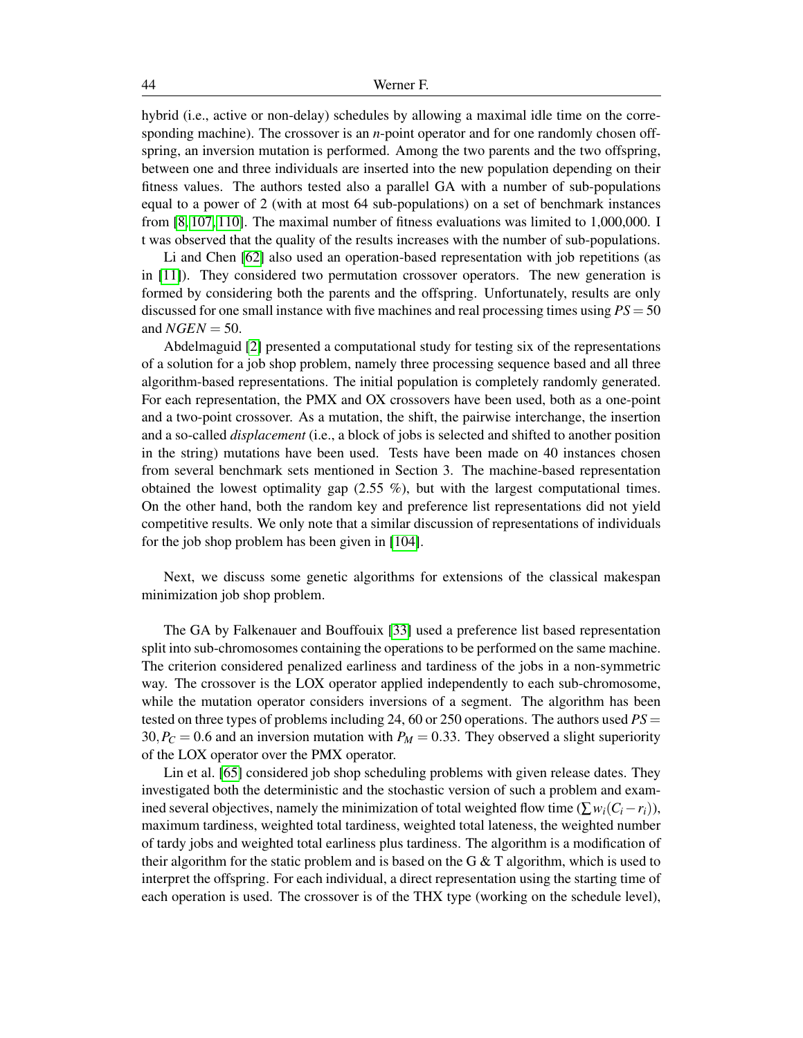hybrid (i.e., active or non-delay) schedules by allowing a maximal idle time on the corresponding machine). The crossover is an $n$-point operator and for one randomly chosen offspring, an inversion mutation is performed. Among the two parents and the two offspring, between one and three individuals are inserted into the new population depending on their fitness values. The authors tested also a parallel GA with a number of sub-populations equal to a power of 2 (with at most 64 sub-populations) on a set of benchmark instances from [8, 107, 110]. The maximal number of fitness evaluations was limited to 1,000,000. I t was observed that the quality of the results increases with the number of sub-populations.

Li and Chen [62] also used an operation-based representation with job repetitions (as in [11]). They considered two permutation crossover operators. The new generation is formed by considering both the parents and the offspring. Unfortunately, results are only discussed for one small instance with five machines and real processing times using $PS = 50$ and $NGEN = 50$.

Abdelmaguid [2] presented a computational study for testing six of the representations of a solution for a job shop problem, namely three processing sequence based and all three algorithm-based representations. The initial population is completely randomly generated. For each representation, the PMX and OX crossovers have been used, both as a one-point and a two-point crossover. As a mutation, the shift, the pairwise interchange, the insertion and a so-called *displacement* (i.e., a block of jobs is selected and shifted to another position in the string) mutations have been used. Tests have been made on 40 instances chosen from several benchmark sets mentioned in Section 3. The machine-based representation obtained the lowest optimality gap (2.55 %), but with the largest computational times. On the other hand, both the random key and preference list representations did not yield competitive results. We only note that a similar discussion of representations of individuals for the job shop problem has been given in [104].

Next, we discuss some genetic algorithms for extensions of the classical makespan minimization job shop problem.

The GA by Falkenauer and Bouffouix [33] used a preference list based representation split into sub-chromosomes containing the operations to be performed on the same machine. The criterion considered penalized earliness and tardiness of the jobs in a non-symmetric way. The crossover is the LOX operator applied independently to each sub-chromosome, while the mutation operator considers inversions of a segment. The algorithm has been tested on three types of problems including 24, 60 or 250 operations. The authors used $PS = 30, P_C = 0.6$ and an inversion mutation with $P_M = 0.33$. They observed a slight superiority of the LOX operator over the PMX operator.

Lin et al. [65] considered job shop scheduling problems with given release dates. They investigated both the deterministic and the stochastic version of such a problem and examined several objectives, namely the minimization of total weighted flow time ($\sum w_i(C_i - r_i)$), maximum tardiness, weighted total tardiness, weighted total lateness, the weighted number of tardy jobs and weighted total earliness plus tardiness. The algorithm is a modification of their algorithm for the static problem and is based on the G & T algorithm, which is used to interpret the offspring. For each individual, a direct representation using the starting time of each operation is used. The crossover is of the THX type (working on the schedule level),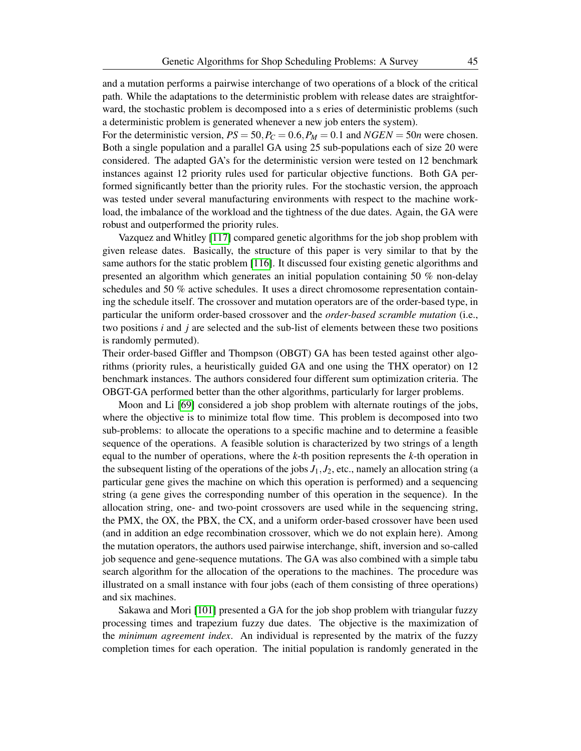and a mutation performs a pairwise interchange of two operations of a block of the critical path. While the adaptations to the deterministic problem with release dates are straightforward, the stochastic problem is decomposed into a s eries of deterministic problems (such a deterministic problem is generated whenever a new job enters the system).
For the deterministic version, $PS = 50, P_C = 0.6, P_M = 0.1$ and $NGEN = 50n$ were chosen. Both a single population and a parallel GA using 25 sub-populations each of size 20 were considered. The adapted GA's for the deterministic version were tested on 12 benchmark instances against 12 priority rules used for particular objective functions. Both GA performed significantly better than the priority rules. For the stochastic version, the approach was tested under several manufacturing environments with respect to the machine workload, the imbalance of the workload and the tightness of the due dates. Again, the GA were robust and outperformed the priority rules.

Vazquez and Whitley [117] compared genetic algorithms for the job shop problem with given release dates. Basically, the structure of this paper is very similar to that by the same authors for the static problem [116]. It discussed four existing genetic algorithms and presented an algorithm which generates an initial population containing 50 % non-delay schedules and 50 % active schedules. It uses a direct chromosome representation containing the schedule itself. The crossover and mutation operators are of the order-based type, in particular the uniform order-based crossover and the *order-based scramble mutation* (i.e., two positions $i$ and $j$ are selected and the sub-list of elements between these two positions is randomly permuted).
Their order-based Giffler and Thompson (OBGT) GA has been tested against other algorithms (priority rules, a heuristically guided GA and one using the THX operator) on 12 benchmark instances. The authors considered four different sum optimization criteria. The OBGT-GA performed better than the other algorithms, particularly for larger problems.

Moon and Li [69] considered a job shop problem with alternate routings of the jobs, where the objective is to minimize total flow time. This problem is decomposed into two sub-problems: to allocate the operations to a specific machine and to determine a feasible sequence of the operations. A feasible solution is characterized by two strings of a length equal to the number of operations, where the $k$-th position represents the $k$-th operation in the subsequent listing of the operations of the jobs $J_1, J_2$, etc., namely an allocation string (a particular gene gives the machine on which this operation is performed) and a sequencing string (a gene gives the corresponding number of this operation in the sequence). In the allocation string, one- and two-point crossovers are used while in the sequencing string, the PMX, the OX, the PBX, the CX, and a uniform order-based crossover have been used (and in addition an edge recombination crossover, which we do not explain here). Among the mutation operators, the authors used pairwise interchange, shift, inversion and so-called job sequence and gene-sequence mutations. The GA was also combined with a simple tabu search algorithm for the allocation of the operations to the machines. The procedure was illustrated on a small instance with four jobs (each of them consisting of three operations) and six machines.

Sakawa and Mori [101] presented a GA for the job shop problem with triangular fuzzy processing times and trapezium fuzzy due dates. The objective is the maximization of the *minimum agreement index*. An individual is represented by the matrix of the fuzzy completion times for each operation. The initial population is randomly generated in the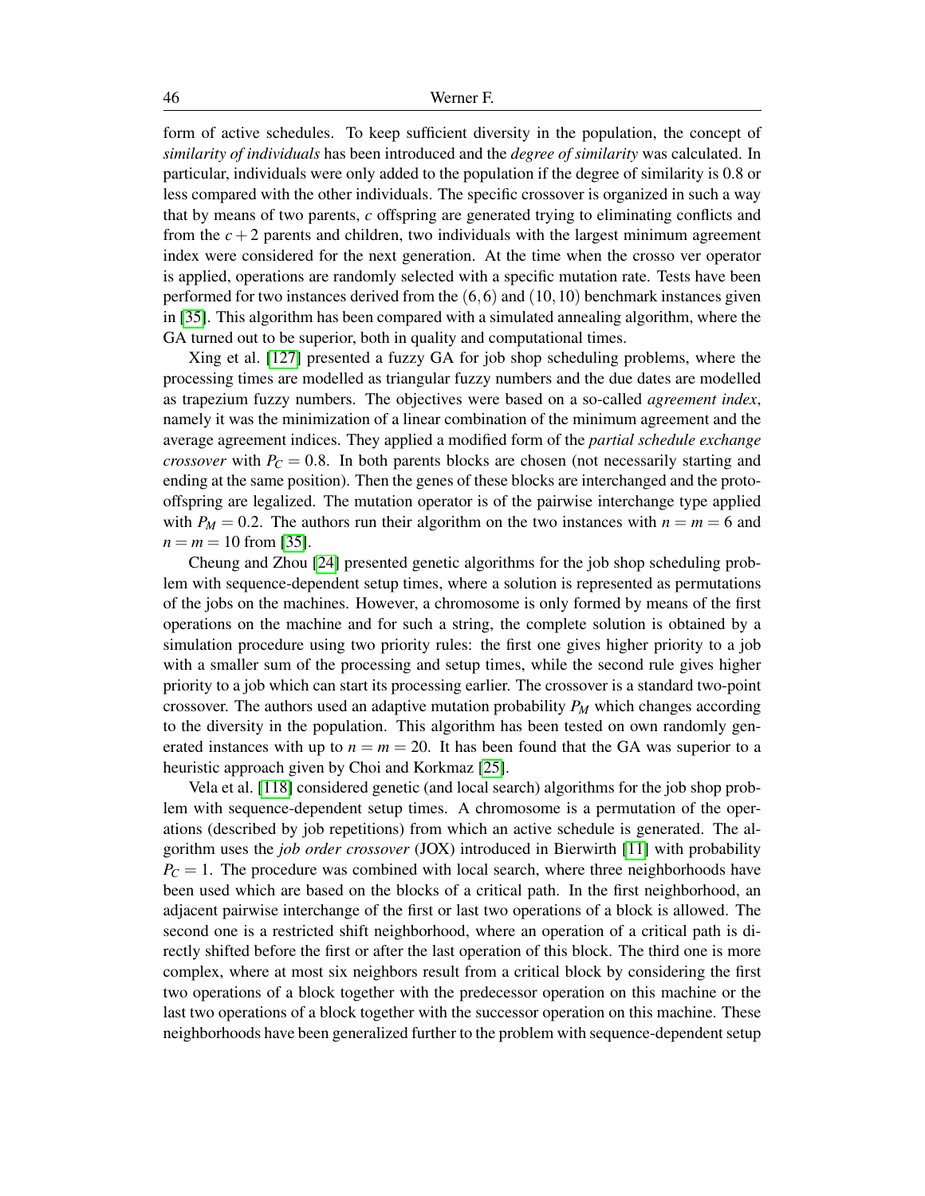form of active schedules. To keep sufficient diversity in the population, the concept of *similarity of individuals* has been introduced and the *degree of similarity* was calculated. In particular, individuals were only added to the population if the degree of similarity is 0.8 or less compared with the other individuals. The specific crossover is organized in such a way that by means of two parents, $c$ offspring are generated trying to eliminating conflicts and from the $c+2$ parents and children, two individuals with the largest minimum agreement index were considered for the next generation. At the time when the crosso ver operator is applied, operations are randomly selected with a specific mutation rate. Tests have been performed for two instances derived from the $(6,6)$ and $(10,10)$ benchmark instances given in [35]. This algorithm has been compared with a simulated annealing algorithm, where the GA turned out to be superior, both in quality and computational times.

Xing et al. [127] presented a fuzzy GA for job shop scheduling problems, where the processing times are modelled as triangular fuzzy numbers and the due dates are modelled as trapezium fuzzy numbers. The objectives were based on a so-called *agreement index*, namely it was the minimization of a linear combination of the minimum agreement and the average agreement indices. They applied a modified form of the *partial schedule exchange crossover* with $P_C = 0.8$. In both parents blocks are chosen (not necessarily starting and ending at the same position). Then the genes of these blocks are interchanged and the proto-offspring are legalized. The mutation operator is of the pairwise interchange type applied with $P_M = 0.2$. The authors run their algorithm on the two instances with $n = m = 6$ and $n = m = 10$ from [35].

Cheung and Zhou [24] presented genetic algorithms for the job shop scheduling problem with sequence-dependent setup times, where a solution is represented as permutations of the jobs on the machines. However, a chromosome is only formed by means of the first operations on the machine and for such a string, the complete solution is obtained by a simulation procedure using two priority rules: the first one gives higher priority to a job with a smaller sum of the processing and setup times, while the second rule gives higher priority to a job which can start its processing earlier. The crossover is a standard two-point crossover. The authors used an adaptive mutation probability $P_M$ which changes according to the diversity in the population. This algorithm has been tested on own randomly generated instances with up to $n = m = 20$. It has been found that the GA was superior to a heuristic approach given by Choi and Korkmaz [25].

Vela et al. [118] considered genetic (and local search) algorithms for the job shop problem with sequence-dependent setup times. A chromosome is a permutation of the operations (described by job repetitions) from which an active schedule is generated. The algorithm uses the *job order crossover* (JOX) introduced in Bierwirth [11] with probability $P_C = 1$. The procedure was combined with local search, where three neighborhoods have been used which are based on the blocks of a critical path. In the first neighborhood, an adjacent pairwise interchange of the first or last two operations of a block is allowed. The second one is a restricted shift neighborhood, where an operation of a critical path is directly shifted before the first or after the last operation of this block. The third one is more complex, where at most six neighbors result from a critical block by considering the first two operations of a block together with the predecessor operation on this machine or the last two operations of a block together with the successor operation on this machine. These neighborhoods have been generalized further to the problem with sequence-dependent setup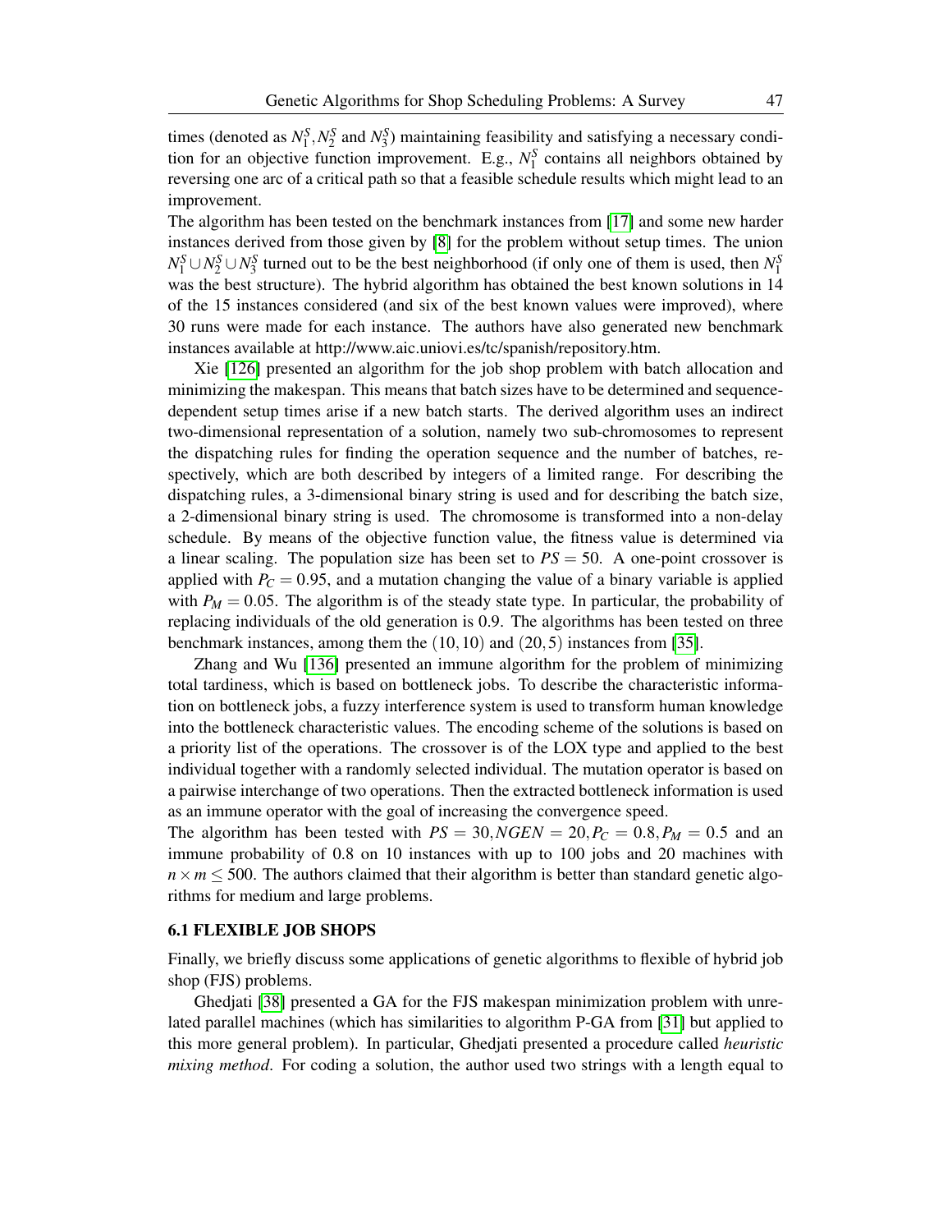times (denoted as $N_1^S, N_2^S$ and $N_3^S$) maintaining feasibility and satisfying a necessary condition for an objective function improvement. E.g., $N_1^S$ contains all neighbors obtained by reversing one arc of a critical path so that a feasible schedule results which might lead to an improvement.

The algorithm has been tested on the benchmark instances from [17] and some new harder instances derived from those given by [8] for the problem without setup times. The union $N_1^S \cup N_2^S \cup N_3^S$ turned out to be the best neighborhood (if only one of them is used, then $N_1^S$ was the best structure). The hybrid algorithm has obtained the best known solutions in 14 of the 15 instances considered (and six of the best known values were improved), where 30 runs were made for each instance. The authors have also generated new benchmark instances available at http://www.aic.uniovi.es/tc/spanish/repository.htm.

Xie [126] presented an algorithm for the job shop problem with batch allocation and minimizing the makespan. This means that batch sizes have to be determined and sequence-dependent setup times arise if a new batch starts. The derived algorithm uses an indirect two-dimensional representation of a solution, namely two sub-chromosomes to represent the dispatching rules for finding the operation sequence and the number of batches, respectively, which are both described by integers of a limited range. For describing the dispatching rules, a 3-dimensional binary string is used and for describing the batch size, a 2-dimensional binary string is used. The chromosome is transformed into a non-delay schedule. By means of the objective function value, the fitness value is determined via a linear scaling. The population size has been set to $PS = 50$. A one-point crossover is applied with $P_C = 0.95$, and a mutation changing the value of a binary variable is applied with $P_M = 0.05$. The algorithm is of the steady state type. In particular, the probability of replacing individuals of the old generation is 0.9. The algorithms has been tested on three benchmark instances, among them the $(10,10)$ and $(20,5)$ instances from [35].

Zhang and Wu [136] presented an immune algorithm for the problem of minimizing total tardiness, which is based on bottleneck jobs. To describe the characteristic information on bottleneck jobs, a fuzzy interference system is used to transform human knowledge into the bottleneck characteristic values. The encoding scheme of the solutions is based on a priority list of the operations. The crossover is of the LOX type and applied to the best individual together with a randomly selected individual. The mutation operator is based on a pairwise interchange of two operations. Then the extracted bottleneck information is used as an immune operator with the goal of increasing the convergence speed.

The algorithm has been tested with $PS = 30, NGEN = 20, P_C = 0.8, P_M = 0.5$ and an immune probability of 0.8 on 10 instances with up to 100 jobs and 20 machines with $n \times m \leq 500$. The authors claimed that their algorithm is better than standard genetic algorithms for medium and large problems.

### 6.1 FLEXIBLE JOB SHOPS

Finally, we briefly discuss some applications of genetic algorithms to flexible of hybrid job shop (FJS) problems.

Ghedjati [38] presented a GA for the FJS makespan minimization problem with unrelated parallel machines (which has similarities to algorithm P-GA from [31] but applied to this more general problem). In particular, Ghedjati presented a procedure called *heuristic mixing method*. For coding a solution, the author used two strings with a length equal to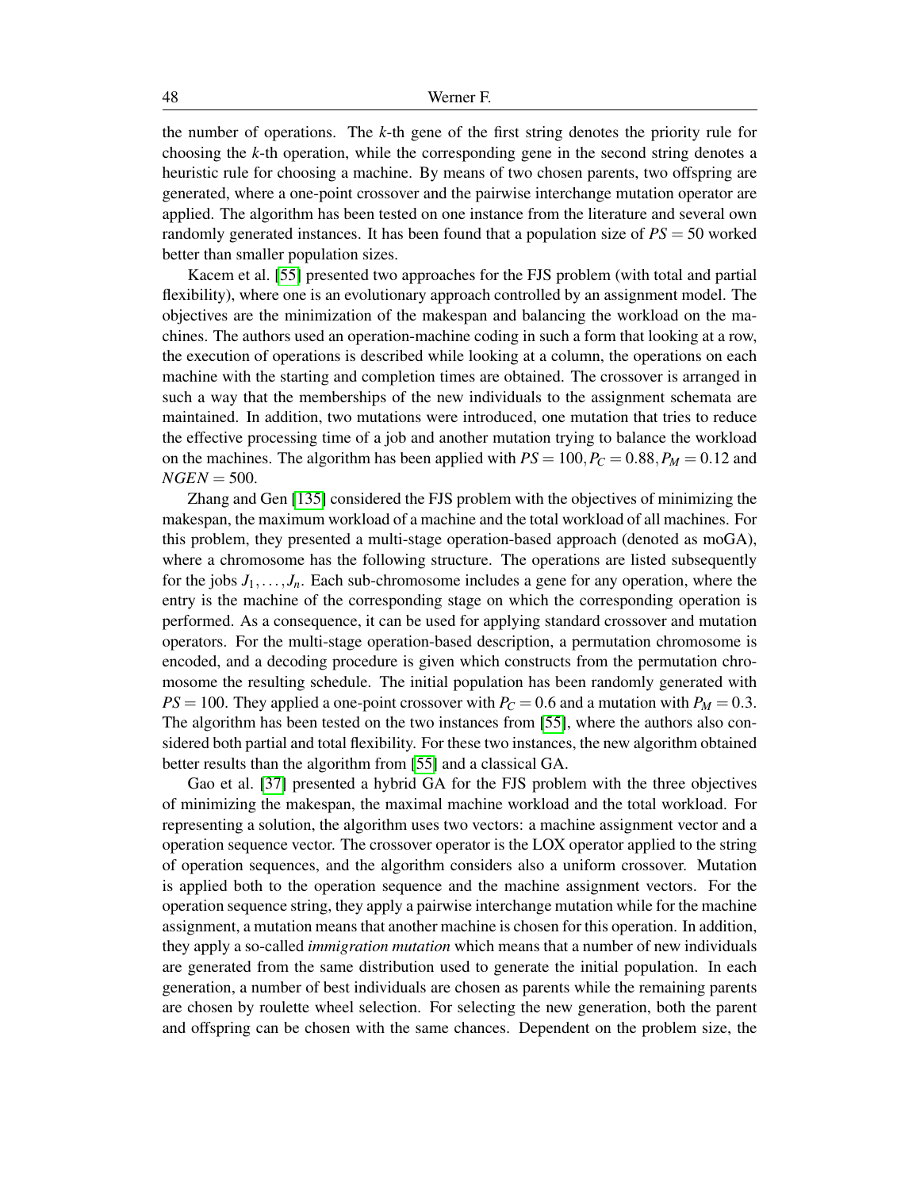the number of operations. The $k$-th gene of the first string denotes the priority rule for choosing the $k$-th operation, while the corresponding gene in the second string denotes a heuristic rule for choosing a machine. By means of two chosen parents, two offspring are generated, where a one-point crossover and the pairwise interchange mutation operator are applied. The algorithm has been tested on one instance from the literature and several own randomly generated instances. It has been found that a population size of $PS = 50$ worked better than smaller population sizes.

Kacem et al. [55] presented two approaches for the FJS problem (with total and partial flexibility), where one is an evolutionary approach controlled by an assignment model. The objectives are the minimization of the makespan and balancing the workload on the machines. The authors used an operation-machine coding in such a form that looking at a row, the execution of operations is described while looking at a column, the operations on each machine with the starting and completion times are obtained. The crossover is arranged in such a way that the memberships of the new individuals to the assignment schemata are maintained. In addition, two mutations were introduced, one mutation that tries to reduce the effective processing time of a job and another mutation trying to balance the workload on the machines. The algorithm has been applied with $PS = 100, P_C = 0.88, P_M = 0.12$ and $NGEN = 500$.

Zhang and Gen [135] considered the FJS problem with the objectives of minimizing the makespan, the maximum workload of a machine and the total workload of all machines. For this problem, they presented a multi-stage operation-based approach (denoted as moGA), where a chromosome has the following structure. The operations are listed subsequently for the jobs $J_1, \ldots, J_n$. Each sub-chromosome includes a gene for any operation, where the entry is the machine of the corresponding stage on which the corresponding operation is performed. As a consequence, it can be used for applying standard crossover and mutation operators. For the multi-stage operation-based description, a permutation chromosome is encoded, and a decoding procedure is given which constructs from the permutation chromosome the resulting schedule. The initial population has been randomly generated with $PS = 100$. They applied a one-point crossover with $P_C = 0.6$ and a mutation with $P_M = 0.3$. The algorithm has been tested on the two instances from [55], where the authors also considered both partial and total flexibility. For these two instances, the new algorithm obtained better results than the algorithm from [55] and a classical GA.

Gao et al. [37] presented a hybrid GA for the FJS problem with the three objectives of minimizing the makespan, the maximal machine workload and the total workload. For representing a solution, the algorithm uses two vectors: a machine assignment vector and a operation sequence vector. The crossover operator is the LOX operator applied to the string of operation sequences, and the algorithm considers also a uniform crossover. Mutation is applied both to the operation sequence and the machine assignment vectors. For the operation sequence string, they apply a pairwise interchange mutation while for the machine assignment, a mutation means that another machine is chosen for this operation. In addition, they apply a so-called *immigration mutation* which means that a number of new individuals are generated from the same distribution used to generate the initial population. In each generation, a number of best individuals are chosen as parents while the remaining parents are chosen by roulette wheel selection. For selecting the new generation, both the parent and offspring can be chosen with the same chances. Dependent on the problem size, the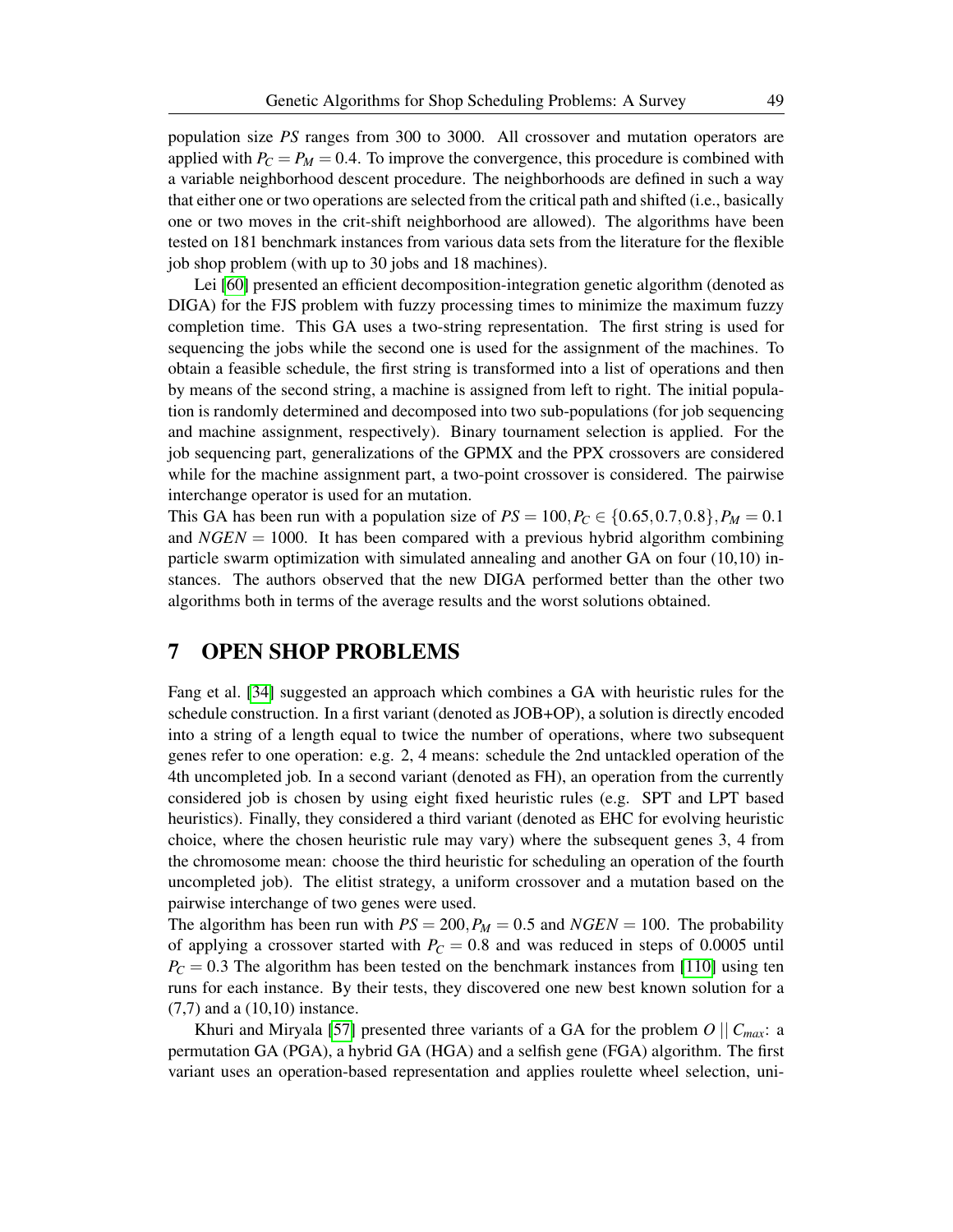population size $PS$ ranges from 300 to 3000. All crossover and mutation operators are applied with $P_C = P_M = 0.4$. To improve the convergence, this procedure is combined with a variable neighborhood descent procedure. The neighborhoods are defined in such a way that either one or two operations are selected from the critical path and shifted (i.e., basically one or two moves in the crit-shift neighborhood are allowed). The algorithms have been tested on 181 benchmark instances from various data sets from the literature for the flexible job shop problem (with up to 30 jobs and 18 machines).

Lei [60] presented an efficient decomposition-integration genetic algorithm (denoted as DIGA) for the FJS problem with fuzzy processing times to minimize the maximum fuzzy completion time. This GA uses a two-string representation. The first string is used for sequencing the jobs while the second one is used for the assignment of the machines. To obtain a feasible schedule, the first string is transformed into a list of operations and then by means of the second string, a machine is assigned from left to right. The initial population is randomly determined and decomposed into two sub-populations (for job sequencing and machine assignment, respectively). Binary tournament selection is applied. For the job sequencing part, generalizations of the GPMX and the PPX crossovers are considered while for the machine assignment part, a two-point crossover is considered. The pairwise interchange operator is used for an mutation.
This GA has been run with a population size of $PS = 100, P_C \in \{0.65, 0.7, 0.8\}, P_M = 0.1$ and $NGEN = 1000$. It has been compared with a previous hybrid algorithm combining particle swarm optimization with simulated annealing and another GA on four (10,10) instances. The authors observed that the new DIGA performed better than the other two algorithms both in terms of the average results and the worst solutions obtained.

# 7 OPEN SHOP PROBLEMS

Fang et al. [34] suggested an approach which combines a GA with heuristic rules for the schedule construction. In a first variant (denoted as JOB+OP), a solution is directly encoded into a string of a length equal to twice the number of operations, where two subsequent genes refer to one operation: e.g. 2, 4 means: schedule the 2nd untackled operation of the 4th uncompleted job. In a second variant (denoted as FH), an operation from the currently considered job is chosen by using eight fixed heuristic rules (e.g. SPT and LPT based heuristics). Finally, they considered a third variant (denoted as EHC for evolving heuristic choice, where the chosen heuristic rule may vary) where the subsequent genes 3, 4 from the chromosome mean: choose the third heuristic for scheduling an operation of the fourth uncompleted job). The elitist strategy, a uniform crossover and a mutation based on the pairwise interchange of two genes were used.
The algorithm has been run with $PS = 200, P_M = 0.5$ and $NGEN = 100$. The probability of applying a crossover started with $P_C = 0.8$ and was reduced in steps of 0.0005 until $P_C = 0.3$ The algorithm has been tested on the benchmark instances from [110] using ten runs for each instance. By their tests, they discovered one new best known solution for a (7,7) and a (10,10) instance.

Khuri and Miryala [57] presented three variants of a GA for the problem $O \, || \, C_{max}$: a permutation GA (PGA), a hybrid GA (HGA) and a selfish gene (FGA) algorithm. The first variant uses an operation-based representation and applies roulette wheel selection, uni-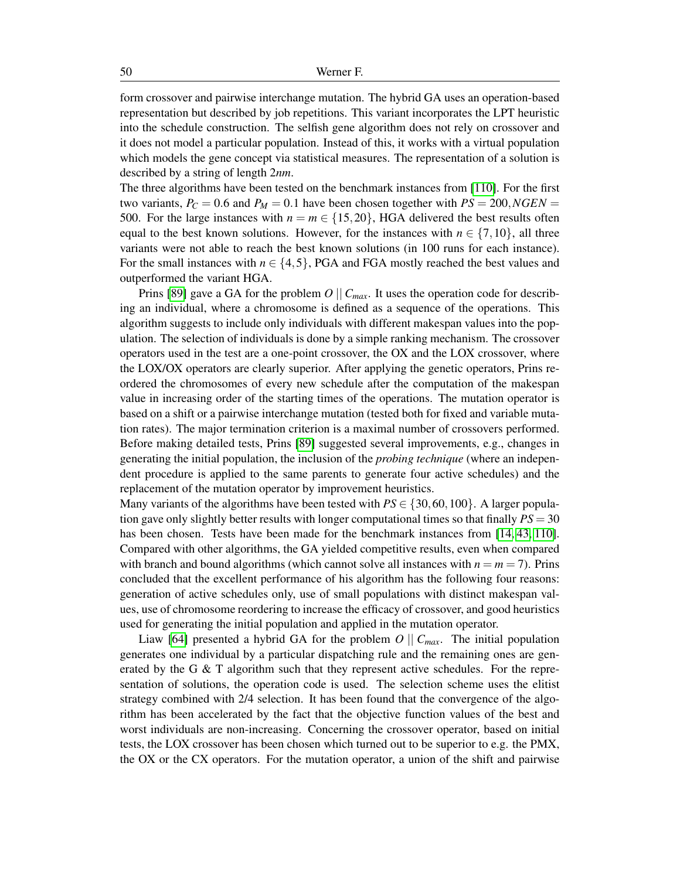form crossover and pairwise interchange mutation. The hybrid GA uses an operation-based representation but described by job repetitions. This variant incorporates the LPT heuristic into the schedule construction. The selfish gene algorithm does not rely on crossover and it does not model a particular population. Instead of this, it works with a virtual population which models the gene concept via statistical measures. The representation of a solution is described by a string of length $2nm$.

The three algorithms have been tested on the benchmark instances from [110]. For the first two variants, $P_C = 0.6$ and $P_M = 0.1$ have been chosen together with $PS = 200, NGEN = 500$. For the large instances with $n = m \in \{15, 20\}$, HGA delivered the best results often equal to the best known solutions. However, for the instances with $n \in \{7, 10\}$, all three variants were not able to reach the best known solutions (in 100 runs for each instance). For the small instances with $n \in \{4, 5\}$, PGA and FGA mostly reached the best values and outperformed the variant HGA.

Prins [89] gave a GA for the problem $O \,||\, C_{max}$. It uses the operation code for describing an individual, where a chromosome is defined as a sequence of the operations. This algorithm suggests to include only individuals with different makespan values into the population. The selection of individuals is done by a simple ranking mechanism. The crossover operators used in the test are a one-point crossover, the OX and the LOX crossover, where the LOX/OX operators are clearly superior. After applying the genetic operators, Prins reordered the chromosomes of every new schedule after the computation of the makespan value in increasing order of the starting times of the operations. The mutation operator is based on a shift or a pairwise interchange mutation (tested both for fixed and variable mutation rates). The major termination criterion is a maximal number of crossovers performed. Before making detailed tests, Prins [89] suggested several improvements, e.g., changes in generating the initial population, the inclusion of the *probing technique* (where an independent procedure is applied to the same parents to generate four active schedules) and the replacement of the mutation operator by improvement heuristics.

Many variants of the algorithms have been tested with $PS \in \{30, 60, 100\}$. A larger population gave only slightly better results with longer computational times so that finally $PS = 30$ has been chosen. Tests have been made for the benchmark instances from [14, 43, 110]. Compared with other algorithms, the GA yielded competitive results, even when compared with branch and bound algorithms (which cannot solve all instances with $n = m = 7$). Prins concluded that the excellent performance of his algorithm has the following four reasons: generation of active schedules only, use of small populations with distinct makespan values, use of chromosome reordering to increase the efficacy of crossover, and good heuristics used for generating the initial population and applied in the mutation operator.

Liaw [64] presented a hybrid GA for the problem $O \,||\, C_{max}$. The initial population generates one individual by a particular dispatching rule and the remaining ones are generated by the G & T algorithm such that they represent active schedules. For the representation of solutions, the operation code is used. The selection scheme uses the elitist strategy combined with 2/4 selection. It has been found that the convergence of the algorithm has been accelerated by the fact that the objective function values of the best and worst individuals are non-increasing. Concerning the crossover operator, based on initial tests, the LOX crossover has been chosen which turned out to be superior to e.g. the PMX, the OX or the CX operators. For the mutation operator, a union of the shift and pairwise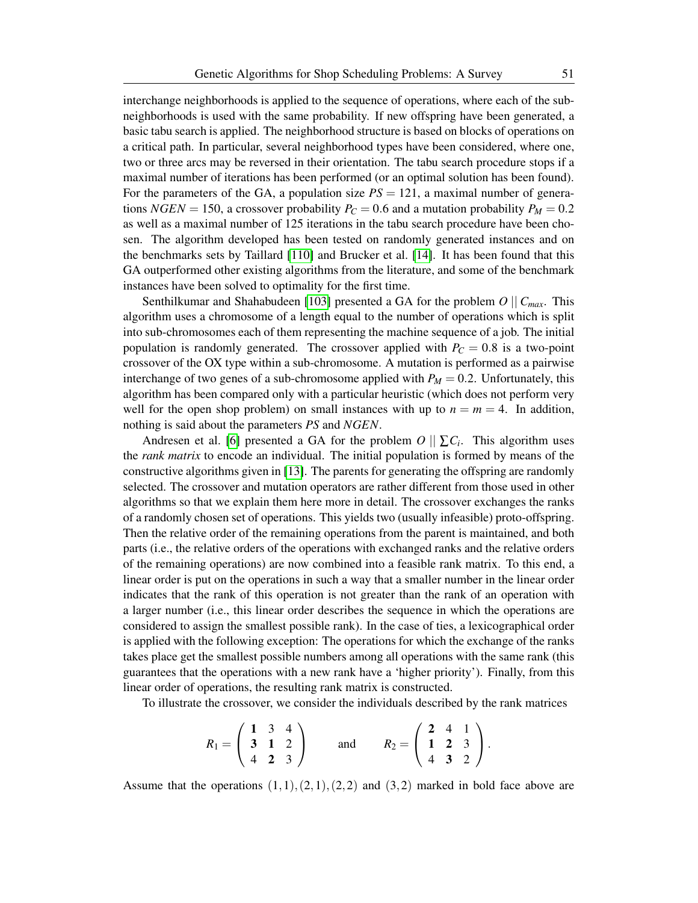interchange neighborhoods is applied to the sequence of operations, where each of the sub-neighborhoods is used with the same probability. If new offspring have been generated, a basic tabu search is applied. The neighborhood structure is based on blocks of operations on a critical path. In particular, several neighborhood types have been considered, where one, two or three arcs may be reversed in their orientation. The tabu search procedure stops if a maximal number of iterations has been performed (or an optimal solution has been found). For the parameters of the GA, a population size $PS = 121$, a maximal number of generations $NGEN = 150$, a crossover probability $P_C = 0.6$ and a mutation probability $P_M = 0.2$ as well as a maximal number of 125 iterations in the tabu search procedure have been chosen. The algorithm developed has been tested on randomly generated instances and on the benchmarks sets by Taillard [110] and Brucker et al. [14]. It has been found that this GA outperformed other existing algorithms from the literature, and some of the benchmark instances have been solved to optimality for the first time.

Senthilkumar and Shahabudeen [103] presented a GA for the problem $O \,||\, C_{max}$. This algorithm uses a chromosome of a length equal to the number of operations which is split into sub-chromosomes each of them representing the machine sequence of a job. The initial population is randomly generated. The crossover applied with $P_C = 0.8$ is a two-point crossover of the OX type within a sub-chromosome. A mutation is performed as a pairwise interchange of two genes of a sub-chromosome applied with $P_M = 0.2$. Unfortunately, this algorithm has been compared only with a particular heuristic (which does not perform very well for the open shop problem) on small instances with up to $n = m = 4$. In addition, nothing is said about the parameters $PS$ and $NGEN$.

Andresen et al. [6] presented a GA for the problem $O \,||\, \sum C_i$. This algorithm uses the *rank matrix* to encode an individual. The initial population is formed by means of the constructive algorithms given in [13]. The parents for generating the offspring are randomly selected. The crossover and mutation operators are rather different from those used in other algorithms so that we explain them here more in detail. The crossover exchanges the ranks of a randomly chosen set of operations. This yields two (usually infeasible) proto-offspring. Then the relative order of the remaining operations from the parent is maintained, and both parts (i.e., the relative orders of the operations with exchanged ranks and the relative orders of the remaining operations) are now combined into a feasible rank matrix. To this end, a linear order is put on the operations in such a way that a smaller number in the linear order indicates that the rank of this operation is not greater than the rank of an operation with a larger number (i.e., this linear order describes the sequence in which the operations are considered to assign the smallest possible rank). In the case of ties, a lexicographical order is applied with the following exception: The operations for which the exchange of the ranks takes place get the smallest possible numbers among all operations with the same rank (this guarantees that the operations with a new rank have a 'higher priority'). Finally, from this linear order of operations, the resulting rank matrix is constructed.

To illustrate the crossover, we consider the individuals described by the rank matrices

$$R_1 = \begin{pmatrix} \mathbf{1} & 3 & 4 \\ \mathbf{3} & \mathbf{1} & 2 \\ 4 & \mathbf{2} & 3 \end{pmatrix} \qquad \text{and} \qquad R_2 = \begin{pmatrix} \mathbf{2} & 4 & 1 \\ \mathbf{1} & \mathbf{2} & 3 \\ 4 & \mathbf{3} & 2 \end{pmatrix}.$$

Assume that the operations $(1,1), (2,1), (2,2)$ and $(3,2)$ marked in bold face above are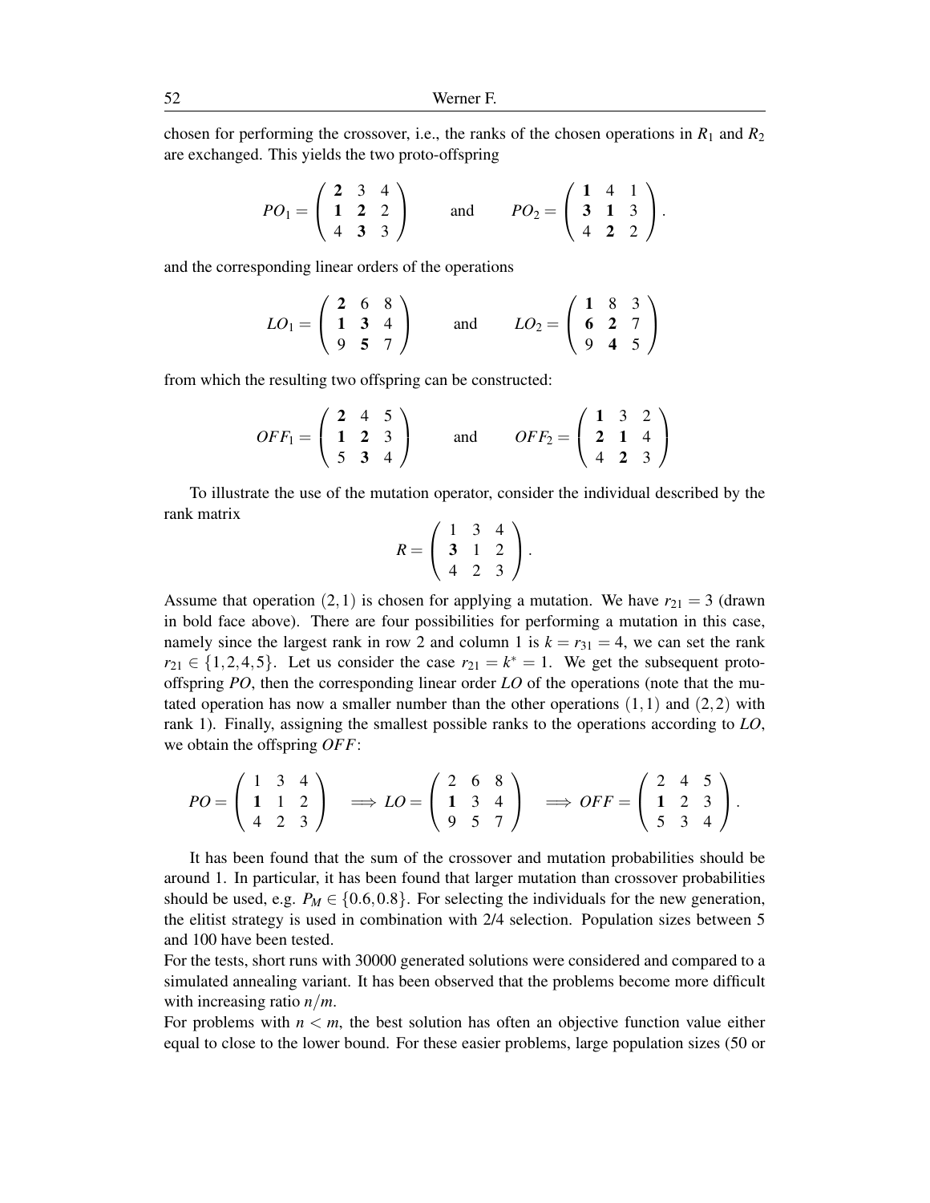chosen for performing the crossover, i.e., the ranks of the chosen operations in $R_1$ and $R_2$ are exchanged. This yields the two proto-offspring

$$PO_1 = \begin{pmatrix} \mathbf{2} & 3 & 4 \\ \mathbf{1} & \mathbf{2} & 2 \\ 4 & \mathbf{3} & 3 \end{pmatrix} \qquad \text{and} \qquad PO_2 = \begin{pmatrix} \mathbf{1} & 4 & 1 \\ \mathbf{3} & \mathbf{1} & 3 \\ 4 & \mathbf{2} & 2 \end{pmatrix}.$$

and the corresponding linear orders of the operations

$$LO_1 = \begin{pmatrix} \mathbf{2} & 6 & 8 \\ \mathbf{1} & \mathbf{3} & 4 \\ 9 & \mathbf{5} & 7 \end{pmatrix} \qquad \text{and} \qquad LO_2 = \begin{pmatrix} \mathbf{1} & 8 & 3 \\ \mathbf{6} & \mathbf{2} & 7 \\ 9 & \mathbf{4} & 5 \end{pmatrix}$$

from which the resulting two offspring can be constructed:

$$OFF_1 = \begin{pmatrix} \mathbf{2} & 4 & 5 \\ \mathbf{1} & \mathbf{2} & 3 \\ 5 & \mathbf{3} & 4 \end{pmatrix} \qquad \text{and} \qquad OFF_2 = \begin{pmatrix} \mathbf{1} & 3 & 2 \\ \mathbf{2} & \mathbf{1} & 4 \\ 4 & \mathbf{2} & 3 \end{pmatrix}$$

To illustrate the use of the mutation operator, consider the individual described by the rank matrix

$$R = \begin{pmatrix} 1 & 3 & 4 \\ \mathbf{3} & 1 & 2 \\ 4 & 2 & 3 \end{pmatrix}.$$

Assume that operation $(2,1)$ is chosen for applying a mutation. We have $r_{21} = 3$ (drawn in bold face above). There are four possibilities for performing a mutation in this case, namely since the largest rank in row 2 and column 1 is $k = r_{31} = 4$, we can set the rank $r_{21} \in \{1,2,4,5\}$. Let us consider the case $r_{21} = k^* = 1$. We get the subsequent proto-offspring *PO*, then the corresponding linear order *LO* of the operations (note that the mutated operation has now a smaller number than the other operations $(1,1)$ and $(2,2)$ with rank 1). Finally, assigning the smallest possible ranks to the operations according to *LO*, we obtain the offspring *OFF*:

$$PO = \begin{pmatrix} 1 & 3 & 4 \\ \mathbf{1} & 1 & 2 \\ 4 & 2 & 3 \end{pmatrix} \implies LO = \begin{pmatrix} 2 & 6 & 8 \\ \mathbf{1} & 3 & 4 \\ 9 & 5 & 7 \end{pmatrix} \implies OFF = \begin{pmatrix} 2 & 4 & 5 \\ \mathbf{1} & 2 & 3 \\ 5 & 3 & 4 \end{pmatrix}.$$

It has been found that the sum of the crossover and mutation probabilities should be around 1. In particular, it has been found that larger mutation than crossover probabilities should be used, e.g. $P_M \in \{0.6, 0.8\}$. For selecting the individuals for the new generation, the elitist strategy is used in combination with 2/4 selection. Population sizes between 5 and 100 have been tested.
For the tests, short runs with 30000 generated solutions were considered and compared to a simulated annealing variant. It has been observed that the problems become more difficult with increasing ratio $n/m$.
For problems with $n < m$, the best solution has often an objective function value either equal to close to the lower bound. For these easier problems, large population sizes (50 or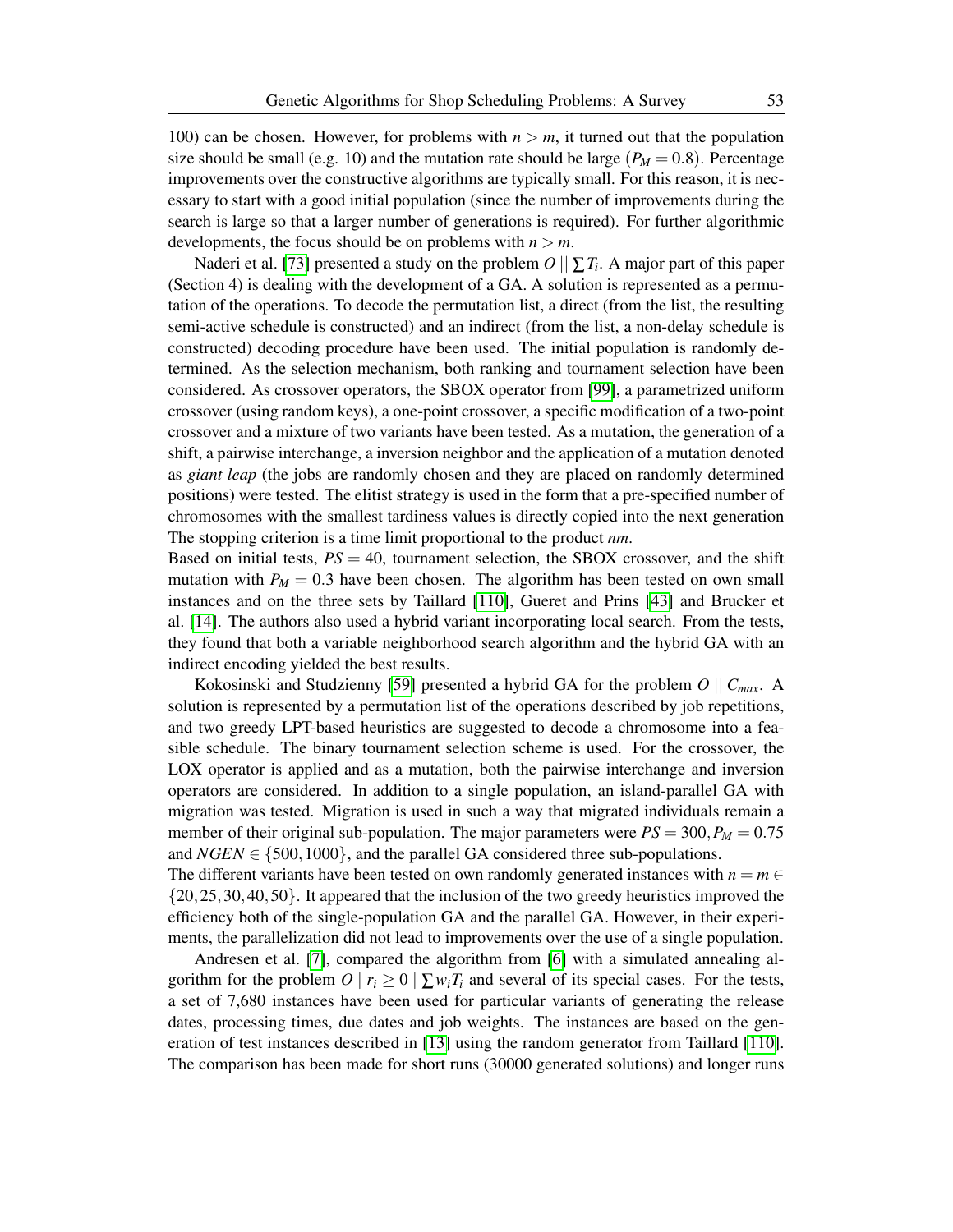100) can be chosen. However, for problems with $n > m$, it turned out that the population size should be small (e.g. 10) and the mutation rate should be large ($P_M = 0.8$). Percentage improvements over the constructive algorithms are typically small. For this reason, it is necessary to start with a good initial population (since the number of improvements during the search is large so that a larger number of generations is required). For further algorithmic developments, the focus should be on problems with $n > m$.

Naderi et al. [73] presented a study on the problem $O \,||\, \sum T_i$. A major part of this paper (Section 4) is dealing with the development of a GA. A solution is represented as a permutation of the operations. To decode the permutation list, a direct (from the list, the resulting semi-active schedule is constructed) and an indirect (from the list, a non-delay schedule is constructed) decoding procedure have been used. The initial population is randomly determined. As the selection mechanism, both ranking and tournament selection have been considered. As crossover operators, the SBOX operator from [99], a parametrized uniform crossover (using random keys), a one-point crossover, a specific modification of a two-point crossover and a mixture of two variants have been tested. As a mutation, the generation of a shift, a pairwise interchange, a inversion neighbor and the application of a mutation denoted as *giant leap* (the jobs are randomly chosen and they are placed on randomly determined positions) were tested. The elitist strategy is used in the form that a pre-specified number of chromosomes with the smallest tardiness values is directly copied into the next generation The stopping criterion is a time limit proportional to the product *nm*.
Based on initial tests, $PS = 40$, tournament selection, the SBOX crossover, and the shift mutation with $P_M = 0.3$ have been chosen. The algorithm has been tested on own small instances and on the three sets by Taillard [110], Gueret and Prins [43] and Brucker et al. [14]. The authors also used a hybrid variant incorporating local search. From the tests, they found that both a variable neighborhood search algorithm and the hybrid GA with an indirect encoding yielded the best results.

Kokosinski and Studzienny [59] presented a hybrid GA for the problem $O \,||\, C_{max}$. A solution is represented by a permutation list of the operations described by job repetitions, and two greedy LPT-based heuristics are suggested to decode a chromosome into a feasible schedule. The binary tournament selection scheme is used. For the crossover, the LOX operator is applied and as a mutation, both the pairwise interchange and inversion operators are considered. In addition to a single population, an island-parallel GA with migration was tested. Migration is used in such a way that migrated individuals remain a member of their original sub-population. The major parameters were $PS = 300, P_M = 0.75$ and $NGEN \in \{500, 1000\}$, and the parallel GA considered three sub-populations.
The different variants have been tested on own randomly generated instances with $n = m \in \{20, 25, 30, 40, 50\}$. It appeared that the inclusion of the two greedy heuristics improved the efficiency both of the single-population GA and the parallel GA. However, in their experiments, the parallelization did not lead to improvements over the use of a single population.

Andresen et al. [7], compared the algorithm from [6] with a simulated annealing algorithm for the problem $O \mid r_i \geq 0 \mid \sum w_i T_i$ and several of its special cases. For the tests, a set of 7,680 instances have been used for particular variants of generating the release dates, processing times, due dates and job weights. The instances are based on the generation of test instances described in [13] using the random generator from Taillard [110]. The comparison has been made for short runs (30000 generated solutions) and longer runs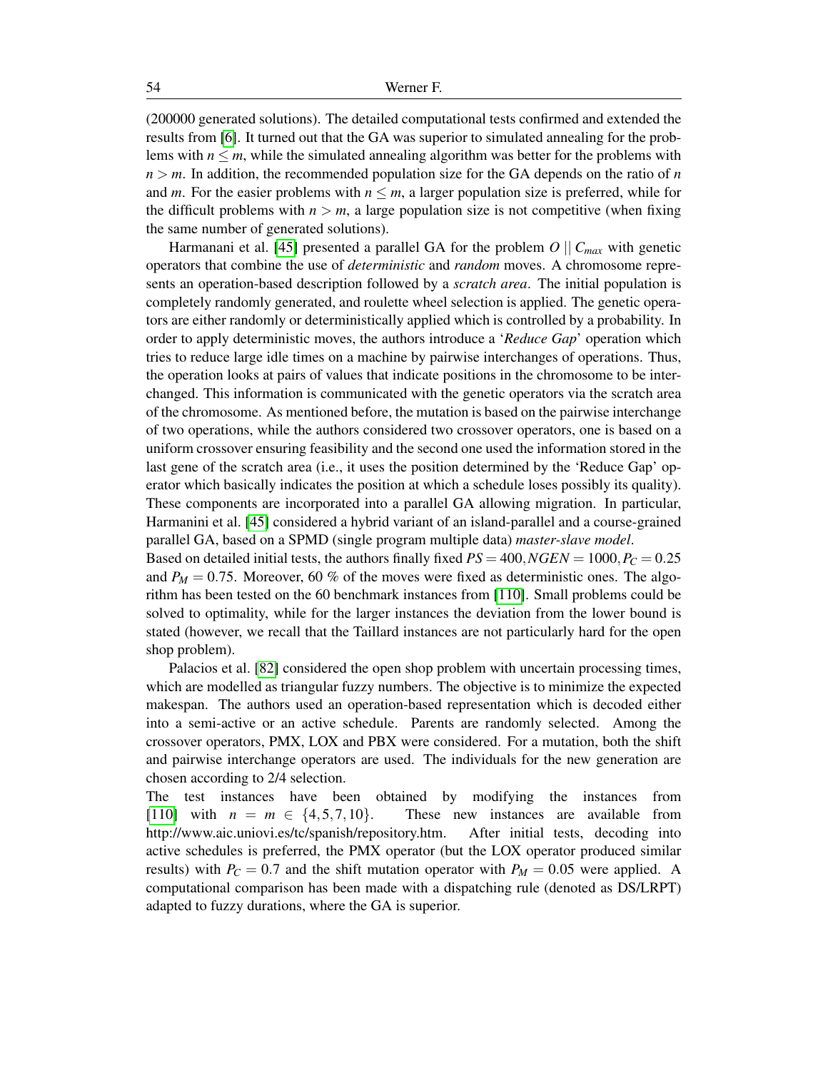(200000 generated solutions). The detailed computational tests confirmed and extended the results from [6]. It turned out that the GA was superior to simulated annealing for the problems with $n \leq m$, while the simulated annealing algorithm was better for the problems with $n > m$. In addition, the recommended population size for the GA depends on the ratio of $n$ and $m$. For the easier problems with $n \leq m$, a larger population size is preferred, while for the difficult problems with $n > m$, a large population size is not competitive (when fixing the same number of generated solutions).

Harmanani et al. [45] presented a parallel GA for the problem $O \,||\, C_{max}$ with genetic operators that combine the use of *deterministic* and *random* moves. A chromosome represents an operation-based description followed by a *scratch area*. The initial population is completely randomly generated, and roulette wheel selection is applied. The genetic operators are either randomly or deterministically applied which is controlled by a probability. In order to apply deterministic moves, the authors introduce a '*Reduce Gap*' operation which tries to reduce large idle times on a machine by pairwise interchanges of operations. Thus, the operation looks at pairs of values that indicate positions in the chromosome to be interchanged. This information is communicated with the genetic operators via the scratch area of the chromosome. As mentioned before, the mutation is based on the pairwise interchange of two operations, while the authors considered two crossover operators, one is based on a uniform crossover ensuring feasibility and the second one used the information stored in the last gene of the scratch area (i.e., it uses the position determined by the 'Reduce Gap' operator which basically indicates the position at which a schedule loses possibly its quality). These components are incorporated into a parallel GA allowing migration. In particular, Harmanini et al. [45] considered a hybrid variant of an island-parallel and a course-grained parallel GA, based on a SPMD (single program multiple data) *master-slave model*.
Based on detailed initial tests, the authors finally fixed $PS = 400, NGEN = 1000, P_C = 0.25$ and $P_M = 0.75$. Moreover, 60 % of the moves were fixed as deterministic ones. The algorithm has been tested on the 60 benchmark instances from [110]. Small problems could be solved to optimality, while for the larger instances the deviation from the lower bound is stated (however, we recall that the Taillard instances are not particularly hard for the open shop problem).

Palacios et al. [82] considered the open shop problem with uncertain processing times, which are modelled as triangular fuzzy numbers. The objective is to minimize the expected makespan. The authors used an operation-based representation which is decoded either into a semi-active or an active schedule. Parents are randomly selected. Among the crossover operators, PMX, LOX and PBX were considered. For a mutation, both the shift and pairwise interchange operators are used. The individuals for the new generation are chosen according to 2/4 selection.
The test instances have been obtained by modifying the instances from [110] with $n = m \in \{4, 5, 7, 10\}$. These new instances are available from http://www.aic.uniovi.es/tc/spanish/repository.htm. After initial tests, decoding into active schedules is preferred, the PMX operator (but the LOX operator produced similar results) with $P_C = 0.7$ and the shift mutation operator with $P_M = 0.05$ were applied. A computational comparison has been made with a dispatching rule (denoted as DS/LRPT) adapted to fuzzy durations, where the GA is superior.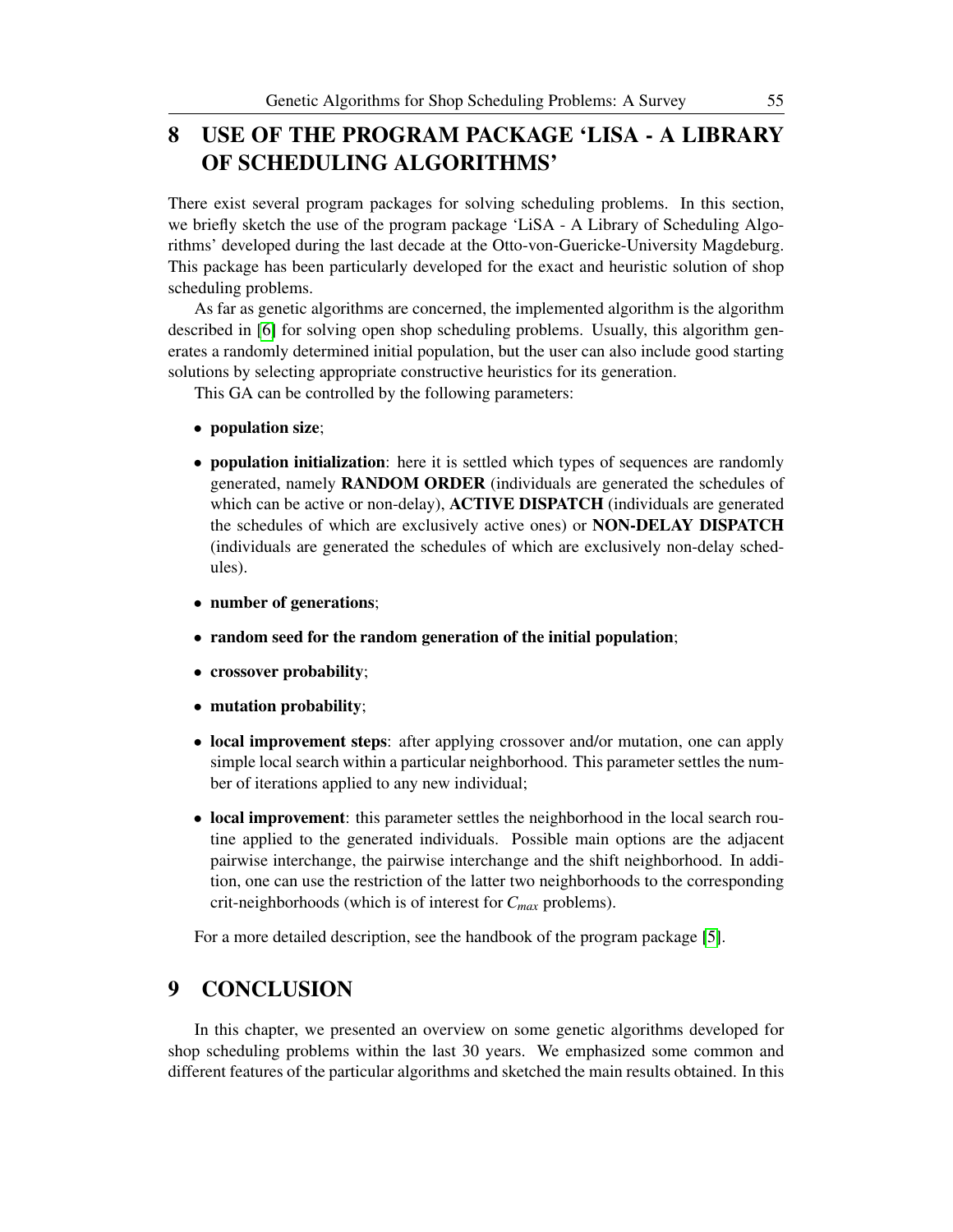# 8 USE OF THE PROGRAM PACKAGE 'LISA - A LIBRARY OF SCHEDULING ALGORITHMS'

There exist several program packages for solving scheduling problems. In this section, we briefly sketch the use of the program package 'LiSA - A Library of Scheduling Algorithms' developed during the last decade at the Otto-von-Guericke-University Magdeburg. This package has been particularly developed for the exact and heuristic solution of shop scheduling problems.

As far as genetic algorithms are concerned, the implemented algorithm is the algorithm described in [6] for solving open shop scheduling problems. Usually, this algorithm generates a randomly determined initial population, but the user can also include good starting solutions by selecting appropriate constructive heuristics for its generation.

This GA can be controlled by the following parameters:

- **population size**;
- **population initialization**: here it is settled which types of sequences are randomly generated, namely **RANDOM ORDER** (individuals are generated the schedules of which can be active or non-delay), **ACTIVE DISPATCH** (individuals are generated the schedules of which are exclusively active ones) or **NON-DELAY DISPATCH** (individuals are generated the schedules of which are exclusively non-delay schedules).
- **number of generations**;
- **random seed for the random generation of the initial population**;
- **crossover probability**;
- **mutation probability**;
- **local improvement steps**: after applying crossover and/or mutation, one can apply simple local search within a particular neighborhood. This parameter settles the number of iterations applied to any new individual;
- **local improvement**: this parameter settles the neighborhood in the local search routine applied to the generated individuals. Possible main options are the adjacent pairwise interchange, the pairwise interchange and the shift neighborhood. In addition, one can use the restriction of the latter two neighborhoods to the corresponding crit-neighborhoods (which is of interest for $C_{max}$ problems).

For a more detailed description, see the handbook of the program package [5].

# 9 CONCLUSION

In this chapter, we presented an overview on some genetic algorithms developed for shop scheduling problems within the last 30 years. We emphasized some common and different features of the particular algorithms and sketched the main results obtained. In this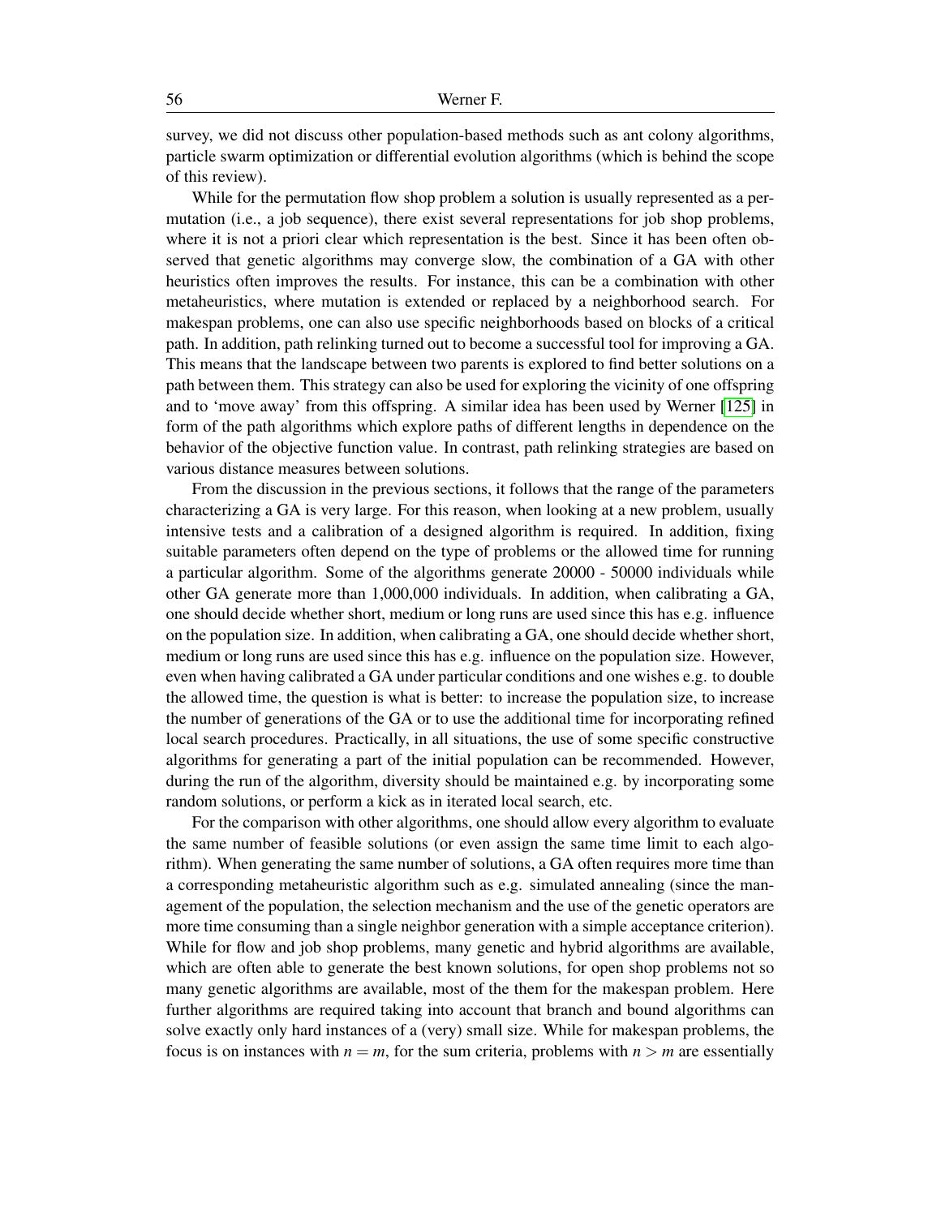survey, we did not discuss other population-based methods such as ant colony algorithms, particle swarm optimization or differential evolution algorithms (which is behind the scope of this review).

While for the permutation flow shop problem a solution is usually represented as a permutation (i.e., a job sequence), there exist several representations for job shop problems, where it is not a priori clear which representation is the best. Since it has been often observed that genetic algorithms may converge slow, the combination of a GA with other heuristics often improves the results. For instance, this can be a combination with other metaheuristics, where mutation is extended or replaced by a neighborhood search. For makespan problems, one can also use specific neighborhoods based on blocks of a critical path. In addition, path relinking turned out to become a successful tool for improving a GA. This means that the landscape between two parents is explored to find better solutions on a path between them. This strategy can also be used for exploring the vicinity of one offspring and to 'move away' from this offspring. A similar idea has been used by Werner [125] in form of the path algorithms which explore paths of different lengths in dependence on the behavior of the objective function value. In contrast, path relinking strategies are based on various distance measures between solutions.

From the discussion in the previous sections, it follows that the range of the parameters characterizing a GA is very large. For this reason, when looking at a new problem, usually intensive tests and a calibration of a designed algorithm is required. In addition, fixing suitable parameters often depend on the type of problems or the allowed time for running a particular algorithm. Some of the algorithms generate 20000 - 50000 individuals while other GA generate more than 1,000,000 individuals. In addition, when calibrating a GA, one should decide whether short, medium or long runs are used since this has e.g. influence on the population size. In addition, when calibrating a GA, one should decide whether short, medium or long runs are used since this has e.g. influence on the population size. However, even when having calibrated a GA under particular conditions and one wishes e.g. to double the allowed time, the question is what is better: to increase the population size, to increase the number of generations of the GA or to use the additional time for incorporating refined local search procedures. Practically, in all situations, the use of some specific constructive algorithms for generating a part of the initial population can be recommended. However, during the run of the algorithm, diversity should be maintained e.g. by incorporating some random solutions, or perform a kick as in iterated local search, etc.

For the comparison with other algorithms, one should allow every algorithm to evaluate the same number of feasible solutions (or even assign the same time limit to each algorithm). When generating the same number of solutions, a GA often requires more time than a corresponding metaheuristic algorithm such as e.g. simulated annealing (since the management of the population, the selection mechanism and the use of the genetic operators are more time consuming than a single neighbor generation with a simple acceptance criterion). While for flow and job shop problems, many genetic and hybrid algorithms are available, which are often able to generate the best known solutions, for open shop problems not so many genetic algorithms are available, most of the them for the makespan problem. Here further algorithms are required taking into account that branch and bound algorithms can solve exactly only hard instances of a (very) small size. While for makespan problems, the focus is on instances with $n = m$, for the sum criteria, problems with $n > m$ are essentially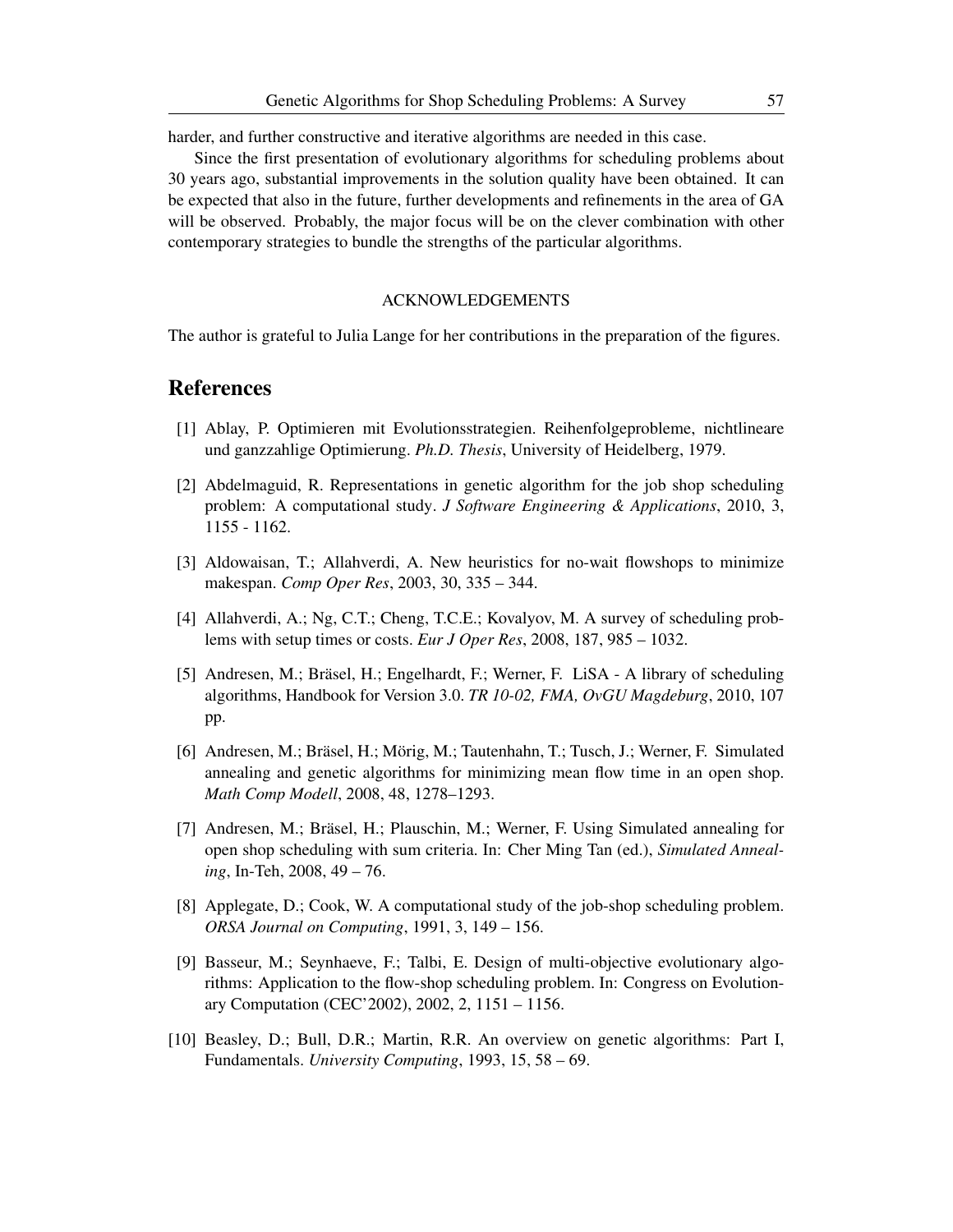harder, and further constructive and iterative algorithms are needed in this case.

Since the first presentation of evolutionary algorithms for scheduling problems about 30 years ago, substantial improvements in the solution quality have been obtained. It can be expected that also in the future, further developments and refinements in the area of GA will be observed. Probably, the major focus will be on the clever combination with other contemporary strategies to bundle the strengths of the particular algorithms.

### ACKNOWLEDGEMENTS

The author is grateful to Julia Lange for her contributions in the preparation of the figures.

## References

[1] Ablay, P. Optimieren mit Evolutionsstrategien. Reihenfolgeprobleme, nichtlineare und ganzzahlige Optimierung. *Ph.D. Thesis*, University of Heidelberg, 1979.

[2] Abdelmaguid, R. Representations in genetic algorithm for the job shop scheduling problem: A computational study. *J Software Engineering & Applications*, 2010, 3, 1155 - 1162.

[3] Aldowaisan, T.; Allahverdi, A. New heuristics for no-wait flowshops to minimize makespan. *Comp Oper Res*, 2003, 30, 335 – 344.

[4] Allahverdi, A.; Ng, C.T.; Cheng, T.C.E.; Kovalyov, M. A survey of scheduling problems with setup times or costs. *Eur J Oper Res*, 2008, 187, 985 – 1032.

[5] Andresen, M.; Bräsel, H.; Engelhardt, F.; Werner, F. LiSA - A library of scheduling algorithms, Handbook for Version 3.0. *TR 10-02, FMA, OvGU Magdeburg*, 2010, 107 pp.

[6] Andresen, M.; Bräsel, H.; Mörig, M.; Tautenhahn, T.; Tusch, J.; Werner, F. Simulated annealing and genetic algorithms for minimizing mean flow time in an open shop. *Math Comp Modell*, 2008, 48, 1278–1293.

[7] Andresen, M.; Bräsel, H.; Plauschin, M.; Werner, F. Using Simulated annealing for open shop scheduling with sum criteria. In: Cher Ming Tan (ed.), *Simulated Annealing*, In-Teh, 2008, 49 – 76.

[8] Applegate, D.; Cook, W. A computational study of the job-shop scheduling problem. *ORSA Journal on Computing*, 1991, 3, 149 – 156.

[9] Basseur, M.; Seynhaeve, F.; Talbi, E. Design of multi-objective evolutionary algorithms: Application to the flow-shop scheduling problem. In: Congress on Evolutionary Computation (CEC'2002), 2002, 2, 1151 – 1156.

[10] Beasley, D.; Bull, D.R.; Martin, R.R. An overview on genetic algorithms: Part I, Fundamentals. *University Computing*, 1993, 15, 58 – 69.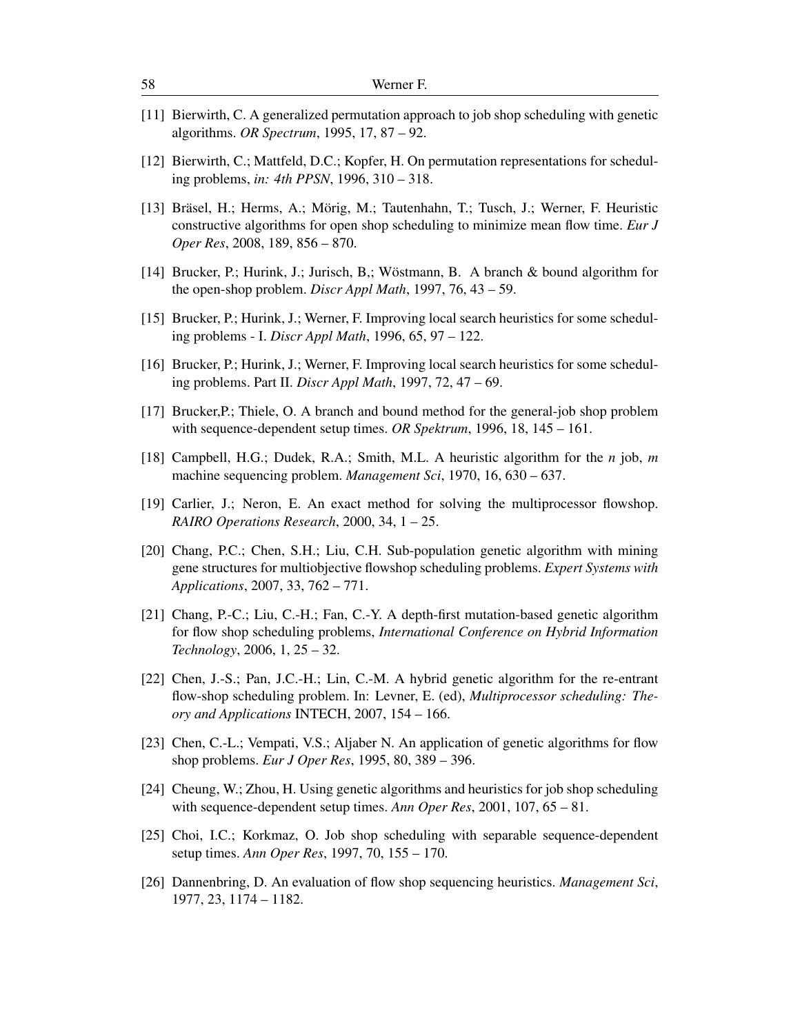[11] Bierwirth, C. A generalized permutation approach to job shop scheduling with genetic algorithms. *OR Spectrum*, 1995, 17, 87 – 92.

[12] Bierwirth, C.; Mattfeld, D.C.; Kopfer, H. On permutation representations for scheduling problems, *in: 4th PPSN*, 1996, 310 – 318.

[13] Bräsel, H.; Herms, A.; Mörig, M.; Tautenhahn, T.; Tusch, J.; Werner, F. Heuristic constructive algorithms for open shop scheduling to minimize mean flow time. *Eur J Oper Res*, 2008, 189, 856 – 870.

[14] Brucker, P.; Hurink, J.; Jurisch, B,; Wöstmann, B. A branch & bound algorithm for the open-shop problem. *Discr Appl Math*, 1997, 76, 43 – 59.

[15] Brucker, P.; Hurink, J.; Werner, F. Improving local search heuristics for some scheduling problems - I. *Discr Appl Math*, 1996, 65, 97 – 122.

[16] Brucker, P.; Hurink, J.; Werner, F. Improving local search heuristics for some scheduling problems. Part II. *Discr Appl Math*, 1997, 72, 47 – 69.

[17] Brucker,P.; Thiele, O. A branch and bound method for the general-job shop problem with sequence-dependent setup times. *OR Spektrum*, 1996, 18, 145 – 161.

[18] Campbell, H.G.; Dudek, R.A.; Smith, M.L. A heuristic algorithm for the $n$ job, $m$ machine sequencing problem. *Management Sci*, 1970, 16, 630 – 637.

[19] Carlier, J.; Neron, E. An exact method for solving the multiprocessor flowshop. *RAIRO Operations Research*, 2000, 34, 1 – 25.

[20] Chang, P.C.; Chen, S.H.; Liu, C.H. Sub-population genetic algorithm with mining gene structures for multiobjective flowshop scheduling problems. *Expert Systems with Applications*, 2007, 33, 762 – 771.

[21] Chang, P.-C.; Liu, C.-H.; Fan, C.-Y. A depth-first mutation-based genetic algorithm for flow shop scheduling problems, *International Conference on Hybrid Information Technology*, 2006, 1, 25 – 32.

[22] Chen, J.-S.; Pan, J.C.-H.; Lin, C.-M. A hybrid genetic algorithm for the re-entrant flow-shop scheduling problem. In: Levner, E. (ed), *Multiprocessor scheduling: Theory and Applications* INTECH, 2007, 154 – 166.

[23] Chen, C.-L.; Vempati, V.S.; Aljaber N. An application of genetic algorithms for flow shop problems. *Eur J Oper Res*, 1995, 80, 389 – 396.

[24] Cheung, W.; Zhou, H. Using genetic algorithms and heuristics for job shop scheduling with sequence-dependent setup times. *Ann Oper Res*, 2001, 107, 65 – 81.

[25] Choi, I.C.; Korkmaz, O. Job shop scheduling with separable sequence-dependent setup times. *Ann Oper Res*, 1997, 70, 155 – 170.

[26] Dannenbring, D. An evaluation of flow shop sequencing heuristics. *Management Sci*, 1977, 23, 1174 – 1182.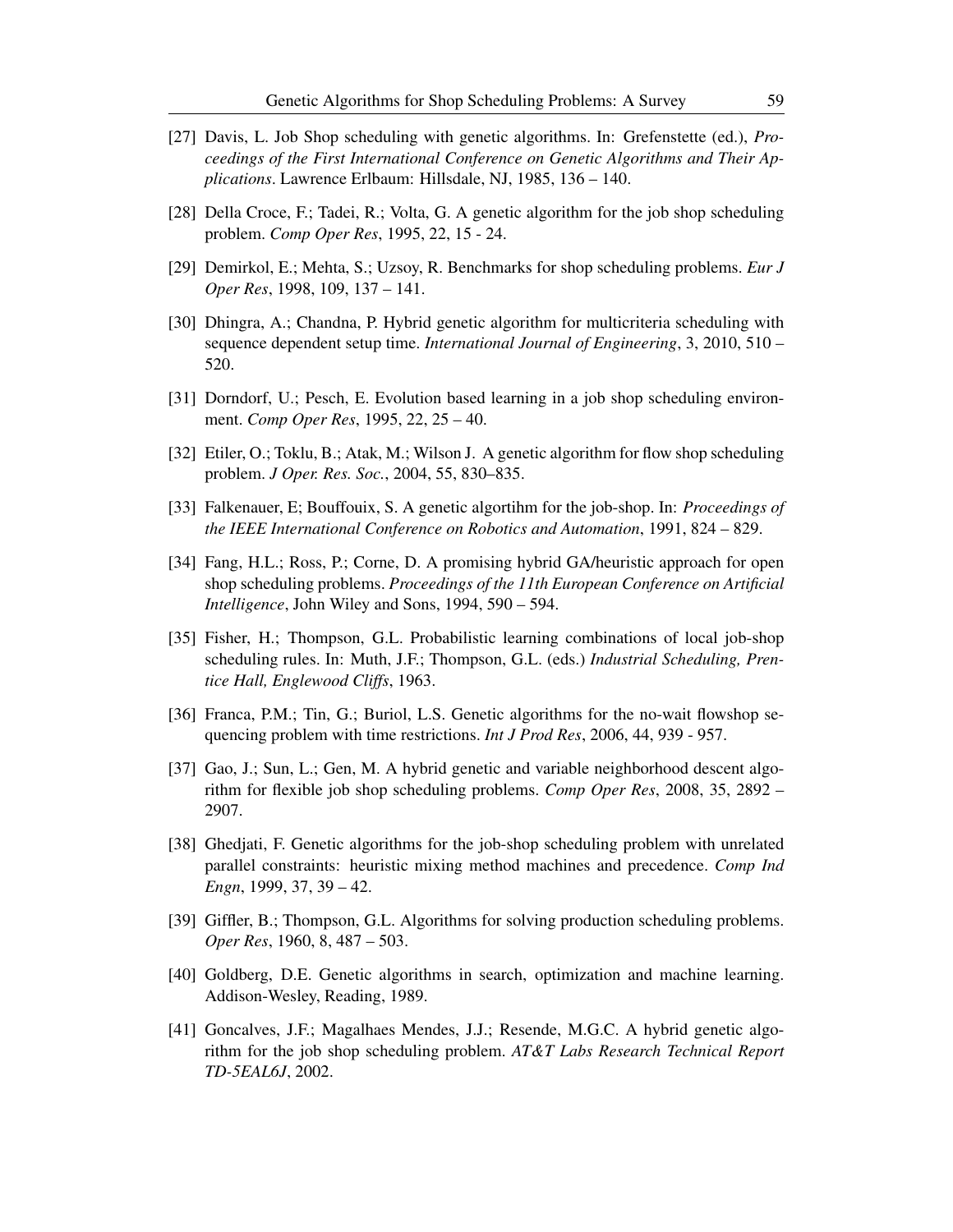[27] Davis, L. Job Shop scheduling with genetic algorithms. In: Grefenstette (ed.), *Proceedings of the First International Conference on Genetic Algorithms and Their Applications*. Lawrence Erlbaum: Hillsdale, NJ, 1985, 136 – 140.

[28] Della Croce, F.; Tadei, R.; Volta, G. A genetic algorithm for the job shop scheduling problem. *Comp Oper Res*, 1995, 22, 15 - 24.

[29] Demirkol, E.; Mehta, S.; Uzsoy, R. Benchmarks for shop scheduling problems. *Eur J Oper Res*, 1998, 109, 137 – 141.

[30] Dhingra, A.; Chandna, P. Hybrid genetic algorithm for multicriteria scheduling with sequence dependent setup time. *International Journal of Engineering*, 3, 2010, 510 – 520.

[31] Dorndorf, U.; Pesch, E. Evolution based learning in a job shop scheduling environment. *Comp Oper Res*, 1995, 22, 25 – 40.

[32] Etiler, O.; Toklu, B.; Atak, M.; Wilson J. A genetic algorithm for flow shop scheduling problem. *J Oper. Res. Soc.*, 2004, 55, 830–835.

[33] Falkenauer, E; Bouffouix, S. A genetic algortihm for the job-shop. In: *Proceedings of the IEEE International Conference on Robotics and Automation*, 1991, 824 – 829.

[34] Fang, H.L.; Ross, P.; Corne, D. A promising hybrid GA/heuristic approach for open shop scheduling problems. *Proceedings of the 11th European Conference on Artificial Intelligence*, John Wiley and Sons, 1994, 590 – 594.

[35] Fisher, H.; Thompson, G.L. Probabilistic learning combinations of local job-shop scheduling rules. In: Muth, J.F.; Thompson, G.L. (eds.) *Industrial Scheduling, Prentice Hall, Englewood Cliffs*, 1963.

[36] Franca, P.M.; Tin, G.; Buriol, L.S. Genetic algorithms for the no-wait flowshop sequencing problem with time restrictions. *Int J Prod Res*, 2006, 44, 939 - 957.

[37] Gao, J.; Sun, L.; Gen, M. A hybrid genetic and variable neighborhood descent algorithm for flexible job shop scheduling problems. *Comp Oper Res*, 2008, 35, 2892 – 2907.

[38] Ghedjati, F. Genetic algorithms for the job-shop scheduling problem with unrelated parallel constraints: heuristic mixing method machines and precedence. *Comp Ind Engn*, 1999, 37, 39 – 42.

[39] Giffler, B.; Thompson, G.L. Algorithms for solving production scheduling problems. *Oper Res*, 1960, 8, 487 – 503.

[40] Goldberg, D.E. Genetic algorithms in search, optimization and machine learning. Addison-Wesley, Reading, 1989.

[41] Goncalves, J.F.; Magalhaes Mendes, J.J.; Resende, M.G.C. A hybrid genetic algorithm for the job shop scheduling problem. *AT&T Labs Research Technical Report TD-5EAL6J*, 2002.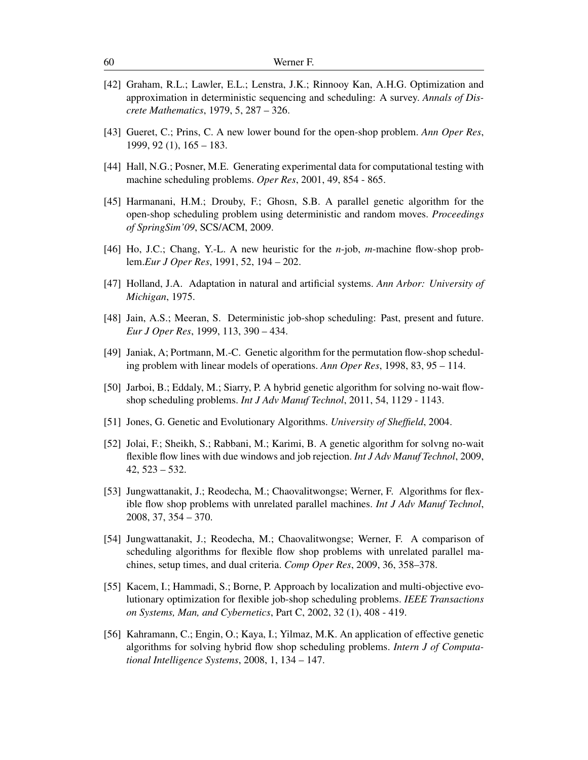[42] Graham, R.L.; Lawler, E.L.; Lenstra, J.K.; Rinnooy Kan, A.H.G. Optimization and approximation in deterministic sequencing and scheduling: A survey. *Annals of Discrete Mathematics*, 1979, 5, 287 – 326.

[43] Gueret, C.; Prins, C. A new lower bound for the open-shop problem. *Ann Oper Res*, 1999, 92 (1), 165 – 183.

[44] Hall, N.G.; Posner, M.E. Generating experimental data for computational testing with machine scheduling problems. *Oper Res*, 2001, 49, 854 - 865.

[45] Harmanani, H.M.; Drouby, F.; Ghosn, S.B. A parallel genetic algorithm for the open-shop scheduling problem using deterministic and random moves. *Proceedings of SpringSim'09*, SCS/ACM, 2009.

[46] Ho, J.C.; Chang, Y.-L. A new heuristic for the *n*-job, *m*-machine flow-shop problem.*Eur J Oper Res*, 1991, 52, 194 – 202.

[47] Holland, J.A. Adaptation in natural and artificial systems. *Ann Arbor: University of Michigan*, 1975.

[48] Jain, A.S.; Meeran, S. Deterministic job-shop scheduling: Past, present and future. *Eur J Oper Res*, 1999, 113, 390 – 434.

[49] Janiak, A; Portmann, M.-C. Genetic algorithm for the permutation flow-shop scheduling problem with linear models of operations. *Ann Oper Res*, 1998, 83, 95 – 114.

[50] Jarboi, B.; Eddaly, M.; Siarry, P. A hybrid genetic algorithm for solving no-wait flowshop scheduling problems. *Int J Adv Manuf Technol*, 2011, 54, 1129 - 1143.

[51] Jones, G. Genetic and Evolutionary Algorithms. *University of Sheffield*, 2004.

[52] Jolai, F.; Sheikh, S.; Rabbani, M.; Karimi, B. A genetic algorithm for solvng no-wait flexible flow lines with due windows and job rejection. *Int J Adv Manuf Technol*, 2009, 42, 523 – 532.

[53] Jungwattanakit, J.; Reodecha, M.; Chaovalitwongse; Werner, F. Algorithms for flexible flow shop problems with unrelated parallel machines. *Int J Adv Manuf Technol*, 2008, 37, 354 – 370.

[54] Jungwattanakit, J.; Reodecha, M.; Chaovalitwongse; Werner, F. A comparison of scheduling algorithms for flexible flow shop problems with unrelated parallel machines, setup times, and dual criteria. *Comp Oper Res*, 2009, 36, 358–378.

[55] Kacem, I.; Hammadi, S.; Borne, P. Approach by localization and multi-objective evolutionary optimization for flexible job-shop scheduling problems. *IEEE Transactions on Systems, Man, and Cybernetics*, Part C, 2002, 32 (1), 408 - 419.

[56] Kahramann, C.; Engin, O.; Kaya, I.; Yilmaz, M.K. An application of effective genetic algorithms for solving hybrid flow shop scheduling problems. *Intern J of Computational Intelligence Systems*, 2008, 1, 134 – 147.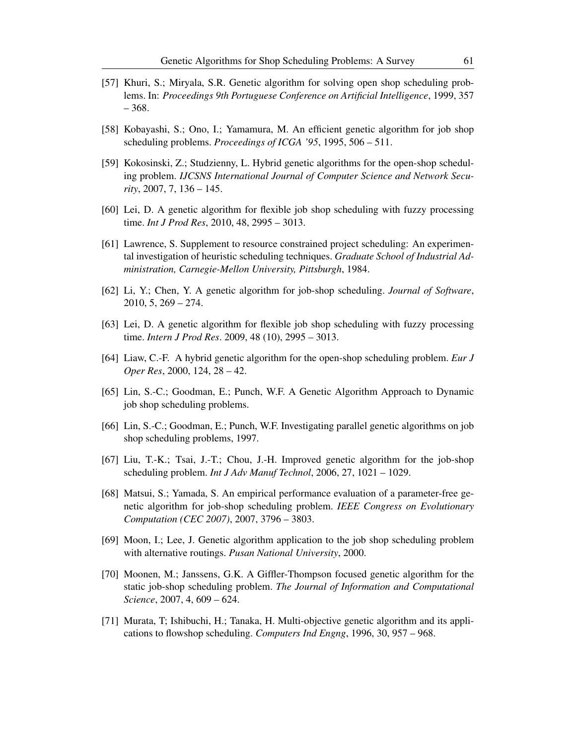[57] Khuri, S.; Miryala, S.R. Genetic algorithm for solving open shop scheduling problems. In: *Proceedings 9th Portuguese Conference on Artificial Intelligence*, 1999, 357 – 368.

[58] Kobayashi, S.; Ono, I.; Yamamura, M. An efficient genetic algorithm for job shop scheduling problems. *Proceedings of ICGA '95*, 1995, 506 – 511.

[59] Kokosinski, Z.; Studzienny, L. Hybrid genetic algorithms for the open-shop scheduling problem. *IJCSNS International Journal of Computer Science and Network Security*, 2007, 7, 136 – 145.

[60] Lei, D. A genetic algorithm for flexible job shop scheduling with fuzzy processing time. *Int J Prod Res*, 2010, 48, 2995 – 3013.

[61] Lawrence, S. Supplement to resource constrained project scheduling: An experimental investigation of heuristic scheduling techniques. *Graduate School of Industrial Administration, Carnegie-Mellon University, Pittsburgh*, 1984.

[62] Li, Y.; Chen, Y. A genetic algorithm for job-shop scheduling. *Journal of Software*, 2010, 5, 269 – 274.

[63] Lei, D. A genetic algorithm for flexible job shop scheduling with fuzzy processing time. *Intern J Prod Res*. 2009, 48 (10), 2995 – 3013.

[64] Liaw, C.-F. A hybrid genetic algorithm for the open-shop scheduling problem. *Eur J Oper Res*, 2000, 124, 28 – 42.

[65] Lin, S.-C.; Goodman, E.; Punch, W.F. A Genetic Algorithm Approach to Dynamic job shop scheduling problems.

[66] Lin, S.-C.; Goodman, E.; Punch, W.F. Investigating parallel genetic algorithms on job shop scheduling problems, 1997.

[67] Liu, T.-K.; Tsai, J.-T.; Chou, J.-H. Improved genetic algorithm for the job-shop scheduling problem. *Int J Adv Manuf Technol*, 2006, 27, 1021 – 1029.

[68] Matsui, S.; Yamada, S. An empirical performance evaluation of a parameter-free genetic algorithm for job-shop scheduling problem. *IEEE Congress on Evolutionary Computation (CEC 2007)*, 2007, 3796 – 3803.

[69] Moon, I.; Lee, J. Genetic algorithm application to the job shop scheduling problem with alternative routings. *Pusan National University*, 2000.

[70] Moonen, M.; Janssens, G.K. A Giffler-Thompson focused genetic algorithm for the static job-shop scheduling problem. *The Journal of Information and Computational Science*, 2007, 4, 609 – 624.

[71] Murata, T; Ishibuchi, H.; Tanaka, H. Multi-objective genetic algorithm and its applications to flowshop scheduling. *Computers Ind Engng*, 1996, 30, 957 – 968.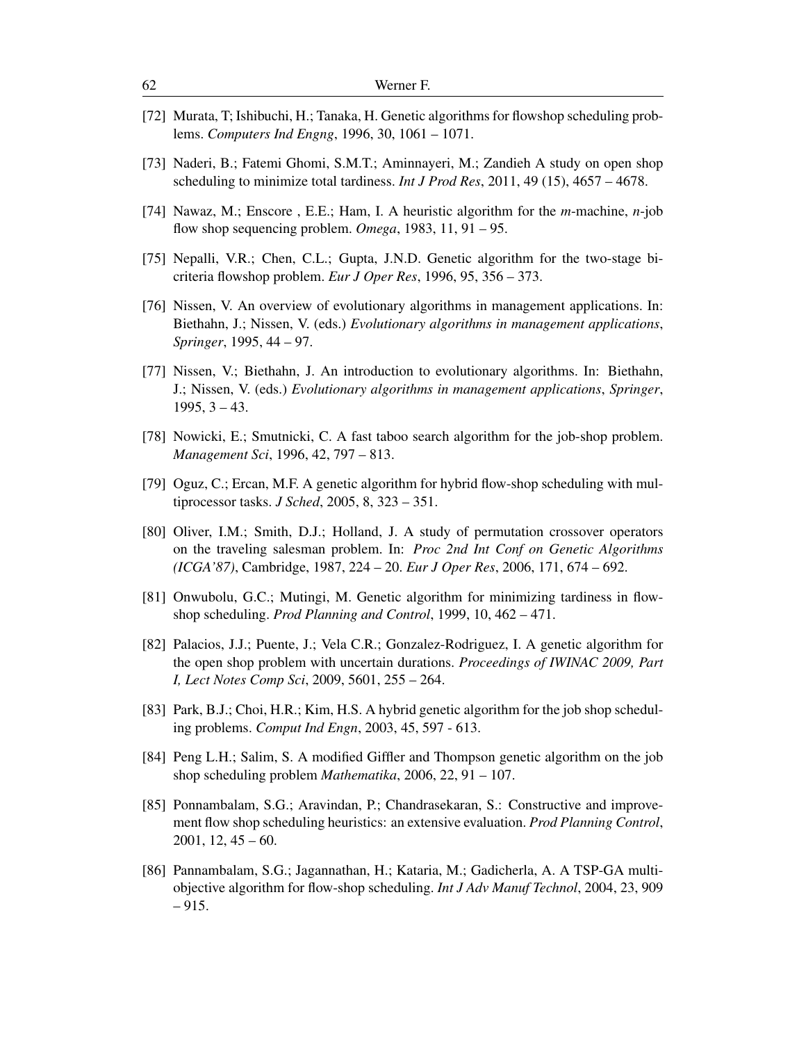[72] Murata, T; Ishibuchi, H.; Tanaka, H. Genetic algorithms for flowshop scheduling problems. *Computers Ind Engng*, 1996, 30, 1061 – 1071.

[73] Naderi, B.; Fatemi Ghomi, S.M.T.; Aminnayeri, M.; Zandieh A study on open shop scheduling to minimize total tardiness. *Int J Prod Res*, 2011, 49 (15), 4657 – 4678.

[74] Nawaz, M.; Enscore , E.E.; Ham, I. A heuristic algorithm for the *m*-machine, *n*-job flow shop sequencing problem. *Omega*, 1983, 11, 91 – 95.

[75] Nepalli, V.R.; Chen, C.L.; Gupta, J.N.D. Genetic algorithm for the two-stage bicriteria flowshop problem. *Eur J Oper Res*, 1996, 95, 356 – 373.

[76] Nissen, V. An overview of evolutionary algorithms in management applications. In: Biethahn, J.; Nissen, V. (eds.) *Evolutionary algorithms in management applications*, *Springer*, 1995, 44 – 97.

[77] Nissen, V.; Biethahn, J. An introduction to evolutionary algorithms. In: Biethahn, J.; Nissen, V. (eds.) *Evolutionary algorithms in management applications*, *Springer*, 1995, 3 – 43.

[78] Nowicki, E.; Smutnicki, C. A fast taboo search algorithm for the job-shop problem. *Management Sci*, 1996, 42, 797 – 813.

[79] Oguz, C.; Ercan, M.F. A genetic algorithm for hybrid flow-shop scheduling with multiprocessor tasks. *J Sched*, 2005, 8, 323 – 351.

[80] Oliver, I.M.; Smith, D.J.; Holland, J. A study of permutation crossover operators on the traveling salesman problem. In: *Proc 2nd Int Conf on Genetic Algorithms (ICGA'87)*, Cambridge, 1987, 224 – 20. *Eur J Oper Res*, 2006, 171, 674 – 692.

[81] Onwubolu, G.C.; Mutingi, M. Genetic algorithm for minimizing tardiness in flowshop scheduling. *Prod Planning and Control*, 1999, 10, 462 – 471.

[82] Palacios, J.J.; Puente, J.; Vela C.R.; Gonzalez-Rodriguez, I. A genetic algorithm for the open shop problem with uncertain durations. *Proceedings of IWINAC 2009, Part I, Lect Notes Comp Sci*, 2009, 5601, 255 – 264.

[83] Park, B.J.; Choi, H.R.; Kim, H.S. A hybrid genetic algorithm for the job shop scheduling problems. *Comput Ind Engn*, 2003, 45, 597 - 613.

[84] Peng L.H.; Salim, S. A modified Giffler and Thompson genetic algorithm on the job shop scheduling problem *Mathematika*, 2006, 22, 91 – 107.

[85] Ponnambalam, S.G.; Aravindan, P.; Chandrasekaran, S.: Constructive and improvement flow shop scheduling heuristics: an extensive evaluation. *Prod Planning Control*, 2001, 12, 45 – 60.

[86] Pannambalam, S.G.; Jagannathan, H.; Kataria, M.; Gadicherla, A. A TSP-GA multiobjective algorithm for flow-shop scheduling. *Int J Adv Manuf Technol*, 2004, 23, 909 – 915.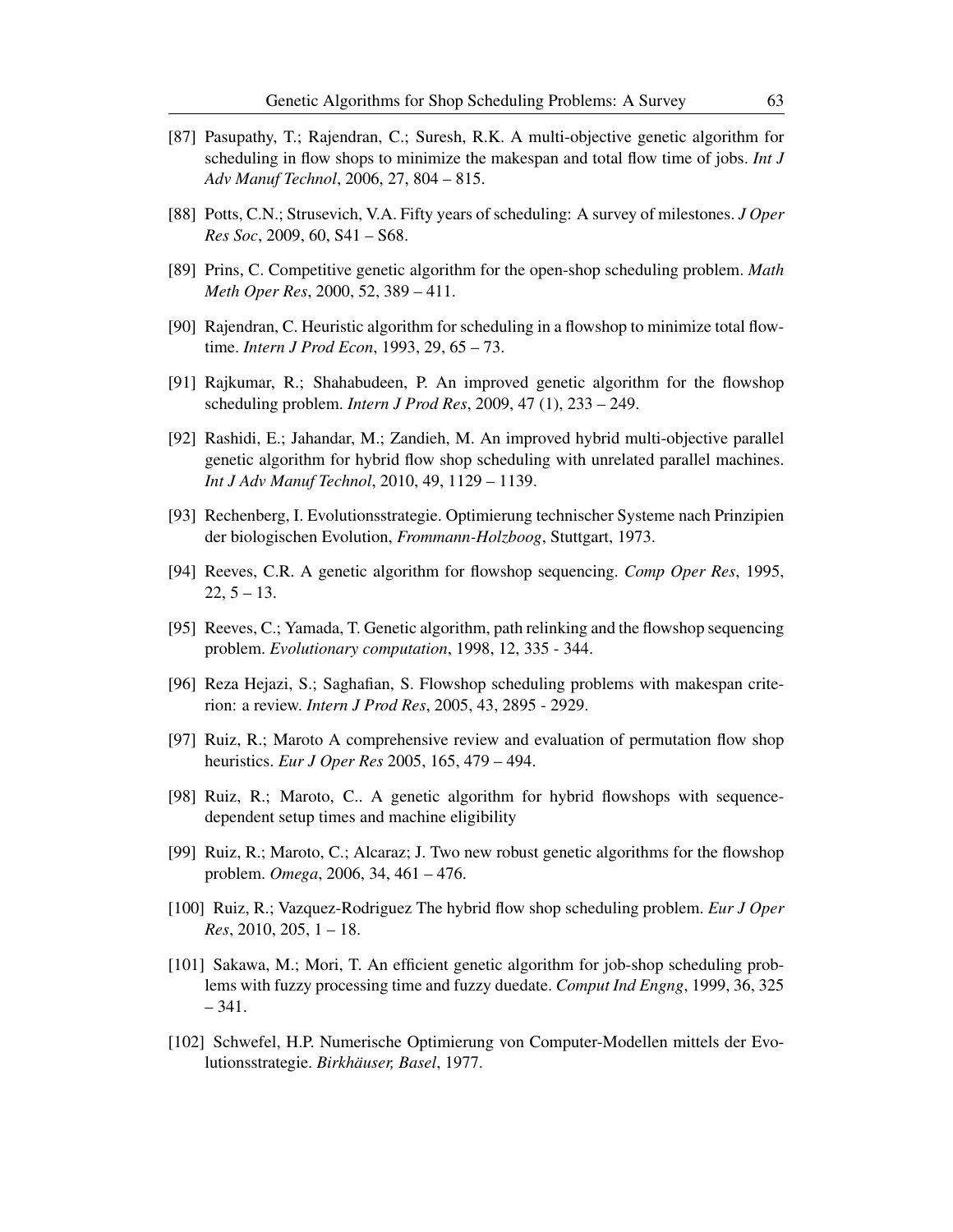[87] Pasupathy, T.; Rajendran, C.; Suresh, R.K. A multi-objective genetic algorithm for scheduling in flow shops to minimize the makespan and total flow time of jobs. *Int J Adv Manuf Technol*, 2006, 27, 804 – 815.

[88] Potts, C.N.; Strusevich, V.A. Fifty years of scheduling: A survey of milestones. *J Oper Res Soc*, 2009, 60, S41 – S68.

[89] Prins, C. Competitive genetic algorithm for the open-shop scheduling problem. *Math Meth Oper Res*, 2000, 52, 389 – 411.

[90] Rajendran, C. Heuristic algorithm for scheduling in a flowshop to minimize total flowtime. *Intern J Prod Econ*, 1993, 29, 65 – 73.

[91] Rajkumar, R.; Shahabudeen, P. An improved genetic algorithm for the flowshop scheduling problem. *Intern J Prod Res*, 2009, 47 (1), 233 – 249.

[92] Rashidi, E.; Jahandar, M.; Zandieh, M. An improved hybrid multi-objective parallel genetic algorithm for hybrid flow shop scheduling with unrelated parallel machines. *Int J Adv Manuf Technol*, 2010, 49, 1129 – 1139.

[93] Rechenberg, I. Evolutionsstrategie. Optimierung technischer Systeme nach Prinzipien der biologischen Evolution, *Frommann-Holzboog*, Stuttgart, 1973.

[94] Reeves, C.R. A genetic algorithm for flowshop sequencing. *Comp Oper Res*, 1995, 22, 5 – 13.

[95] Reeves, C.; Yamada, T. Genetic algorithm, path relinking and the flowshop sequencing problem. *Evolutionary computation*, 1998, 12, 335 - 344.

[96] Reza Hejazi, S.; Saghafian, S. Flowshop scheduling problems with makespan criterion: a review. *Intern J Prod Res*, 2005, 43, 2895 - 2929.

[97] Ruiz, R.; Maroto A comprehensive review and evaluation of permutation flow shop heuristics. *Eur J Oper Res* 2005, 165, 479 – 494.

[98] Ruiz, R.; Maroto, C.. A genetic algorithm for hybrid flowshops with sequence-dependent setup times and machine eligibility

[99] Ruiz, R.; Maroto, C.; Alcaraz; J. Two new robust genetic algorithms for the flowshop problem. *Omega*, 2006, 34, 461 – 476.

[100] Ruiz, R.; Vazquez-Rodriguez The hybrid flow shop scheduling problem. *Eur J Oper Res*, 2010, 205, 1 – 18.

[101] Sakawa, M.; Mori, T. An efficient genetic algorithm for job-shop scheduling problems with fuzzy processing time and fuzzy duedate. *Comput Ind Engng*, 1999, 36, 325 – 341.

[102] Schwefel, H.P. Numerische Optimierung von Computer-Modellen mittels der Evolutionsstrategie. *Birkhäuser, Basel*, 1977.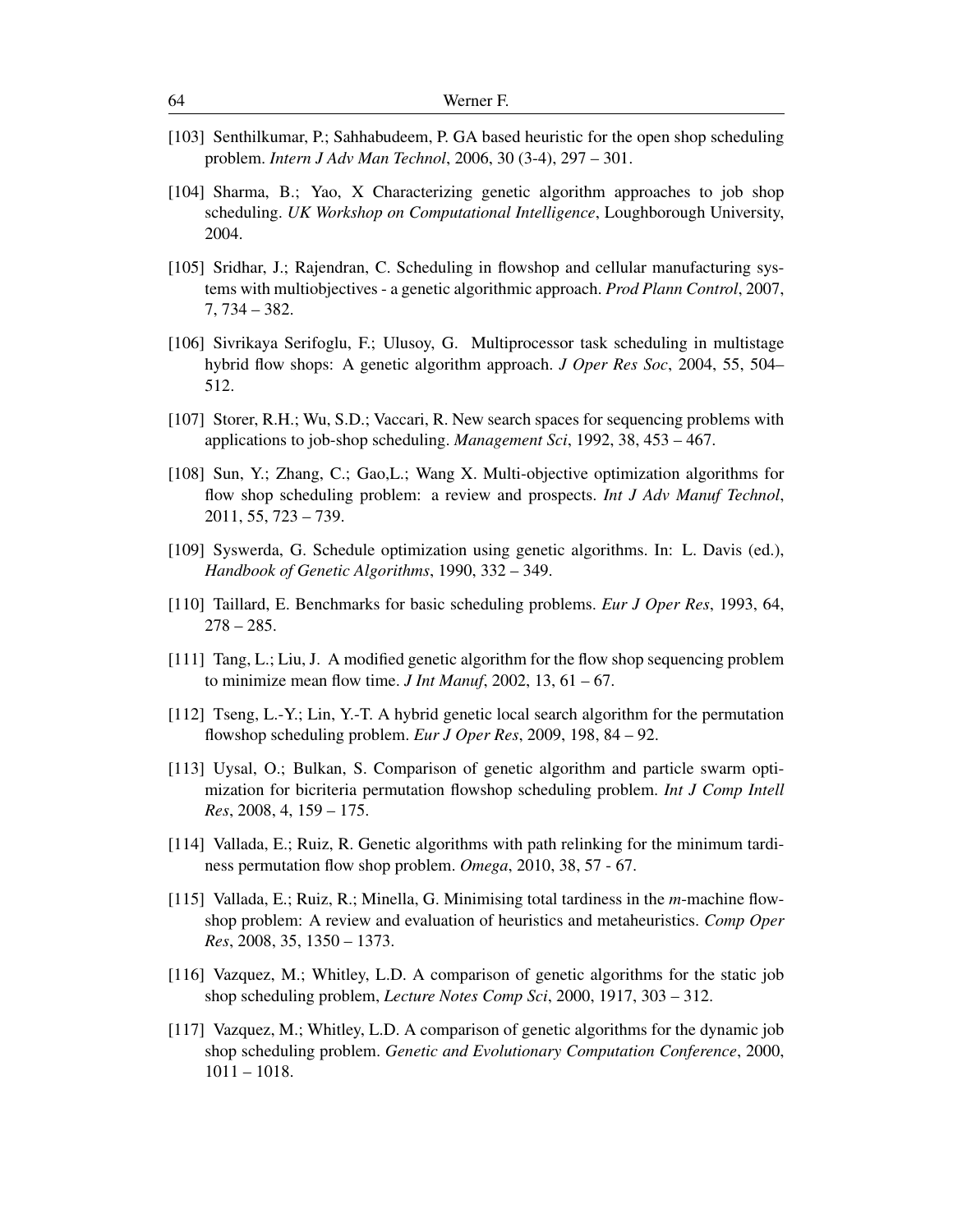[103] Senthilkumar, P.; Sahhabudeem, P. GA based heuristic for the open shop scheduling problem. *Intern J Adv Man Technol*, 2006, 30 (3-4), 297 – 301.

[104] Sharma, B.; Yao, X Characterizing genetic algorithm approaches to job shop scheduling. *UK Workshop on Computational Intelligence*, Loughborough University, 2004.

[105] Sridhar, J.; Rajendran, C. Scheduling in flowshop and cellular manufacturing systems with multiobjectives - a genetic algorithmic approach. *Prod Plann Control*, 2007, 7, 734 – 382.

[106] Sivrikaya Serifoglu, F.; Ulusoy, G. Multiprocessor task scheduling in multistage hybrid flow shops: A genetic algorithm approach. *J Oper Res Soc*, 2004, 55, 504–512.

[107] Storer, R.H.; Wu, S.D.; Vaccari, R. New search spaces for sequencing problems with applications to job-shop scheduling. *Management Sci*, 1992, 38, 453 – 467.

[108] Sun, Y.; Zhang, C.; Gao,L.; Wang X. Multi-objective optimization algorithms for flow shop scheduling problem: a review and prospects. *Int J Adv Manuf Technol*, 2011, 55, 723 – 739.

[109] Syswerda, G. Schedule optimization using genetic algorithms. In: L. Davis (ed.), *Handbook of Genetic Algorithms*, 1990, 332 – 349.

[110] Taillard, E. Benchmarks for basic scheduling problems. *Eur J Oper Res*, 1993, 64, 278 – 285.

[111] Tang, L.; Liu, J. A modified genetic algorithm for the flow shop sequencing problem to minimize mean flow time. *J Int Manuf*, 2002, 13, 61 – 67.

[112] Tseng, L.-Y.; Lin, Y.-T. A hybrid genetic local search algorithm for the permutation flowshop scheduling problem. *Eur J Oper Res*, 2009, 198, 84 – 92.

[113] Uysal, O.; Bulkan, S. Comparison of genetic algorithm and particle swarm optimization for bicriteria permutation flowshop scheduling problem. *Int J Comp Intell Res*, 2008, 4, 159 – 175.

[114] Vallada, E.; Ruiz, R. Genetic algorithms with path relinking for the minimum tardiness permutation flow shop problem. *Omega*, 2010, 38, 57 - 67.

[115] Vallada, E.; Ruiz, R.; Minella, G. Minimising total tardiness in the *m*-machine flowshop problem: A review and evaluation of heuristics and metaheuristics. *Comp Oper Res*, 2008, 35, 1350 – 1373.

[116] Vazquez, M.; Whitley, L.D. A comparison of genetic algorithms for the static job shop scheduling problem, *Lecture Notes Comp Sci*, 2000, 1917, 303 – 312.

[117] Vazquez, M.; Whitley, L.D. A comparison of genetic algorithms for the dynamic job shop scheduling problem. *Genetic and Evolutionary Computation Conference*, 2000, 1011 – 1018.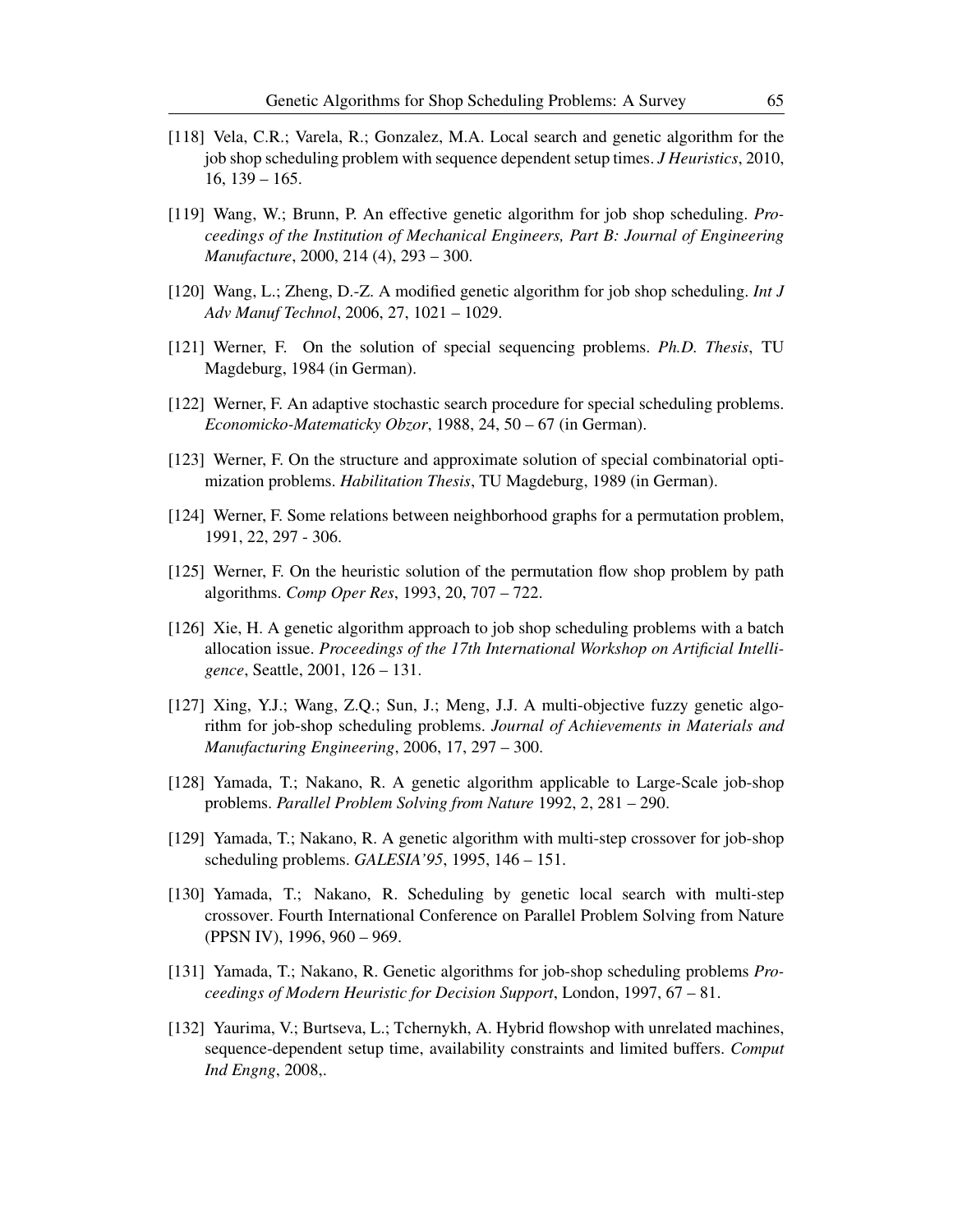[118] Vela, C.R.; Varela, R.; Gonzalez, M.A. Local search and genetic algorithm for the job shop scheduling problem with sequence dependent setup times. *J Heuristics*, 2010, 16, 139 – 165.

[119] Wang, W.; Brunn, P. An effective genetic algorithm for job shop scheduling. *Proceedings of the Institution of Mechanical Engineers, Part B: Journal of Engineering Manufacture*, 2000, 214 (4), 293 – 300.

[120] Wang, L.; Zheng, D.-Z. A modified genetic algorithm for job shop scheduling. *Int J Adv Manuf Technol*, 2006, 27, 1021 – 1029.

[121] Werner, F. On the solution of special sequencing problems. *Ph.D. Thesis*, TU Magdeburg, 1984 (in German).

[122] Werner, F. An adaptive stochastic search procedure for special scheduling problems. *Economicko-Matematicky Obzor*, 1988, 24, 50 – 67 (in German).

[123] Werner, F. On the structure and approximate solution of special combinatorial optimization problems. *Habilitation Thesis*, TU Magdeburg, 1989 (in German).

[124] Werner, F. Some relations between neighborhood graphs for a permutation problem, 1991, 22, 297 - 306.

[125] Werner, F. On the heuristic solution of the permutation flow shop problem by path algorithms. *Comp Oper Res*, 1993, 20, 707 – 722.

[126] Xie, H. A genetic algorithm approach to job shop scheduling problems with a batch allocation issue. *Proceedings of the 17th International Workshop on Artificial Intelligence*, Seattle, 2001, 126 – 131.

[127] Xing, Y.J.; Wang, Z.Q.; Sun, J.; Meng, J.J. A multi-objective fuzzy genetic algorithm for job-shop scheduling problems. *Journal of Achievements in Materials and Manufacturing Engineering*, 2006, 17, 297 – 300.

[128] Yamada, T.; Nakano, R. A genetic algorithm applicable to Large-Scale job-shop problems. *Parallel Problem Solving from Nature* 1992, 2, 281 – 290.

[129] Yamada, T.; Nakano, R. A genetic algorithm with multi-step crossover for job-shop scheduling problems. *GALESIA'95*, 1995, 146 – 151.

[130] Yamada, T.; Nakano, R. Scheduling by genetic local search with multi-step crossover. Fourth International Conference on Parallel Problem Solving from Nature (PPSN IV), 1996, 960 – 969.

[131] Yamada, T.; Nakano, R. Genetic algorithms for job-shop scheduling problems *Proceedings of Modern Heuristic for Decision Support*, London, 1997, 67 – 81.

[132] Yaurima, V.; Burtseva, L.; Tchernykh, A. Hybrid flowshop with unrelated machines, sequence-dependent setup time, availability constraints and limited buffers. *Comput Ind Engng*, 2008,.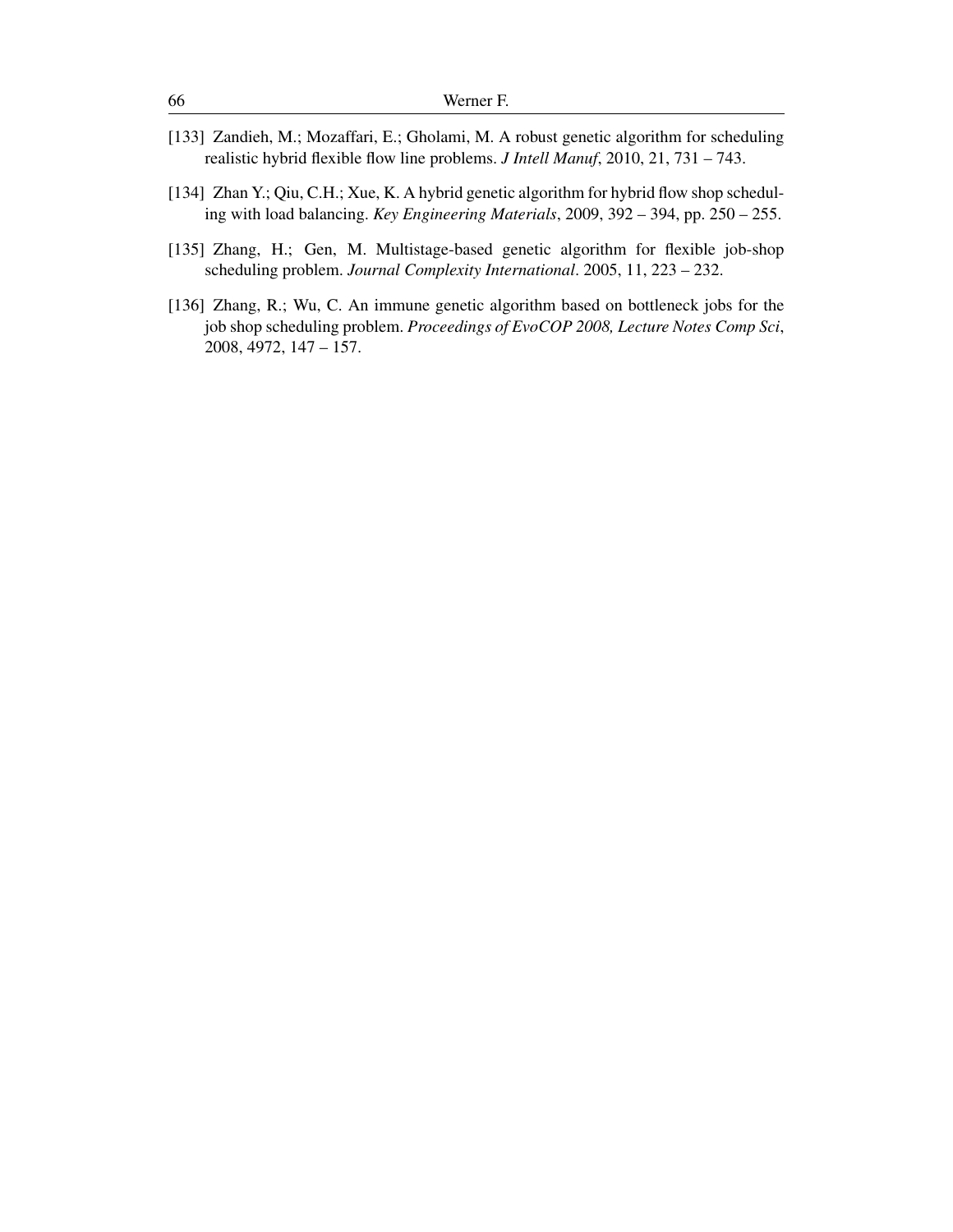[133] Zandieh, M.; Mozaffari, E.; Gholami, M. A robust genetic algorithm for scheduling realistic hybrid flexible flow line problems. *J Intell Manuf*, 2010, 21, 731 – 743.

[134] Zhan Y.; Qiu, C.H.; Xue, K. A hybrid genetic algorithm for hybrid flow shop scheduling with load balancing. *Key Engineering Materials*, 2009, 392 – 394, pp. 250 – 255.

[135] Zhang, H.; Gen, M. Multistage-based genetic algorithm for flexible job-shop scheduling problem. *Journal Complexity International*. 2005, 11, 223 – 232.

[136] Zhang, R.; Wu, C. An immune genetic algorithm based on bottleneck jobs for the job shop scheduling problem. *Proceedings of EvoCOP 2008, Lecture Notes Comp Sci*, 2008, 4972, 147 – 157.